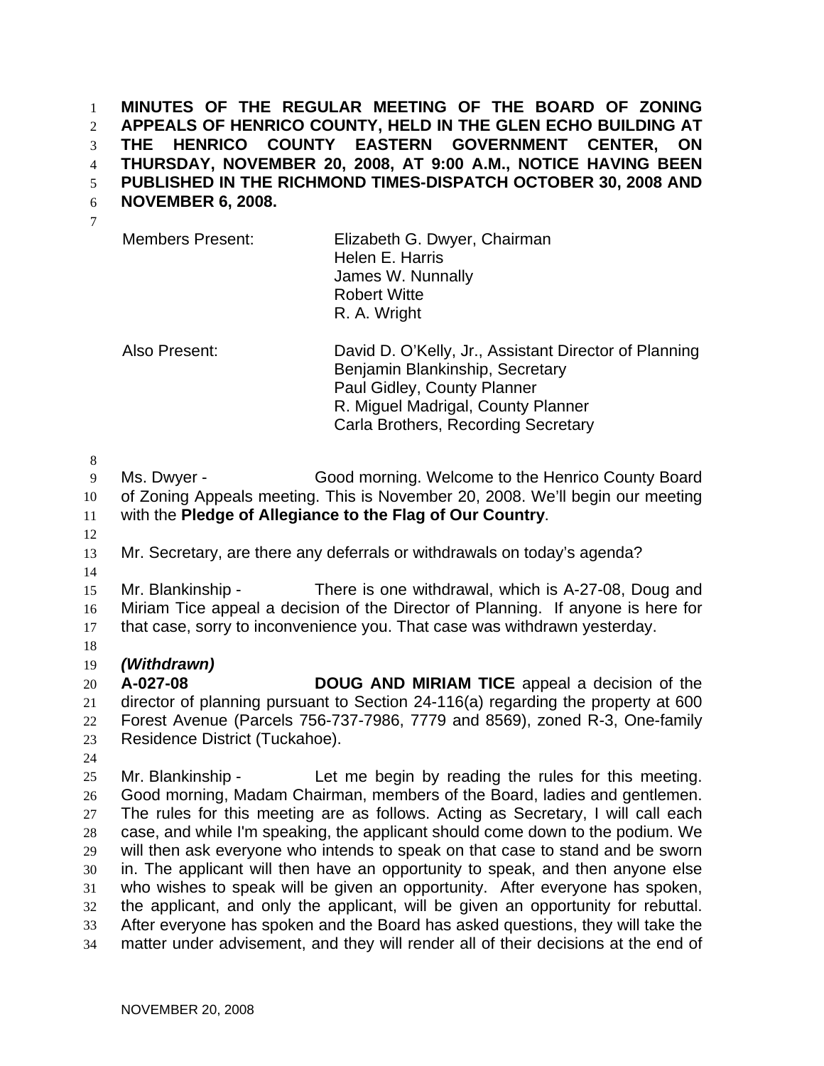**MINUTES OF THE REGULAR MEETING OF THE BOARD OF ZONING APPEALS OF HENRICO COUNTY, HELD IN THE GLEN ECHO BUILDING AT THE HENRICO COUNTY EASTERN GOVERNMENT CENTER, ON THURSDAY, NOVEMBER 20, 2008, AT 9:00 A.M., NOTICE HAVING BEEN PUBLISHED IN THE RICHMOND TIMES-DISPATCH OCTOBER 30, 2008 AND NOVEMBER 6, 2008.**

| | |
|---|---|
| Members Present: | Elizabeth G. Dwyer, Chairman<br>Helen E. Harris<br>James W. Nunnally<br>Robert Witte<br>R. A. Wright |
| Also Present: | David D. O'Kelly, Jr., Assistant Director of Planning<br>Benjamin Blankinship, Secretary<br>Paul Gidley, County Planner<br>R. Miguel Madrigal, County Planner<br>Carla Brothers, Recording Secretary |

Ms. Dwyer - Good morning. Welcome to the Henrico County Board of Zoning Appeals meeting. This is November 20, 2008. We'll begin our meeting with the **Pledge of Allegiance to the Flag of Our Country**.

Mr. Secretary, are there any deferrals or withdrawals on today's agenda?

Mr. Blankinship - There is one withdrawal, which is A-27-08, Doug and Miriam Tice appeal a decision of the Director of Planning. If anyone is here for that case, sorry to inconvenience you. That case was withdrawn yesterday.

***(Withdrawn)***

**A-027-08** **DOUG AND MIRIAM TICE** appeal a decision of the director of planning pursuant to Section 24-116(a) regarding the property at 600 Forest Avenue (Parcels 756-737-7986, 7779 and 8569), zoned R-3, One-family Residence District (Tuckahoe).

Mr. Blankinship - Let me begin by reading the rules for this meeting. Good morning, Madam Chairman, members of the Board, ladies and gentlemen. The rules for this meeting are as follows. Acting as Secretary, I will call each case, and while I'm speaking, the applicant should come down to the podium. We will then ask everyone who intends to speak on that case to stand and be sworn in. The applicant will then have an opportunity to speak, and then anyone else who wishes to speak will be given an opportunity. After everyone has spoken, the applicant, and only the applicant, will be given an opportunity for rebuttal. After everyone has spoken and the Board has asked questions, they will take the matter under advisement, and they will render all of their decisions at the end of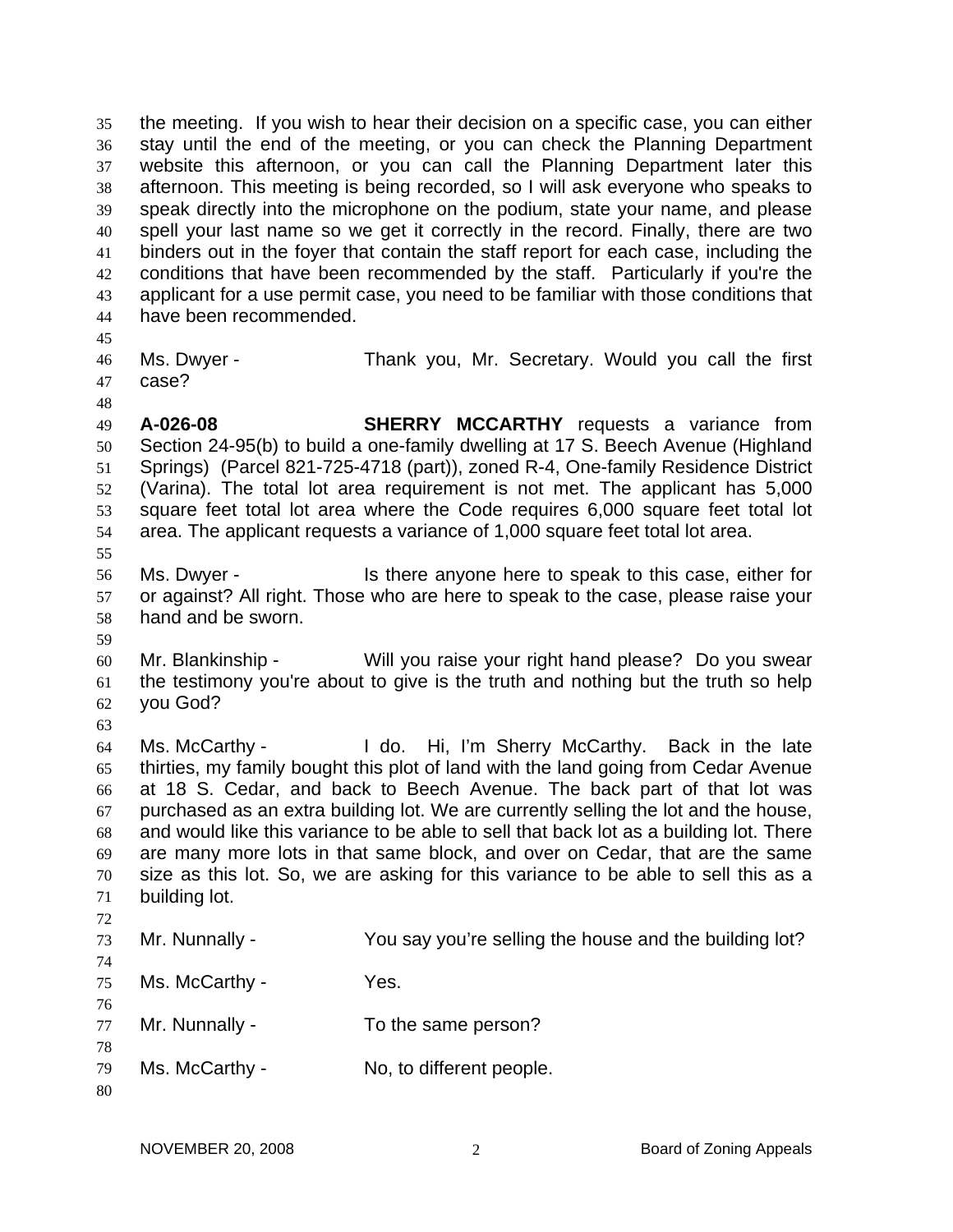the meeting. If you wish to hear their decision on a specific case, you can either stay until the end of the meeting, or you can check the Planning Department website this afternoon, or you can call the Planning Department later this afternoon. This meeting is being recorded, so I will ask everyone who speaks to speak directly into the microphone on the podium, state your name, and please spell your last name so we get it correctly in the record. Finally, there are two binders out in the foyer that contain the staff report for each case, including the conditions that have been recommended by the staff. Particularly if you're the applicant for a use permit case, you need to be familiar with those conditions that have been recommended.

Ms. Dwyer - Thank you, Mr. Secretary. Would you call the first case?

**A-026-08** **SHERRY MCCARTHY** requests a variance from Section 24-95(b) to build a one-family dwelling at 17 S. Beech Avenue (Highland Springs) (Parcel 821-725-4718 (part)), zoned R-4, One-family Residence District (Varina). The total lot area requirement is not met. The applicant has 5,000 square feet total lot area where the Code requires 6,000 square feet total lot area. The applicant requests a variance of 1,000 square feet total lot area.

Ms. Dwyer - Is there anyone here to speak to this case, either for or against? All right. Those who are here to speak to the case, please raise your hand and be sworn.

Mr. Blankinship - Will you raise your right hand please? Do you swear the testimony you're about to give is the truth and nothing but the truth so help you God?

Ms. McCarthy - I do. Hi, I'm Sherry McCarthy. Back in the late thirties, my family bought this plot of land with the land going from Cedar Avenue at 18 S. Cedar, and back to Beech Avenue. The back part of that lot was purchased as an extra building lot. We are currently selling the lot and the house, and would like this variance to be able to sell that back lot as a building lot. There are many more lots in that same block, and over on Cedar, that are the same size as this lot. So, we are asking for this variance to be able to sell this as a building lot.

Mr. Nunnally - You say you're selling the house and the building lot?

Ms. McCarthy - Yes.

Mr. Nunnally - To the same person?

Ms. McCarthy - No, to different people.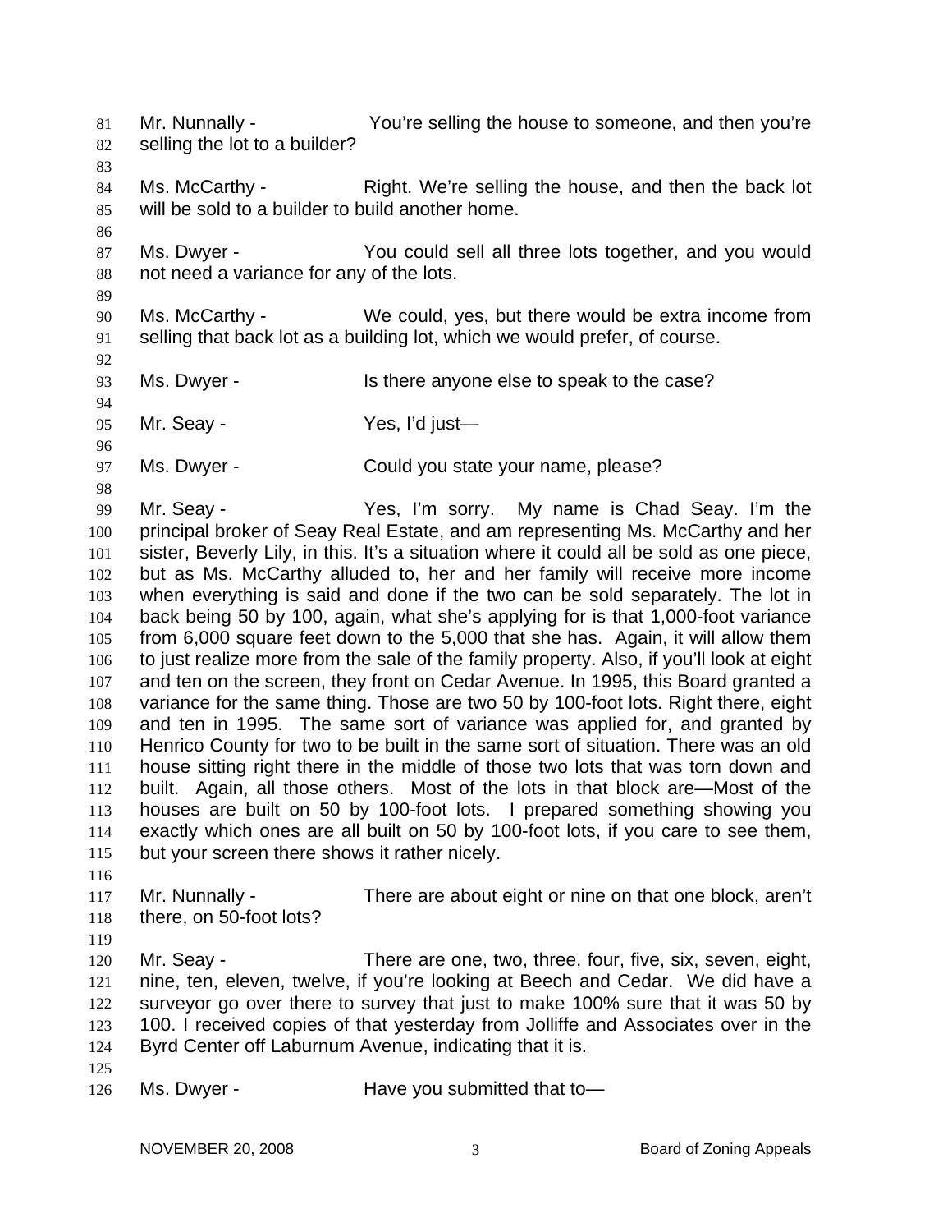Mr. Nunnally - You're selling the house to someone, and then you're selling the lot to a builder?

Ms. McCarthy - Right. We're selling the house, and then the back lot will be sold to a builder to build another home.

Ms. Dwyer - You could sell all three lots together, and you would not need a variance for any of the lots.

Ms. McCarthy - We could, yes, but there would be extra income from selling that back lot as a building lot, which we would prefer, of course.

Ms. Dwyer - Is there anyone else to speak to the case?

Mr. Seay - Yes, I'd just—

Ms. Dwyer - Could you state your name, please?

Mr. Seay - Yes, I'm sorry. My name is Chad Seay. I'm the principal broker of Seay Real Estate, and am representing Ms. McCarthy and her sister, Beverly Lily, in this. It's a situation where it could all be sold as one piece, but as Ms. McCarthy alluded to, her and her family will receive more income when everything is said and done if the two can be sold separately. The lot in back being 50 by 100, again, what she's applying for is that 1,000-foot variance from 6,000 square feet down to the 5,000 that she has. Again, it will allow them to just realize more from the sale of the family property. Also, if you'll look at eight and ten on the screen, they front on Cedar Avenue. In 1995, this Board granted a variance for the same thing. Those are two 50 by 100-foot lots. Right there, eight and ten in 1995. The same sort of variance was applied for, and granted by Henrico County for two to be built in the same sort of situation. There was an old house sitting right there in the middle of those two lots that was torn down and built. Again, all those others. Most of the lots in that block are—Most of the houses are built on 50 by 100-foot lots. I prepared something showing you exactly which ones are all built on 50 by 100-foot lots, if you care to see them, but your screen there shows it rather nicely.

Mr. Nunnally - There are about eight or nine on that one block, aren't there, on 50-foot lots?

Mr. Seay - There are one, two, three, four, five, six, seven, eight, nine, ten, eleven, twelve, if you're looking at Beech and Cedar. We did have a surveyor go over there to survey that just to make 100% sure that it was 50 by 100. I received copies of that yesterday from Jolliffe and Associates over in the Byrd Center off Laburnum Avenue, indicating that it is.

Ms. Dwyer - Have you submitted that to—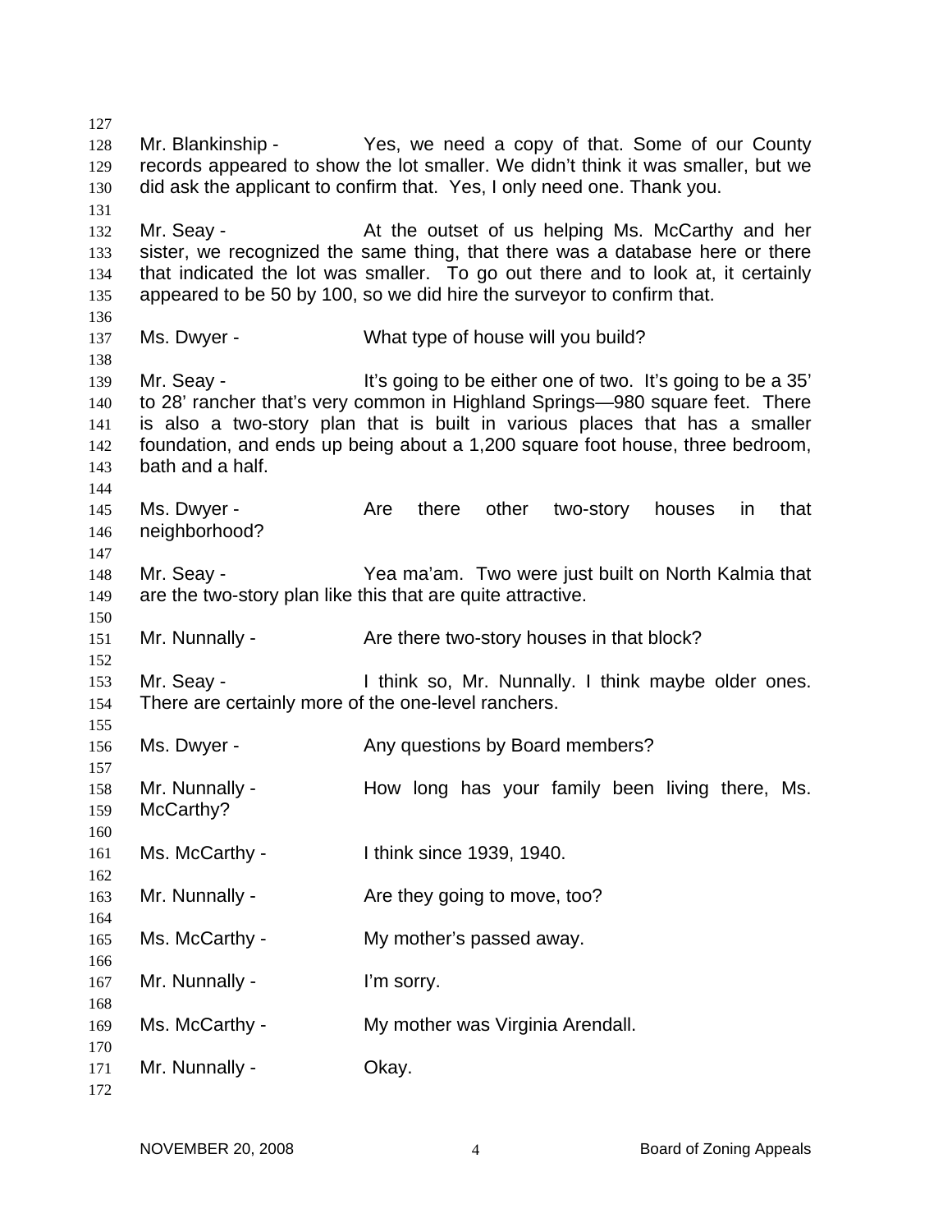Mr. Blankinship - Yes, we need a copy of that. Some of our County records appeared to show the lot smaller. We didn't think it was smaller, but we did ask the applicant to confirm that. Yes, I only need one. Thank you.

Mr. Seay - At the outset of us helping Ms. McCarthy and her sister, we recognized the same thing, that there was a database here or there that indicated the lot was smaller. To go out there and to look at, it certainly appeared to be 50 by 100, so we did hire the surveyor to confirm that.

Ms. Dwyer - What type of house will you build?

Mr. Seay - It's going to be either one of two. It's going to be a 35' to 28' rancher that's very common in Highland Springs—980 square feet. There is also a two-story plan that is built in various places that has a smaller foundation, and ends up being about a 1,200 square foot house, three bedroom, bath and a half.

Ms. Dwyer - Are there other two-story houses in that neighborhood?

Mr. Seay - Yea ma'am. Two were just built on North Kalmia that are the two-story plan like this that are quite attractive.

Mr. Nunnally - Are there two-story houses in that block?

Mr. Seay - I think so, Mr. Nunnally. I think maybe older ones. There are certainly more of the one-level ranchers.

Ms. Dwyer - Any questions by Board members?

Mr. Nunnally - How long has your family been living there, Ms. McCarthy?

Ms. McCarthy - I think since 1939, 1940.

Mr. Nunnally - Are they going to move, too?

Ms. McCarthy - My mother's passed away.

Mr. Nunnally - I'm sorry.

Ms. McCarthy - My mother was Virginia Arendall.

Mr. Nunnally - Okay.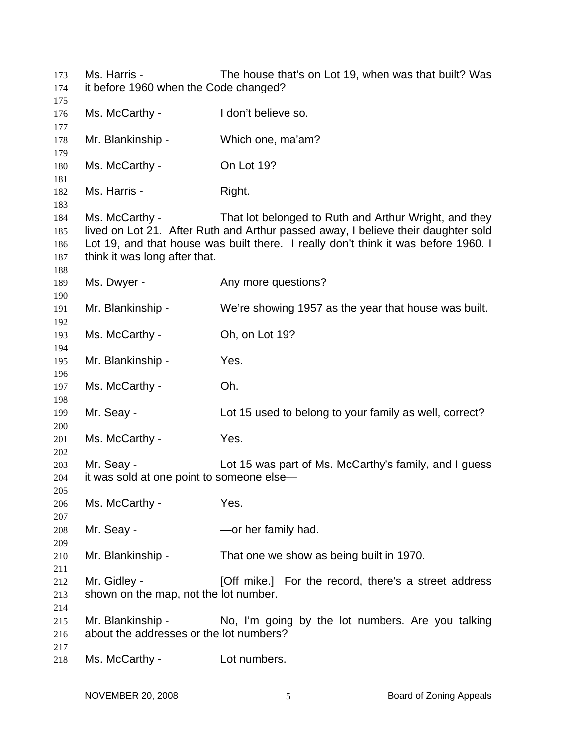Ms. Harris - The house that's on Lot 19, when was that built? Was it before 1960 when the Code changed?

Ms. McCarthy - I don't believe so.

Mr. Blankinship - Which one, ma'am?

Ms. McCarthy - On Lot 19?

Ms. Harris - Right.

Ms. McCarthy - That lot belonged to Ruth and Arthur Wright, and they lived on Lot 21. After Ruth and Arthur passed away, I believe their daughter sold Lot 19, and that house was built there. I really don't think it was before 1960. I think it was long after that.

Ms. Dwyer - Any more questions?

Mr. Blankinship - We're showing 1957 as the year that house was built.

Ms. McCarthy - Oh, on Lot 19?

Mr. Blankinship - Yes.

Ms. McCarthy - Oh.

Mr. Seay - Lot 15 used to belong to your family as well, correct?

Ms. McCarthy - Yes.

Mr. Seay - Lot 15 was part of Ms. McCarthy's family, and I guess it was sold at one point to someone else—

Ms. McCarthy - Yes.

Mr. Seay - —or her family had.

Mr. Blankinship - That one we show as being built in 1970.

Mr. Gidley - [Off mike.] For the record, there's a street address shown on the map, not the lot number.

Mr. Blankinship - No, I'm going by the lot numbers. Are you talking about the addresses or the lot numbers?

Ms. McCarthy - Lot numbers.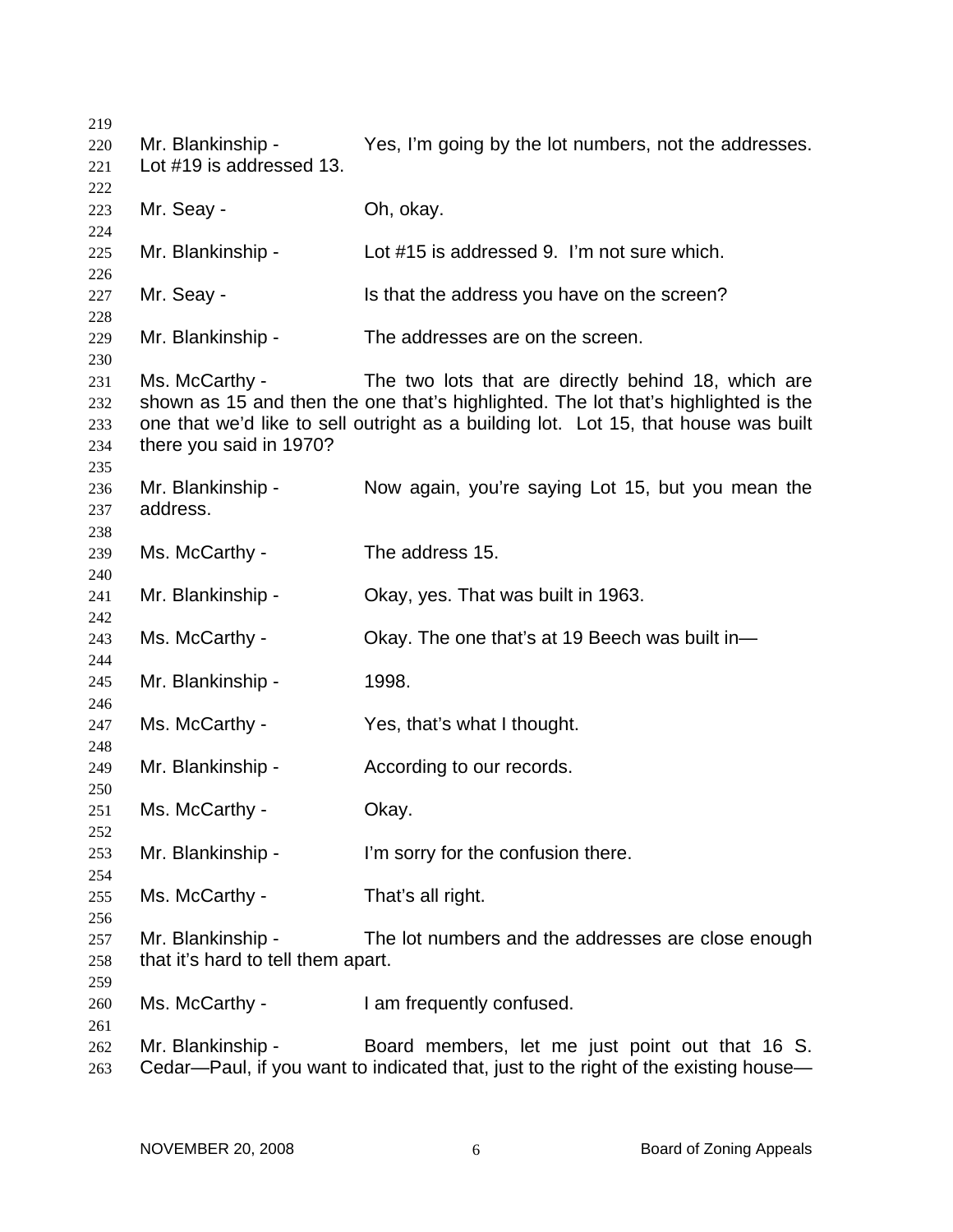Mr. Blankinship - Yes, I'm going by the lot numbers, not the addresses. Lot #19 is addressed 13.

Mr. Seay - Oh, okay.

Mr. Blankinship - Lot #15 is addressed 9. I'm not sure which.

Mr. Seay - Is that the address you have on the screen?

Mr. Blankinship - The addresses are on the screen.

Ms. McCarthy - The two lots that are directly behind 18, which are shown as 15 and then the one that's highlighted. The lot that's highlighted is the one that we'd like to sell outright as a building lot. Lot 15, that house was built there you said in 1970?

Mr. Blankinship - Now again, you're saying Lot 15, but you mean the address.

Ms. McCarthy - The address 15.

Mr. Blankinship - Okay, yes. That was built in 1963.

Ms. McCarthy - Okay. The one that's at 19 Beech was built in—

Mr. Blankinship - 1998.

Ms. McCarthy - Yes, that's what I thought.

Mr. Blankinship - According to our records.

Ms. McCarthy - Okay.

Mr. Blankinship - I'm sorry for the confusion there.

Ms. McCarthy - That's all right.

Mr. Blankinship - The lot numbers and the addresses are close enough that it's hard to tell them apart.

Ms. McCarthy - I am frequently confused.

Mr. Blankinship - Board members, let me just point out that 16 S. Cedar—Paul, if you want to indicated that, just to the right of the existing house—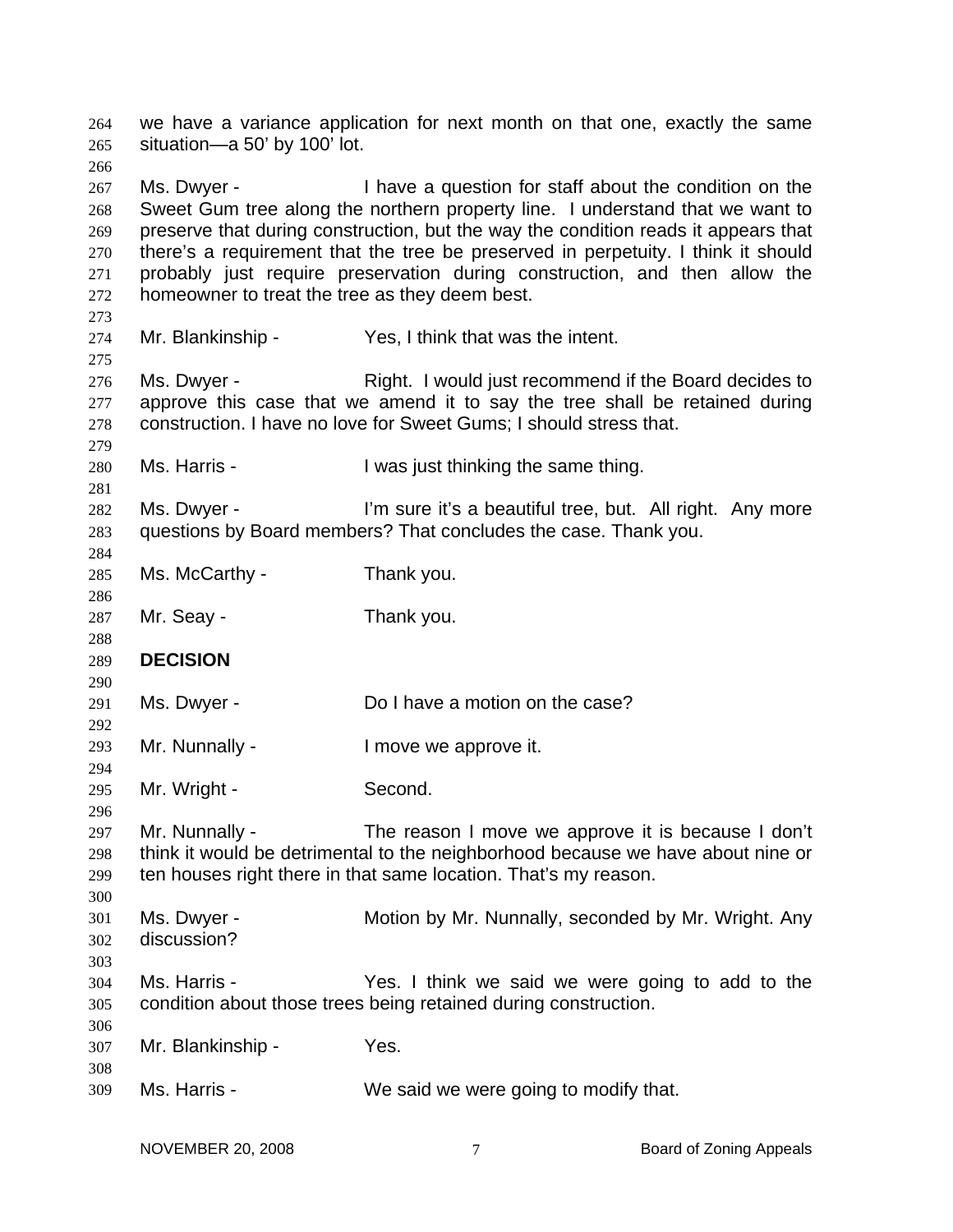we have a variance application for next month on that one, exactly the same situation—a 50' by 100' lot.

Ms. Dwyer - I have a question for staff about the condition on the Sweet Gum tree along the northern property line. I understand that we want to preserve that during construction, but the way the condition reads it appears that there's a requirement that the tree be preserved in perpetuity. I think it should probably just require preservation during construction, and then allow the homeowner to treat the tree as they deem best.

Mr. Blankinship - Yes, I think that was the intent.

Ms. Dwyer - Right. I would just recommend if the Board decides to approve this case that we amend it to say the tree shall be retained during construction. I have no love for Sweet Gums; I should stress that.

Ms. Harris - I was just thinking the same thing.

Ms. Dwyer - I'm sure it's a beautiful tree, but. All right. Any more questions by Board members? That concludes the case. Thank you.

Ms. McCarthy - Thank you.

Mr. Seay - Thank you.

**DECISION**

Ms. Dwyer - Do I have a motion on the case?

Mr. Nunnally - I move we approve it.

Mr. Wright - Second.

Mr. Nunnally - The reason I move we approve it is because I don't think it would be detrimental to the neighborhood because we have about nine or ten houses right there in that same location. That's my reason.

Ms. Dwyer - Motion by Mr. Nunnally, seconded by Mr. Wright. Any discussion?

Ms. Harris - Yes. I think we said we were going to add to the condition about those trees being retained during construction.

Mr. Blankinship - Yes.

Ms. Harris - We said we were going to modify that.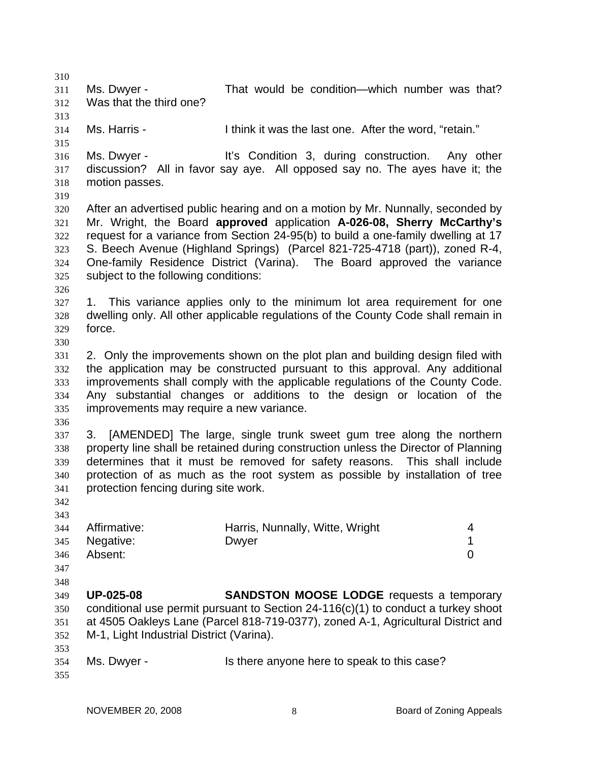Ms. Dwyer - That would be condition—which number was that? Was that the third one?

Ms. Harris - I think it was the last one. After the word, "retain."

Ms. Dwyer - It's Condition 3, during construction. Any other discussion? All in favor say aye. All opposed say no. The ayes have it; the motion passes.

After an advertised public hearing and on a motion by Mr. Nunnally, seconded by Mr. Wright, the Board **approved** application **A-026-08, Sherry McCarthy's** request for a variance from Section 24-95(b) to build a one-family dwelling at 17 S. Beech Avenue (Highland Springs) (Parcel 821-725-4718 (part)), zoned R-4, One-family Residence District (Varina). The Board approved the variance subject to the following conditions:

1. This variance applies only to the minimum lot area requirement for one dwelling only. All other applicable regulations of the County Code shall remain in force.

2. Only the improvements shown on the plot plan and building design filed with the application may be constructed pursuant to this approval. Any additional improvements shall comply with the applicable regulations of the County Code. Any substantial changes or additions to the design or location of the improvements may require a new variance.

3. [AMENDED] The large, single trunk sweet gum tree along the northern property line shall be retained during construction unless the Director of Planning determines that it must be removed for safety reasons. This shall include protection of as much as the root system as possible by installation of tree protection fencing during site work.

| | | |
|---|---|---|
| Affirmative: | Harris, Nunnally, Witte, Wright | 4 |
| Negative: | Dwyer | 1 |
| Absent: | | 0 |

**UP-025-08** **SANDSTON MOOSE LODGE** requests a temporary conditional use permit pursuant to Section 24-116(c)(1) to conduct a turkey shoot at 4505 Oakleys Lane (Parcel 818-719-0377), zoned A-1, Agricultural District and M-1, Light Industrial District (Varina).

Ms. Dwyer - Is there anyone here to speak to this case?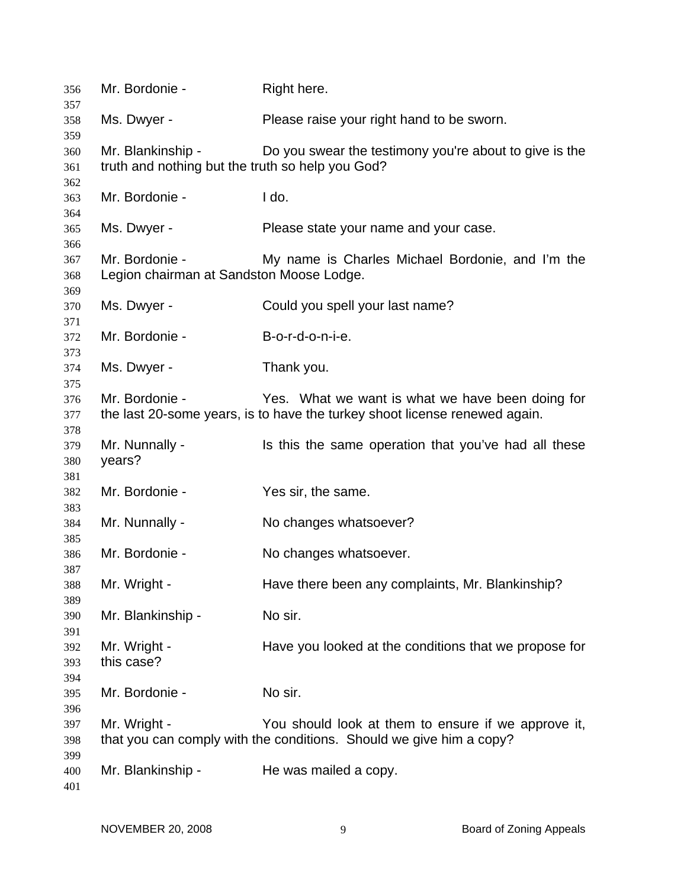Mr. Bordonie - Right here.

Ms. Dwyer - Please raise your right hand to be sworn.

Mr. Blankinship - Do you swear the testimony you're about to give is the truth and nothing but the truth so help you God?

Mr. Bordonie - I do.

Ms. Dwyer - Please state your name and your case.

Mr. Bordonie - My name is Charles Michael Bordonie, and I'm the Legion chairman at Sandston Moose Lodge.

Ms. Dwyer - Could you spell your last name?

Mr. Bordonie - B-o-r-d-o-n-i-e.

Ms. Dwyer - Thank you.

Mr. Bordonie - Yes. What we want is what we have been doing for the last 20-some years, is to have the turkey shoot license renewed again.

Mr. Nunnally - Is this the same operation that you've had all these years?

Mr. Bordonie - Yes sir, the same.

Mr. Nunnally - No changes whatsoever?

Mr. Bordonie - No changes whatsoever.

Mr. Wright - Have there been any complaints, Mr. Blankinship?

Mr. Blankinship - No sir.

Mr. Wright - Have you looked at the conditions that we propose for this case?

Mr. Bordonie - No sir.

Mr. Wright - You should look at them to ensure if we approve it, that you can comply with the conditions. Should we give him a copy?

Mr. Blankinship - He was mailed a copy.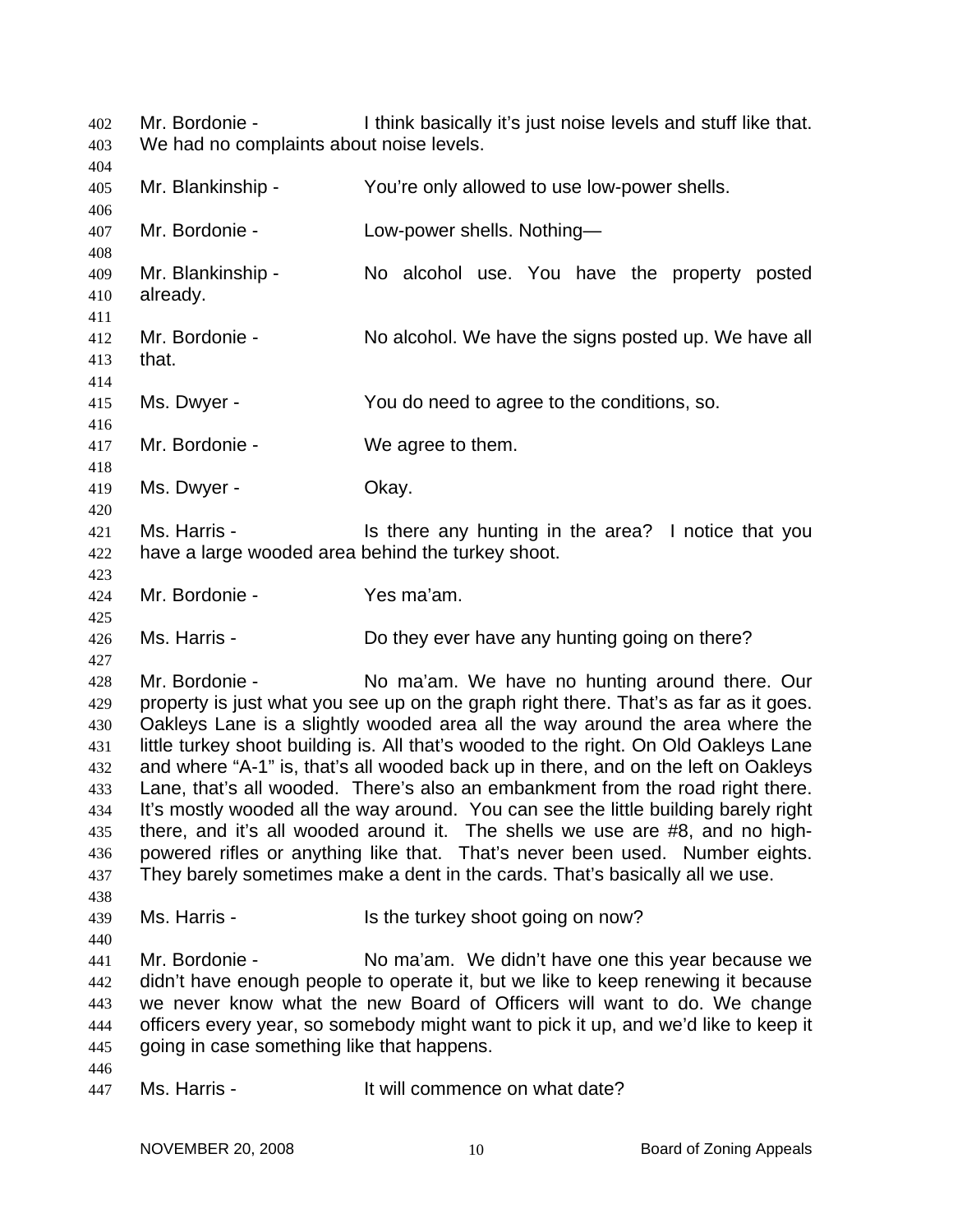Mr. Bordonie - I think basically it's just noise levels and stuff like that. We had no complaints about noise levels.

Mr. Blankinship - You're only allowed to use low-power shells.

Mr. Bordonie - Low-power shells. Nothing—

Mr. Blankinship - No alcohol use. You have the property posted already.

Mr. Bordonie - No alcohol. We have the signs posted up. We have all that.

Ms. Dwyer - You do need to agree to the conditions, so.

Mr. Bordonie - We agree to them.

Ms. Dwyer - Okay.

Ms. Harris - Is there any hunting in the area? I notice that you have a large wooded area behind the turkey shoot.

Mr. Bordonie - Yes ma'am.

Ms. Harris - Do they ever have any hunting going on there?

Mr. Bordonie - No ma'am. We have no hunting around there. Our property is just what you see up on the graph right there. That's as far as it goes. Oakleys Lane is a slightly wooded area all the way around the area where the little turkey shoot building is. All that's wooded to the right. On Old Oakleys Lane and where "A-1" is, that's all wooded back up in there, and on the left on Oakleys Lane, that's all wooded. There's also an embankment from the road right there. It's mostly wooded all the way around. You can see the little building barely right there, and it's all wooded around it. The shells we use are #8, and no high-powered rifles or anything like that. That's never been used. Number eights. They barely sometimes make a dent in the cards. That's basically all we use.

Ms. Harris - Is the turkey shoot going on now?

Mr. Bordonie - No ma'am. We didn't have one this year because we didn't have enough people to operate it, but we like to keep renewing it because we never know what the new Board of Officers will want to do. We change officers every year, so somebody might want to pick it up, and we'd like to keep it going in case something like that happens.

Ms. Harris - It will commence on what date?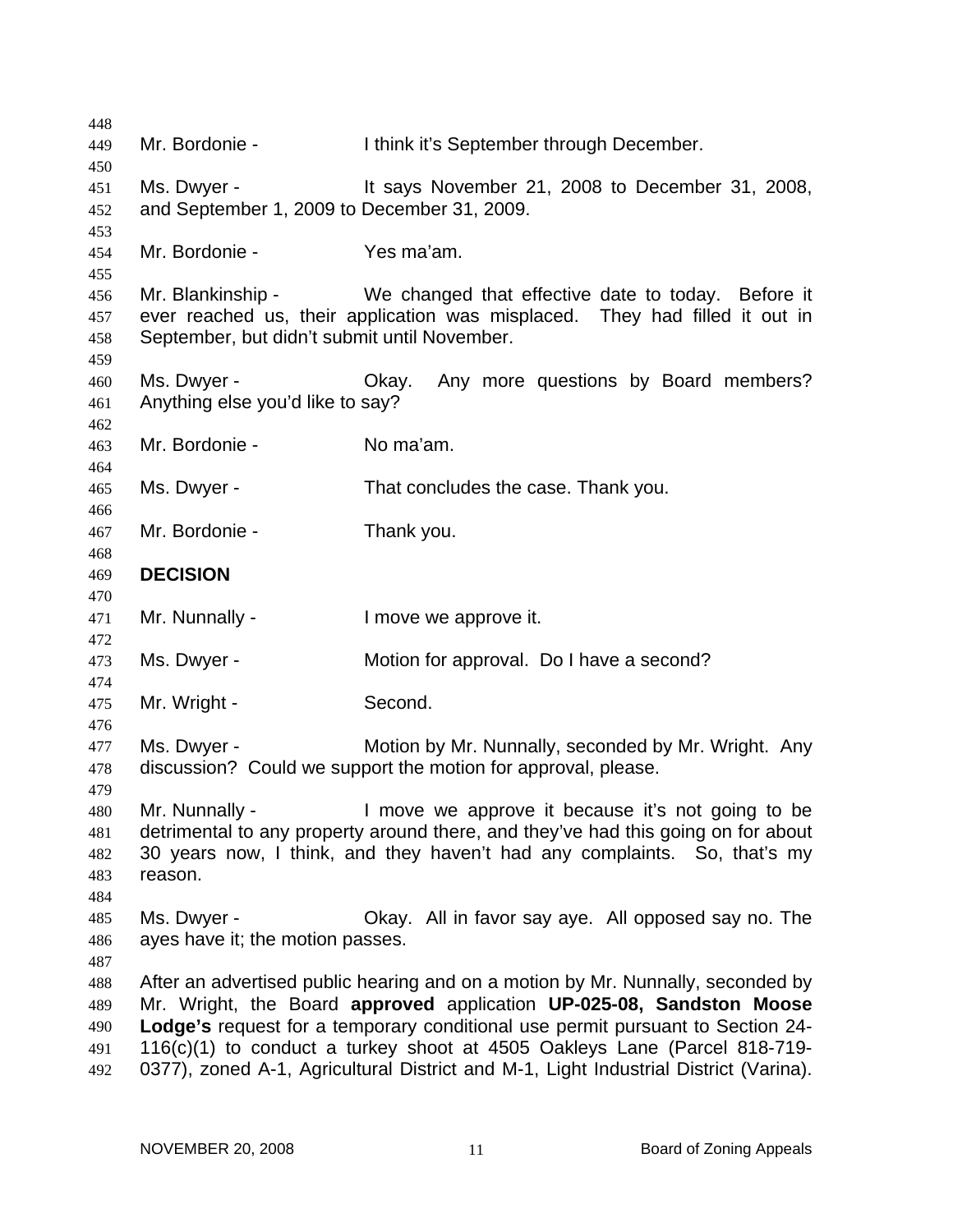Mr. Bordonie - I think it's September through December.

Ms. Dwyer - It says November 21, 2008 to December 31, 2008, and September 1, 2009 to December 31, 2009.

Mr. Bordonie - Yes ma'am.

Mr. Blankinship - We changed that effective date to today. Before it ever reached us, their application was misplaced. They had filled it out in September, but didn't submit until November.

Ms. Dwyer - Okay. Any more questions by Board members? Anything else you'd like to say?

Mr. Bordonie - No ma'am.

Ms. Dwyer - That concludes the case. Thank you.

Mr. Bordonie - Thank you.

**DECISION**

Mr. Nunnally - I move we approve it.

Ms. Dwyer - Motion for approval. Do I have a second?

Mr. Wright - Second.

Ms. Dwyer - Motion by Mr. Nunnally, seconded by Mr. Wright. Any discussion? Could we support the motion for approval, please.

Mr. Nunnally - I move we approve it because it's not going to be detrimental to any property around there, and they've had this going on for about 30 years now, I think, and they haven't had any complaints. So, that's my reason.

Ms. Dwyer - Okay. All in favor say aye. All opposed say no. The ayes have it; the motion passes.

After an advertised public hearing and on a motion by Mr. Nunnally, seconded by Mr. Wright, the Board **approved** application **UP-025-08, Sandston Moose Lodge's** request for a temporary conditional use permit pursuant to Section 24-116(c)(1) to conduct a turkey shoot at 4505 Oakleys Lane (Parcel 818-719-0377), zoned A-1, Agricultural District and M-1, Light Industrial District (Varina).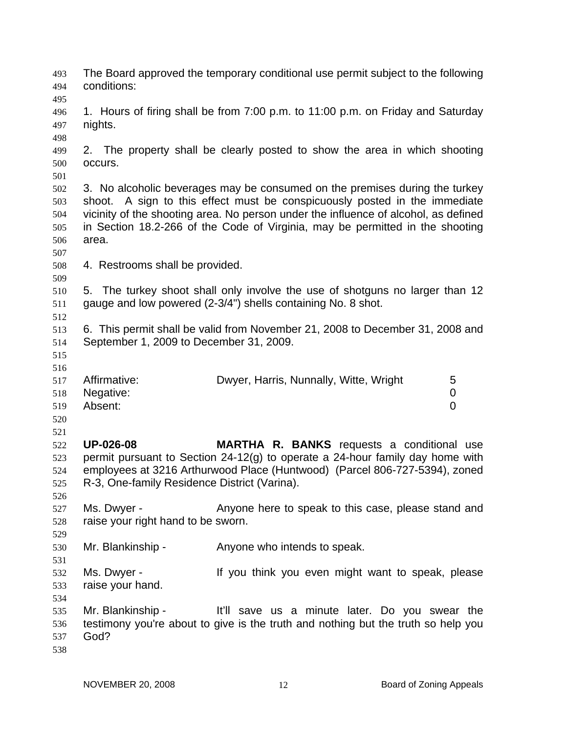The Board approved the temporary conditional use permit subject to the following conditions:

1. Hours of firing shall be from 7:00 p.m. to 11:00 p.m. on Friday and Saturday nights.

2. The property shall be clearly posted to show the area in which shooting occurs.

3. No alcoholic beverages may be consumed on the premises during the turkey shoot. A sign to this effect must be conspicuously posted in the immediate vicinity of the shooting area. No person under the influence of alcohol, as defined in Section 18.2-266 of the Code of Virginia, may be permitted in the shooting area.

4. Restrooms shall be provided.

5. The turkey shoot shall only involve the use of shotguns no larger than 12 gauge and low powered (2-3/4") shells containing No. 8 shot.

6. This permit shall be valid from November 21, 2008 to December 31, 2008 and September 1, 2009 to December 31, 2009.

| | | |
|---|---|---|
| Affirmative: | Dwyer, Harris, Nunnally, Witte, Wright | 5 |
| Negative: | | 0 |
| Absent: | | 0 |

**UP-026-08** **MARTHA R. BANKS** requests a conditional use permit pursuant to Section 24-12(g) to operate a 24-hour family day home with employees at 3216 Arthurwood Place (Huntwood) (Parcel 806-727-5394), zoned R-3, One-family Residence District (Varina).

Ms. Dwyer - Anyone here to speak to this case, please stand and raise your right hand to be sworn.

Mr. Blankinship - Anyone who intends to speak.

Ms. Dwyer - If you think you even might want to speak, please raise your hand.

Mr. Blankinship - It'll save us a minute later. Do you swear the testimony you're about to give is the truth and nothing but the truth so help you God?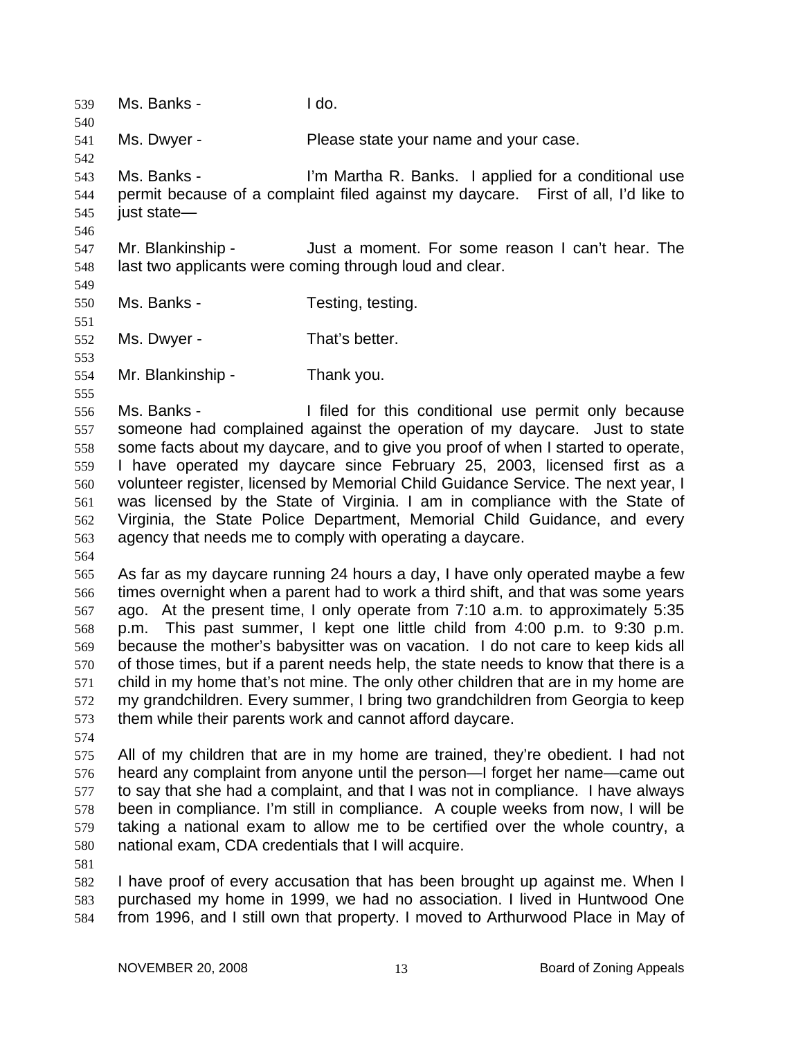Ms. Banks - I do.

Ms. Dwyer - Please state your name and your case.

Ms. Banks - I'm Martha R. Banks. I applied for a conditional use permit because of a complaint filed against my daycare. First of all, I'd like to just state—

Mr. Blankinship - Just a moment. For some reason I can't hear. The last two applicants were coming through loud and clear.

Ms. Banks - Testing, testing.

Ms. Dwyer - That's better.

Mr. Blankinship - Thank you.

Ms. Banks - I filed for this conditional use permit only because someone had complained against the operation of my daycare. Just to state some facts about my daycare, and to give you proof of when I started to operate, I have operated my daycare since February 25, 2003, licensed first as a volunteer register, licensed by Memorial Child Guidance Service. The next year, I was licensed by the State of Virginia. I am in compliance with the State of Virginia, the State Police Department, Memorial Child Guidance, and every agency that needs me to comply with operating a daycare.

As far as my daycare running 24 hours a day, I have only operated maybe a few times overnight when a parent had to work a third shift, and that was some years ago. At the present time, I only operate from 7:10 a.m. to approximately 5:35 p.m. This past summer, I kept one little child from 4:00 p.m. to 9:30 p.m. because the mother's babysitter was on vacation. I do not care to keep kids all of those times, but if a parent needs help, the state needs to know that there is a child in my home that's not mine. The only other children that are in my home are my grandchildren. Every summer, I bring two grandchildren from Georgia to keep them while their parents work and cannot afford daycare.

All of my children that are in my home are trained, they're obedient. I had not heard any complaint from anyone until the person—I forget her name—came out to say that she had a complaint, and that I was not in compliance. I have always been in compliance. I'm still in compliance. A couple weeks from now, I will be taking a national exam to allow me to be certified over the whole country, a national exam, CDA credentials that I will acquire.

I have proof of every accusation that has been brought up against me. When I purchased my home in 1999, we had no association. I lived in Huntwood One from 1996, and I still own that property. I moved to Arthurwood Place in May of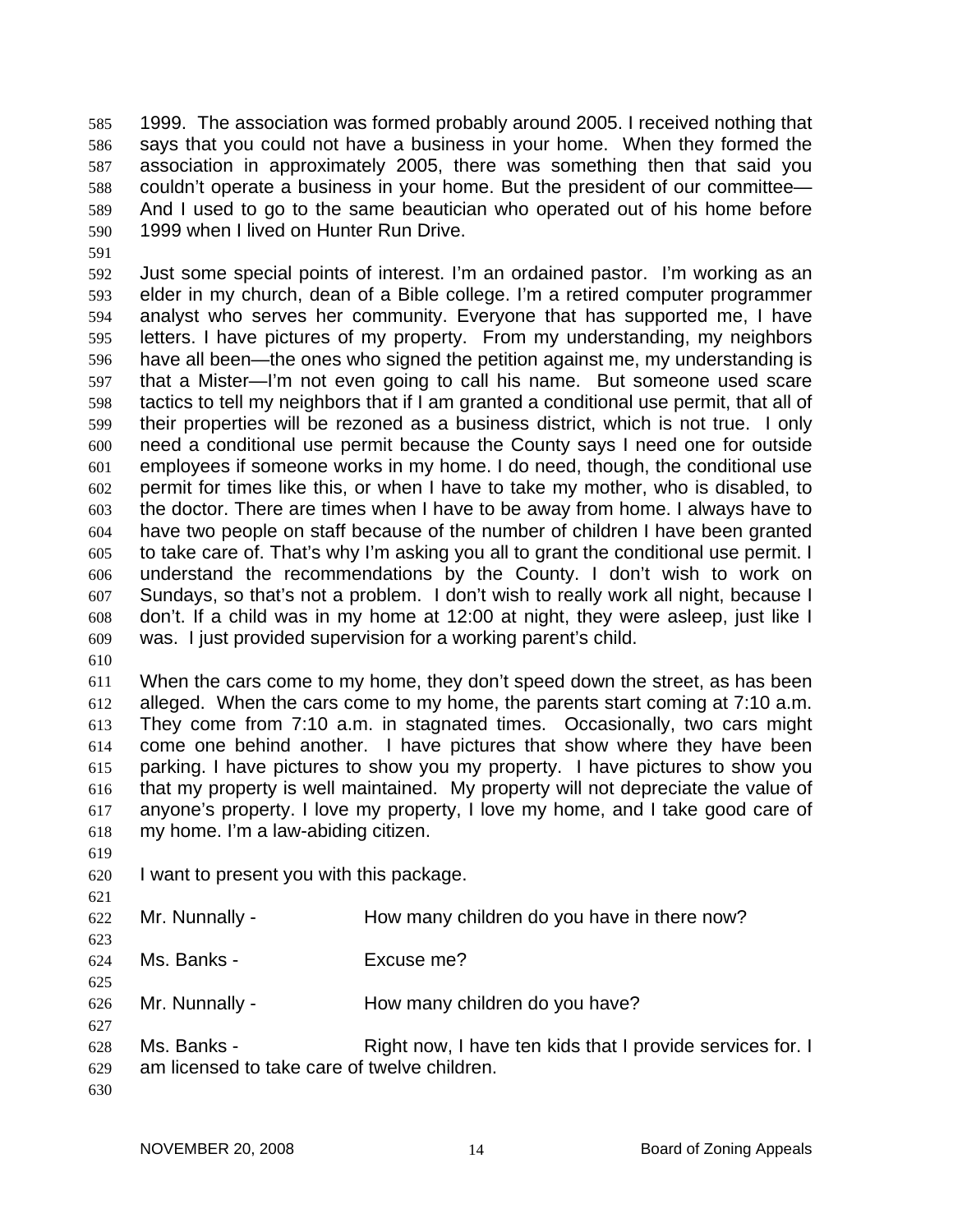1999. The association was formed probably around 2005. I received nothing that says that you could not have a business in your home. When they formed the association in approximately 2005, there was something then that said you couldn't operate a business in your home. But the president of our committee— And I used to go to the same beautician who operated out of his home before 1999 when I lived on Hunter Run Drive.

Just some special points of interest. I'm an ordained pastor. I'm working as an elder in my church, dean of a Bible college. I'm a retired computer programmer analyst who serves her community. Everyone that has supported me, I have letters. I have pictures of my property. From my understanding, my neighbors have all been—the ones who signed the petition against me, my understanding is that a Mister—I'm not even going to call his name. But someone used scare tactics to tell my neighbors that if I am granted a conditional use permit, that all of their properties will be rezoned as a business district, which is not true. I only need a conditional use permit because the County says I need one for outside employees if someone works in my home. I do need, though, the conditional use permit for times like this, or when I have to take my mother, who is disabled, to the doctor. There are times when I have to be away from home. I always have to have two people on staff because of the number of children I have been granted to take care of. That's why I'm asking you all to grant the conditional use permit. I understand the recommendations by the County. I don't wish to work on Sundays, so that's not a problem. I don't wish to really work all night, because I don't. If a child was in my home at 12:00 at night, they were asleep, just like I was. I just provided supervision for a working parent's child.

When the cars come to my home, they don't speed down the street, as has been alleged. When the cars come to my home, the parents start coming at 7:10 a.m. They come from 7:10 a.m. in stagnated times. Occasionally, two cars might come one behind another. I have pictures that show where they have been parking. I have pictures to show you my property. I have pictures to show you that my property is well maintained. My property will not depreciate the value of anyone's property. I love my property, I love my home, and I take good care of my home. I'm a law-abiding citizen.

I want to present you with this package.

Mr. Nunnally - How many children do you have in there now?

Ms. Banks - Excuse me?

Mr. Nunnally - How many children do you have?

Ms. Banks - Right now, I have ten kids that I provide services for. I am licensed to take care of twelve children.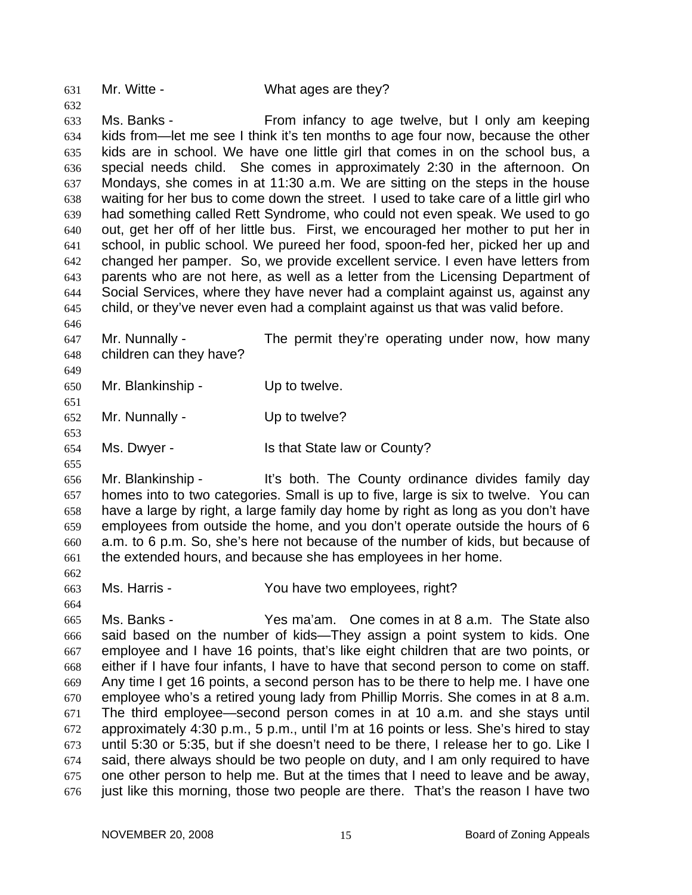631 Mr. Witte - What ages are they?

632

633 Ms. Banks - From infancy to age twelve, but I only am keeping
634 kids from—let me see I think it's ten months to age four now, because the other
635 kids are in school. We have one little girl that comes in on the school bus, a
636 special needs child. She comes in approximately 2:30 in the afternoon. On
637 Mondays, she comes in at 11:30 a.m. We are sitting on the steps in the house
638 waiting for her bus to come down the street. I used to take care of a little girl who
639 had something called Rett Syndrome, who could not even speak. We used to go
640 out, get her off of her little bus. First, we encouraged her mother to put her in
641 school, in public school. We pureed her food, spoon-fed her, picked her up and
642 changed her pamper. So, we provide excellent service. I even have letters from
643 parents who are not here, as well as a letter from the Licensing Department of
644 Social Services, where they have never had a complaint against us, against any
645 child, or they've never even had a complaint against us that was valid before.

646

647 Mr. Nunnally - The permit they're operating under now, how many
648 children can they have?

649

650 Mr. Blankinship - Up to twelve.

651

652 Mr. Nunnally - Up to twelve?

653

654 Ms. Dwyer - Is that State law or County?

655

656 Mr. Blankinship - It's both. The County ordinance divides family day
657 homes into to two categories. Small is up to five, large is six to twelve. You can
658 have a large by right, a large family day home by right as long as you don't have
659 employees from outside the home, and you don't operate outside the hours of 6
660 a.m. to 6 p.m. So, she's here not because of the number of kids, but because of
661 the extended hours, and because she has employees in her home.

662

663 Ms. Harris - You have two employees, right?

664

665 Ms. Banks - Yes ma'am. One comes in at 8 a.m. The State also
666 said based on the number of kids—They assign a point system to kids. One
667 employee and I have 16 points, that's like eight children that are two points, or
668 either if I have four infants, I have to have that second person to come on staff.
669 Any time I get 16 points, a second person has to be there to help me. I have one
670 employee who's a retired young lady from Phillip Morris. She comes in at 8 a.m.
671 The third employee—second person comes in at 10 a.m. and she stays until
672 approximately 4:30 p.m., 5 p.m., until I'm at 16 points or less. She's hired to stay
673 until 5:30 or 5:35, but if she doesn't need to be there, I release her to go. Like I
674 said, there always should be two people on duty, and I am only required to have
675 one other person to help me. But at the times that I need to leave and be away,
676 just like this morning, those two people are there. That's the reason I have two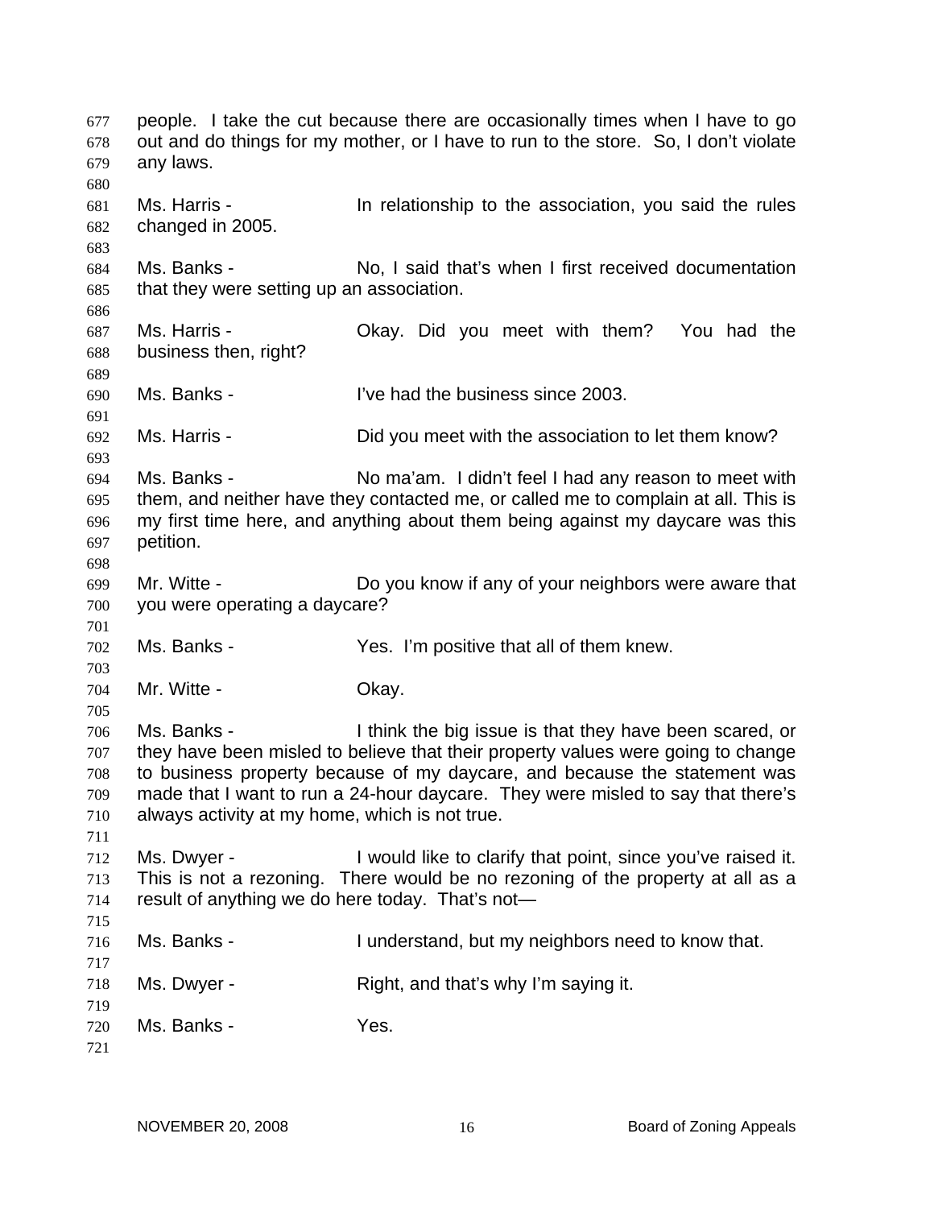people. I take the cut because there are occasionally times when I have to go out and do things for my mother, or I have to run to the store. So, I don't violate any laws.

Ms. Harris - In relationship to the association, you said the rules changed in 2005.

Ms. Banks - No, I said that's when I first received documentation that they were setting up an association.

Ms. Harris - Okay. Did you meet with them? You had the business then, right?

Ms. Banks - I've had the business since 2003.

Ms. Harris - Did you meet with the association to let them know?

Ms. Banks - No ma'am. I didn't feel I had any reason to meet with them, and neither have they contacted me, or called me to complain at all. This is my first time here, and anything about them being against my daycare was this petition.

Mr. Witte - Do you know if any of your neighbors were aware that you were operating a daycare?

Ms. Banks - Yes. I'm positive that all of them knew.

Mr. Witte - Okay.

Ms. Banks - I think the big issue is that they have been scared, or they have been misled to believe that their property values were going to change to business property because of my daycare, and because the statement was made that I want to run a 24-hour daycare. They were misled to say that there's always activity at my home, which is not true.

Ms. Dwyer - I would like to clarify that point, since you've raised it. This is not a rezoning. There would be no rezoning of the property at all as a result of anything we do here today. That's not—

Ms. Banks - I understand, but my neighbors need to know that.

Ms. Dwyer - Right, and that's why I'm saying it.

Ms. Banks - Yes.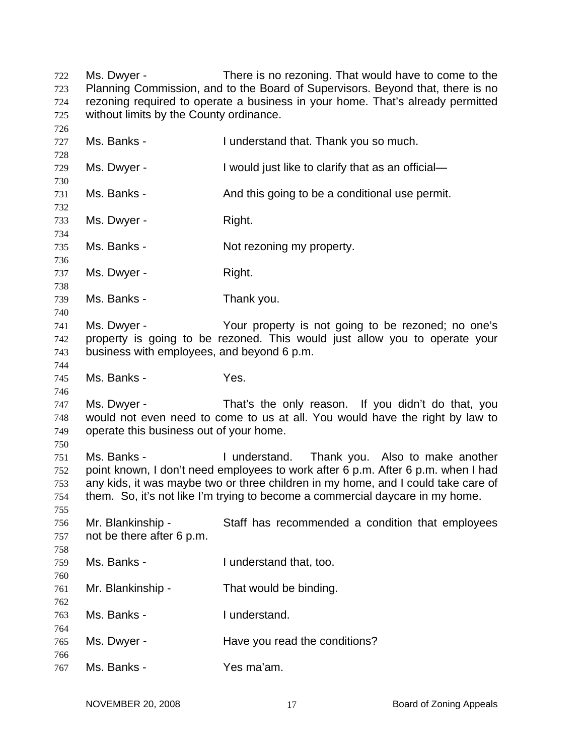Ms. Dwyer - There is no rezoning. That would have to come to the Planning Commission, and to the Board of Supervisors. Beyond that, there is no rezoning required to operate a business in your home. That's already permitted without limits by the County ordinance.

Ms. Banks - I understand that. Thank you so much.

Ms. Dwyer - I would just like to clarify that as an official—

Ms. Banks - And this going to be a conditional use permit.

Ms. Dwyer - Right.

Ms. Banks - Not rezoning my property.

Ms. Dwyer - Right.

Ms. Banks - Thank you.

Ms. Dwyer - Your property is not going to be rezoned; no one's property is going to be rezoned. This would just allow you to operate your business with employees, and beyond 6 p.m.

Ms. Banks - Yes.

Ms. Dwyer - That's the only reason. If you didn't do that, you would not even need to come to us at all. You would have the right by law to operate this business out of your home.

Ms. Banks - I understand. Thank you. Also to make another point known, I don't need employees to work after 6 p.m. After 6 p.m. when I had any kids, it was maybe two or three children in my home, and I could take care of them. So, it's not like I'm trying to become a commercial daycare in my home.

Mr. Blankinship - Staff has recommended a condition that employees not be there after 6 p.m.

Ms. Banks - I understand that, too.

Mr. Blankinship - That would be binding.

Ms. Banks - I understand.

Ms. Dwyer - Have you read the conditions?

Ms. Banks - Yes ma'am.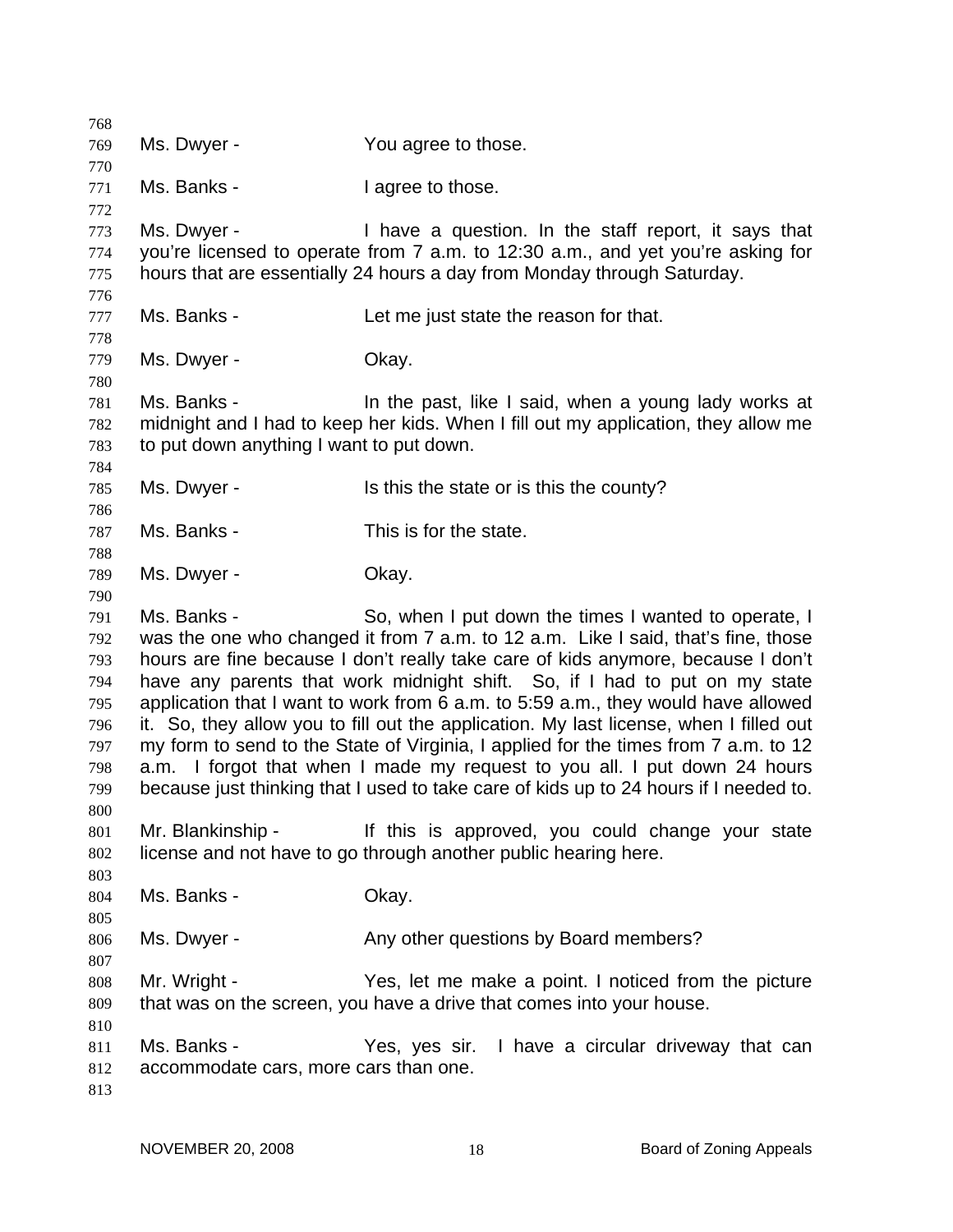Ms. Dwyer - You agree to those.

Ms. Banks - I agree to those.

Ms. Dwyer - I have a question. In the staff report, it says that you're licensed to operate from 7 a.m. to 12:30 a.m., and yet you're asking for hours that are essentially 24 hours a day from Monday through Saturday.

Ms. Banks - Let me just state the reason for that.

Ms. Dwyer - Okay.

Ms. Banks - In the past, like I said, when a young lady works at midnight and I had to keep her kids. When I fill out my application, they allow me to put down anything I want to put down.

Ms. Dwyer - Is this the state or is this the county?

Ms. Banks - This is for the state.

Ms. Dwyer - Okay.

Ms. Banks - So, when I put down the times I wanted to operate, I was the one who changed it from 7 a.m. to 12 a.m. Like I said, that's fine, those hours are fine because I don't really take care of kids anymore, because I don't have any parents that work midnight shift. So, if I had to put on my state application that I want to work from 6 a.m. to 5:59 a.m., they would have allowed it. So, they allow you to fill out the application. My last license, when I filled out my form to send to the State of Virginia, I applied for the times from 7 a.m. to 12 a.m. I forgot that when I made my request to you all. I put down 24 hours because just thinking that I used to take care of kids up to 24 hours if I needed to.

Mr. Blankinship - If this is approved, you could change your state license and not have to go through another public hearing here.

Ms. Banks - Okay.

Ms. Dwyer - Any other questions by Board members?

Mr. Wright - Yes, let me make a point. I noticed from the picture that was on the screen, you have a drive that comes into your house.

Ms. Banks - Yes, yes sir. I have a circular driveway that can accommodate cars, more cars than one.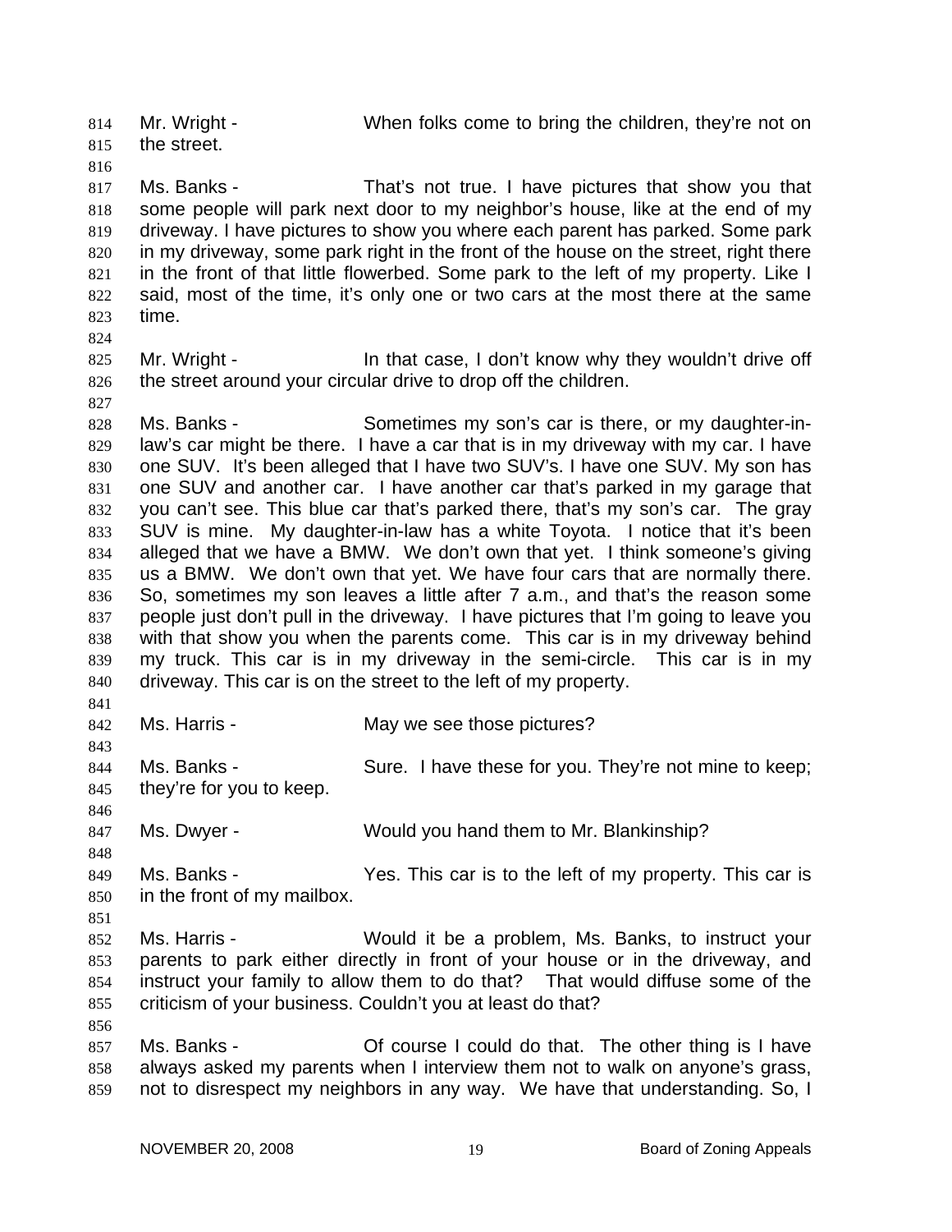Mr. Wright - When folks come to bring the children, they're not on the street.

Ms. Banks - That's not true. I have pictures that show you that some people will park next door to my neighbor's house, like at the end of my driveway. I have pictures to show you where each parent has parked. Some park in my driveway, some park right in the front of the house on the street, right there in the front of that little flowerbed. Some park to the left of my property. Like I said, most of the time, it's only one or two cars at the most there at the same time.

Mr. Wright - In that case, I don't know why they wouldn't drive off the street around your circular drive to drop off the children.

Ms. Banks - Sometimes my son's car is there, or my daughter-in-law's car might be there. I have a car that is in my driveway with my car. I have one SUV. It's been alleged that I have two SUV's. I have one SUV. My son has one SUV and another car. I have another car that's parked in my garage that you can't see. This blue car that's parked there, that's my son's car. The gray SUV is mine. My daughter-in-law has a white Toyota. I notice that it's been alleged that we have a BMW. We don't own that yet. I think someone's giving us a BMW. We don't own that yet. We have four cars that are normally there. So, sometimes my son leaves a little after 7 a.m., and that's the reason some people just don't pull in the driveway. I have pictures that I'm going to leave you with that show you when the parents come. This car is in my driveway behind my truck. This car is in my driveway in the semi-circle. This car is in my driveway. This car is on the street to the left of my property.

Ms. Harris - May we see those pictures?

Ms. Banks - Sure. I have these for you. They're not mine to keep; they're for you to keep.

Ms. Dwyer - Would you hand them to Mr. Blankinship?

Ms. Banks - Yes. This car is to the left of my property. This car is in the front of my mailbox.

Ms. Harris - Would it be a problem, Ms. Banks, to instruct your parents to park either directly in front of your house or in the driveway, and instruct your family to allow them to do that? That would diffuse some of the criticism of your business. Couldn't you at least do that?

Ms. Banks - Of course I could do that. The other thing is I have always asked my parents when I interview them not to walk on anyone's grass, not to disrespect my neighbors in any way. We have that understanding. So, I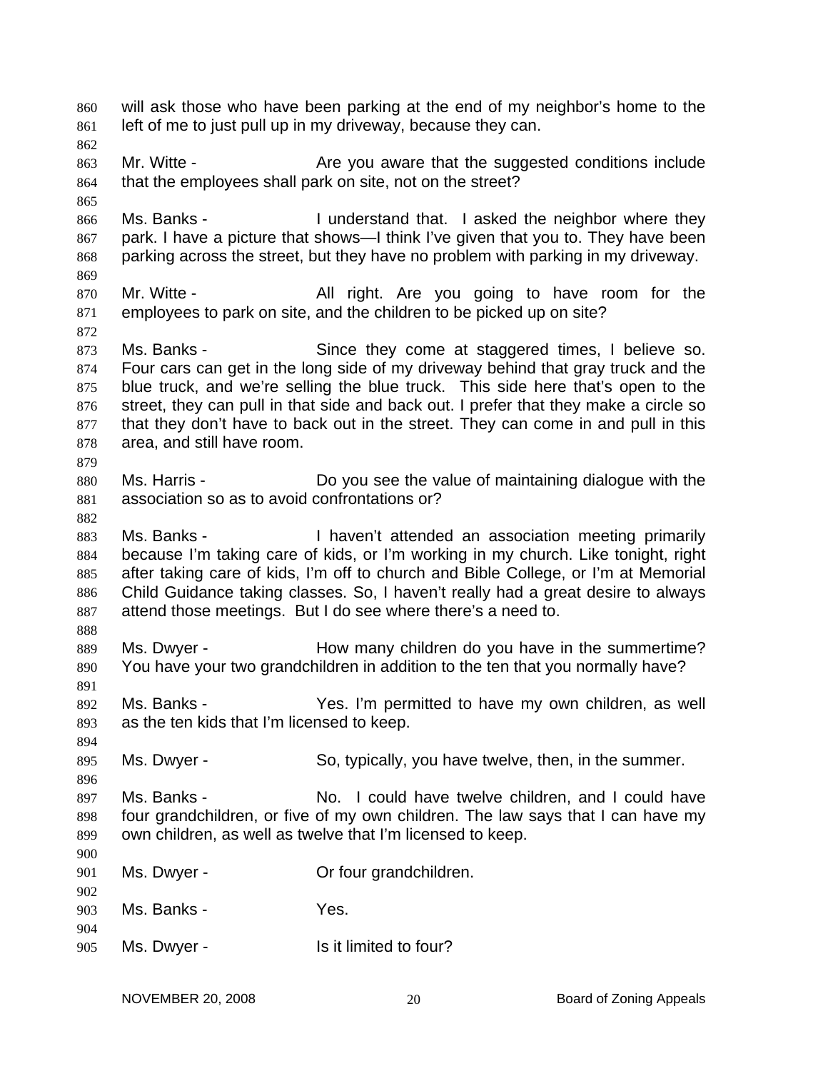will ask those who have been parking at the end of my neighbor's home to the left of me to just pull up in my driveway, because they can.

Mr. Witte - Are you aware that the suggested conditions include that the employees shall park on site, not on the street?

Ms. Banks - I understand that. I asked the neighbor where they park. I have a picture that shows—I think I've given that you to. They have been parking across the street, but they have no problem with parking in my driveway.

Mr. Witte - All right. Are you going to have room for the employees to park on site, and the children to be picked up on site?

Ms. Banks - Since they come at staggered times, I believe so. Four cars can get in the long side of my driveway behind that gray truck and the blue truck, and we're selling the blue truck. This side here that's open to the street, they can pull in that side and back out. I prefer that they make a circle so that they don't have to back out in the street. They can come in and pull in this area, and still have room.

Ms. Harris - Do you see the value of maintaining dialogue with the association so as to avoid confrontations or?

Ms. Banks - I haven't attended an association meeting primarily because I'm taking care of kids, or I'm working in my church. Like tonight, right after taking care of kids, I'm off to church and Bible College, or I'm at Memorial Child Guidance taking classes. So, I haven't really had a great desire to always attend those meetings. But I do see where there's a need to.

Ms. Dwyer - How many children do you have in the summertime? You have your two grandchildren in addition to the ten that you normally have?

Ms. Banks - Yes. I'm permitted to have my own children, as well as the ten kids that I'm licensed to keep.

Ms. Dwyer - So, typically, you have twelve, then, in the summer.

Ms. Banks - No. I could have twelve children, and I could have four grandchildren, or five of my own children. The law says that I can have my own children, as well as twelve that I'm licensed to keep.

Ms. Dwyer - Or four grandchildren.

Ms. Banks - Yes.

Ms. Dwyer - Is it limited to four?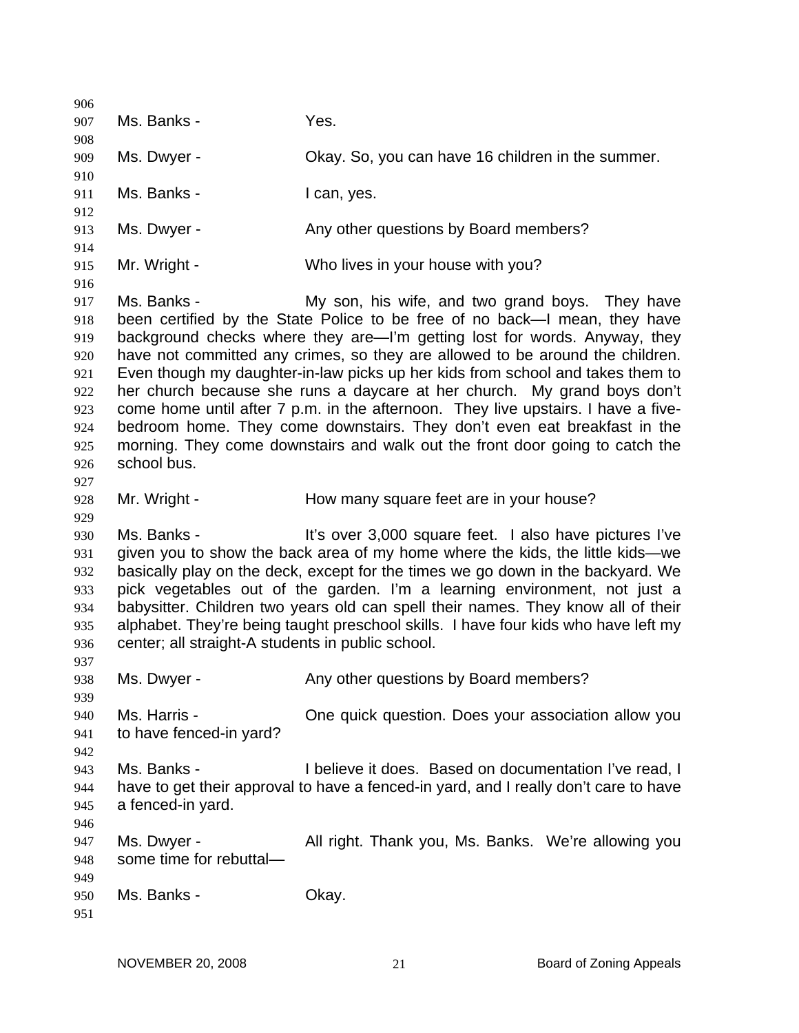Ms. Banks - Yes.

Ms. Dwyer - Okay. So, you can have 16 children in the summer.

Ms. Banks - I can, yes.

Ms. Dwyer - Any other questions by Board members?

Mr. Wright - Who lives in your house with you?

Ms. Banks - My son, his wife, and two grand boys. They have been certified by the State Police to be free of no back—I mean, they have background checks where they are—I'm getting lost for words. Anyway, they have not committed any crimes, so they are allowed to be around the children. Even though my daughter-in-law picks up her kids from school and takes them to her church because she runs a daycare at her church. My grand boys don't come home until after 7 p.m. in the afternoon. They live upstairs. I have a five-bedroom home. They come downstairs. They don't even eat breakfast in the morning. They come downstairs and walk out the front door going to catch the school bus.

Mr. Wright - How many square feet are in your house?

Ms. Banks - It's over 3,000 square feet. I also have pictures I've given you to show the back area of my home where the kids, the little kids—we basically play on the deck, except for the times we go down in the backyard. We pick vegetables out of the garden. I'm a learning environment, not just a babysitter. Children two years old can spell their names. They know all of their alphabet. They're being taught preschool skills. I have four kids who have left my center; all straight-A students in public school.

Ms. Dwyer - Any other questions by Board members?

Ms. Harris - One quick question. Does your association allow you to have fenced-in yard?

Ms. Banks - I believe it does. Based on documentation I've read, I have to get their approval to have a fenced-in yard, and I really don't care to have a fenced-in yard.

Ms. Dwyer - All right. Thank you, Ms. Banks. We're allowing you some time for rebuttal—

Ms. Banks - Okay.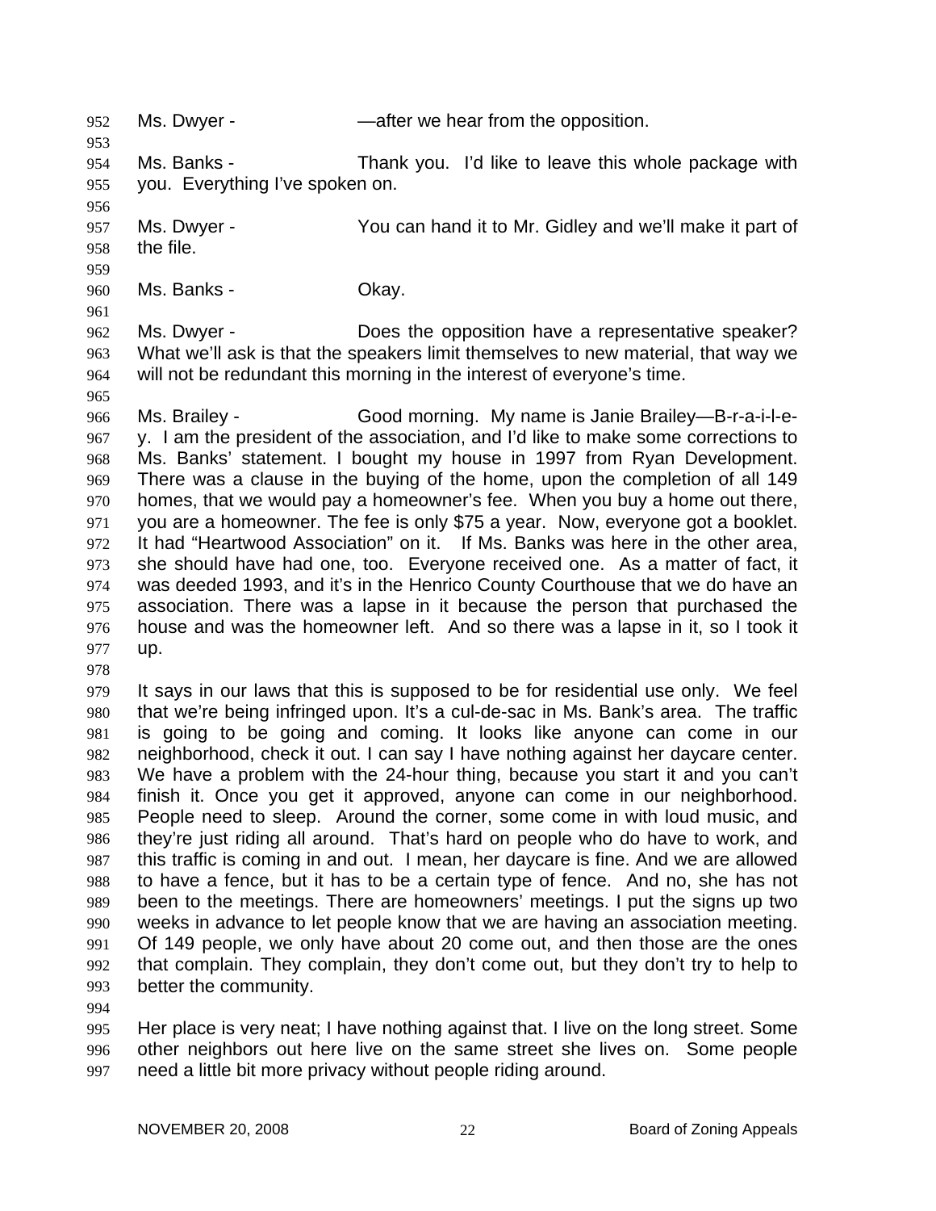Ms. Dwyer - —after we hear from the opposition.

Ms. Banks - Thank you. I'd like to leave this whole package with you. Everything I've spoken on.

Ms. Dwyer - You can hand it to Mr. Gidley and we'll make it part of the file.

Ms. Banks - Okay.

Ms. Dwyer - Does the opposition have a representative speaker? What we'll ask is that the speakers limit themselves to new material, that way we will not be redundant this morning in the interest of everyone's time.

Ms. Brailey - Good morning. My name is Janie Brailey—B-r-a-i-l-e-y. I am the president of the association, and I'd like to make some corrections to Ms. Banks' statement. I bought my house in 1997 from Ryan Development. There was a clause in the buying of the home, upon the completion of all 149 homes, that we would pay a homeowner's fee. When you buy a home out there, you are a homeowner. The fee is only $75 a year. Now, everyone got a booklet. It had "Heartwood Association" on it. If Ms. Banks was here in the other area, she should have had one, too. Everyone received one. As a matter of fact, it was deeded 1993, and it's in the Henrico County Courthouse that we do have an association. There was a lapse in it because the person that purchased the house and was the homeowner left. And so there was a lapse in it, so I took it up.

It says in our laws that this is supposed to be for residential use only. We feel that we're being infringed upon. It's a cul-de-sac in Ms. Bank's area. The traffic is going to be going and coming. It looks like anyone can come in our neighborhood, check it out. I can say I have nothing against her daycare center. We have a problem with the 24-hour thing, because you start it and you can't finish it. Once you get it approved, anyone can come in our neighborhood. People need to sleep. Around the corner, some come in with loud music, and they're just riding all around. That's hard on people who do have to work, and this traffic is coming in and out. I mean, her daycare is fine. And we are allowed to have a fence, but it has to be a certain type of fence. And no, she has not been to the meetings. There are homeowners' meetings. I put the signs up two weeks in advance to let people know that we are having an association meeting. Of 149 people, we only have about 20 come out, and then those are the ones that complain. They complain, they don't come out, but they don't try to help to better the community.

Her place is very neat; I have nothing against that. I live on the long street. Some other neighbors out here live on the same street she lives on. Some people need a little bit more privacy without people riding around.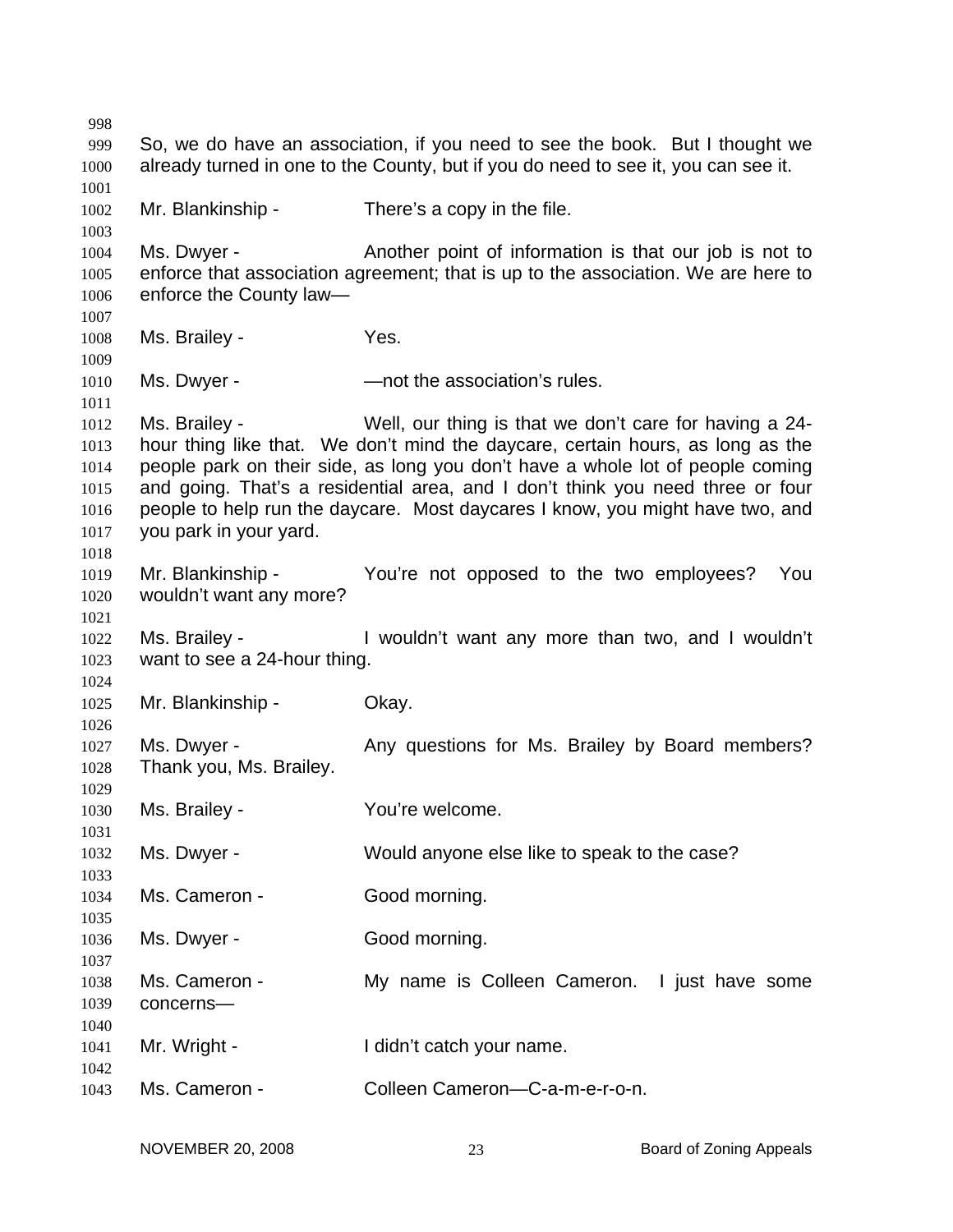So, we do have an association, if you need to see the book. But I thought we already turned in one to the County, but if you do need to see it, you can see it.

Mr. Blankinship - There's a copy in the file.

Ms. Dwyer - Another point of information is that our job is not to enforce that association agreement; that is up to the association. We are here to enforce the County law—

Ms. Brailey - Yes.

Ms. Dwyer - —not the association's rules.

Ms. Brailey - Well, our thing is that we don't care for having a 24-hour thing like that. We don't mind the daycare, certain hours, as long as the people park on their side, as long you don't have a whole lot of people coming and going. That's a residential area, and I don't think you need three or four people to help run the daycare. Most daycares I know, you might have two, and you park in your yard.

Mr. Blankinship - You're not opposed to the two employees? You wouldn't want any more?

Ms. Brailey - I wouldn't want any more than two, and I wouldn't want to see a 24-hour thing.

Mr. Blankinship - Okay.

Ms. Dwyer - Any questions for Ms. Brailey by Board members? Thank you, Ms. Brailey.

Ms. Brailey - You're welcome.

Ms. Dwyer - Would anyone else like to speak to the case?

Ms. Cameron - Good morning.

Ms. Dwyer - Good morning.

Ms. Cameron - My name is Colleen Cameron. I just have some concerns—

Mr. Wright - I didn't catch your name.

Ms. Cameron - Colleen Cameron—C-a-m-e-r-o-n.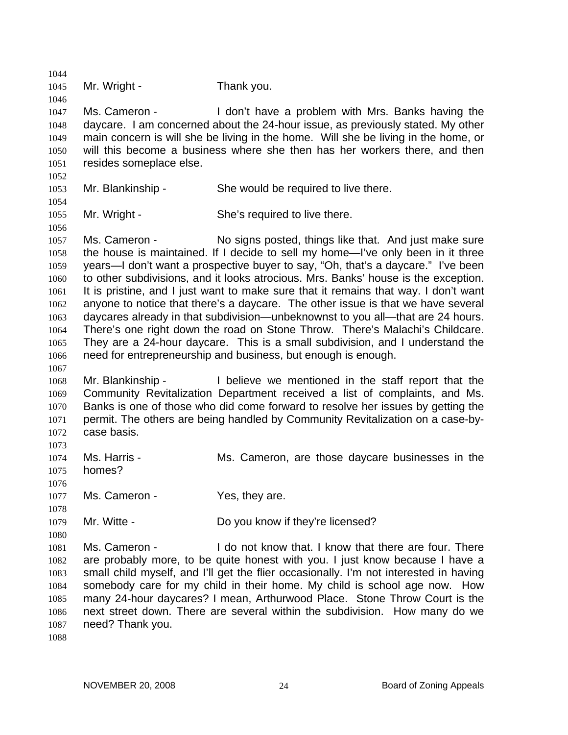Mr. Wright - Thank you.

Ms. Cameron - I don't have a problem with Mrs. Banks having the daycare. I am concerned about the 24-hour issue, as previously stated. My other main concern is will she be living in the home. Will she be living in the home, or will this become a business where she then has her workers there, and then resides someplace else.

Mr. Blankinship - She would be required to live there.

Mr. Wright - She's required to live there.

Ms. Cameron - No signs posted, things like that. And just make sure the house is maintained. If I decide to sell my home—I've only been in it three years—I don't want a prospective buyer to say, "Oh, that's a daycare." I've been to other subdivisions, and it looks atrocious. Mrs. Banks' house is the exception. It is pristine, and I just want to make sure that it remains that way. I don't want anyone to notice that there's a daycare. The other issue is that we have several daycares already in that subdivision—unbeknownst to you all—that are 24 hours. There's one right down the road on Stone Throw. There's Malachi's Childcare. They are a 24-hour daycare. This is a small subdivision, and I understand the need for entrepreneurship and business, but enough is enough.

Mr. Blankinship - I believe we mentioned in the staff report that the Community Revitalization Department received a list of complaints, and Ms. Banks is one of those who did come forward to resolve her issues by getting the permit. The others are being handled by Community Revitalization on a case-by-case basis.

Ms. Harris - Ms. Cameron, are those daycare businesses in the homes?

Ms. Cameron - Yes, they are.

Mr. Witte - Do you know if they're licensed?

Ms. Cameron - I do not know that. I know that there are four. There are probably more, to be quite honest with you. I just know because I have a small child myself, and I'll get the flier occasionally. I'm not interested in having somebody care for my child in their home. My child is school age now. How many 24-hour daycares? I mean, Arthurwood Place. Stone Throw Court is the next street down. There are several within the subdivision. How many do we need? Thank you.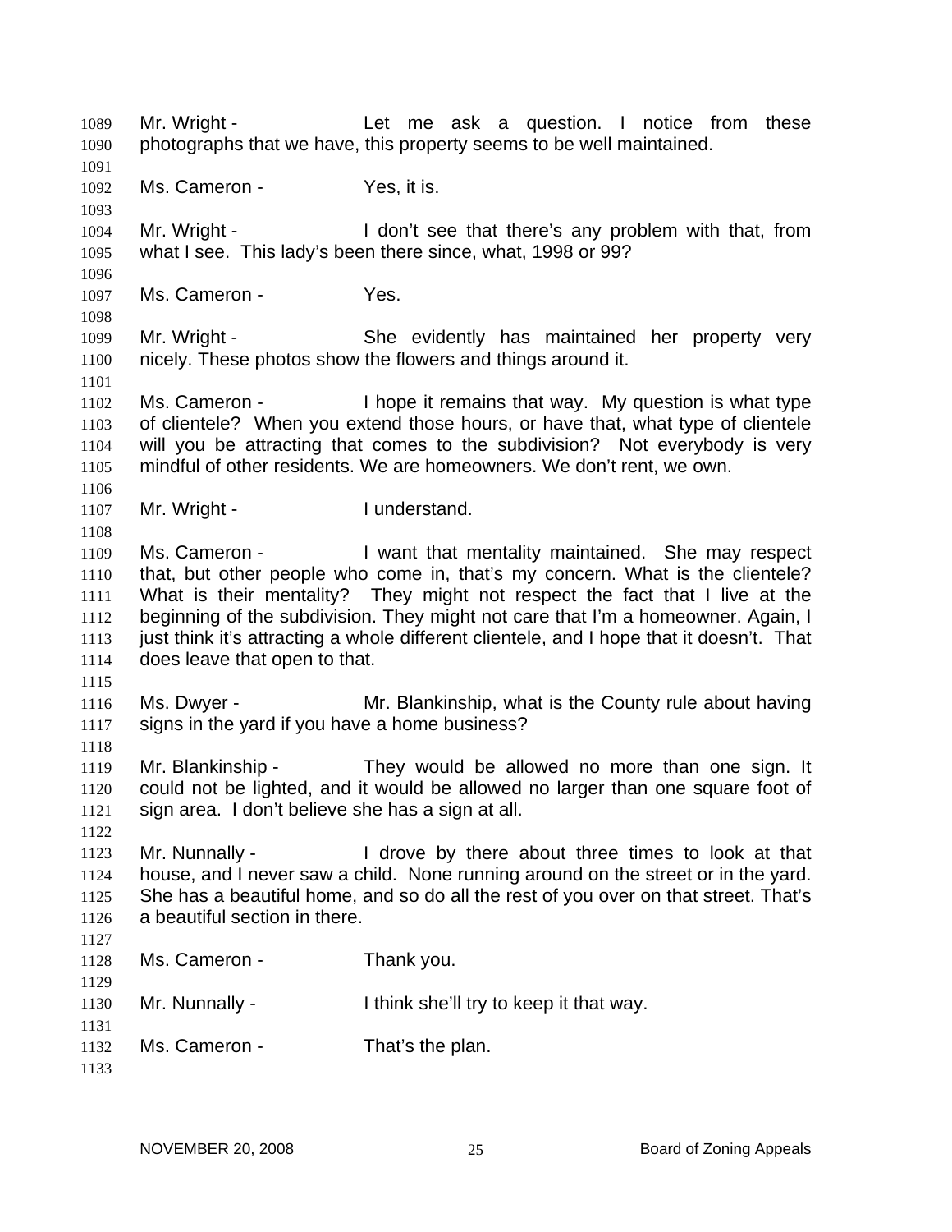Mr. Wright - Let me ask a question. I notice from these photographs that we have, this property seems to be well maintained.

Ms. Cameron - Yes, it is.

Mr. Wright - I don't see that there's any problem with that, from what I see. This lady's been there since, what, 1998 or 99?

Ms. Cameron - Yes.

Mr. Wright - She evidently has maintained her property very nicely. These photos show the flowers and things around it.

Ms. Cameron - I hope it remains that way. My question is what type of clientele? When you extend those hours, or have that, what type of clientele will you be attracting that comes to the subdivision? Not everybody is very mindful of other residents. We are homeowners. We don't rent, we own.

Mr. Wright - I understand.

Ms. Cameron - I want that mentality maintained. She may respect that, but other people who come in, that's my concern. What is the clientele? What is their mentality? They might not respect the fact that I live at the beginning of the subdivision. They might not care that I'm a homeowner. Again, I just think it's attracting a whole different clientele, and I hope that it doesn't. That does leave that open to that.

Ms. Dwyer - Mr. Blankinship, what is the County rule about having signs in the yard if you have a home business?

Mr. Blankinship - They would be allowed no more than one sign. It could not be lighted, and it would be allowed no larger than one square foot of sign area. I don't believe she has a sign at all.

Mr. Nunnally - I drove by there about three times to look at that house, and I never saw a child. None running around on the street or in the yard. She has a beautiful home, and so do all the rest of you over on that street. That's a beautiful section in there.

Ms. Cameron - Thank you.

Mr. Nunnally - I think she'll try to keep it that way.

Ms. Cameron - That's the plan.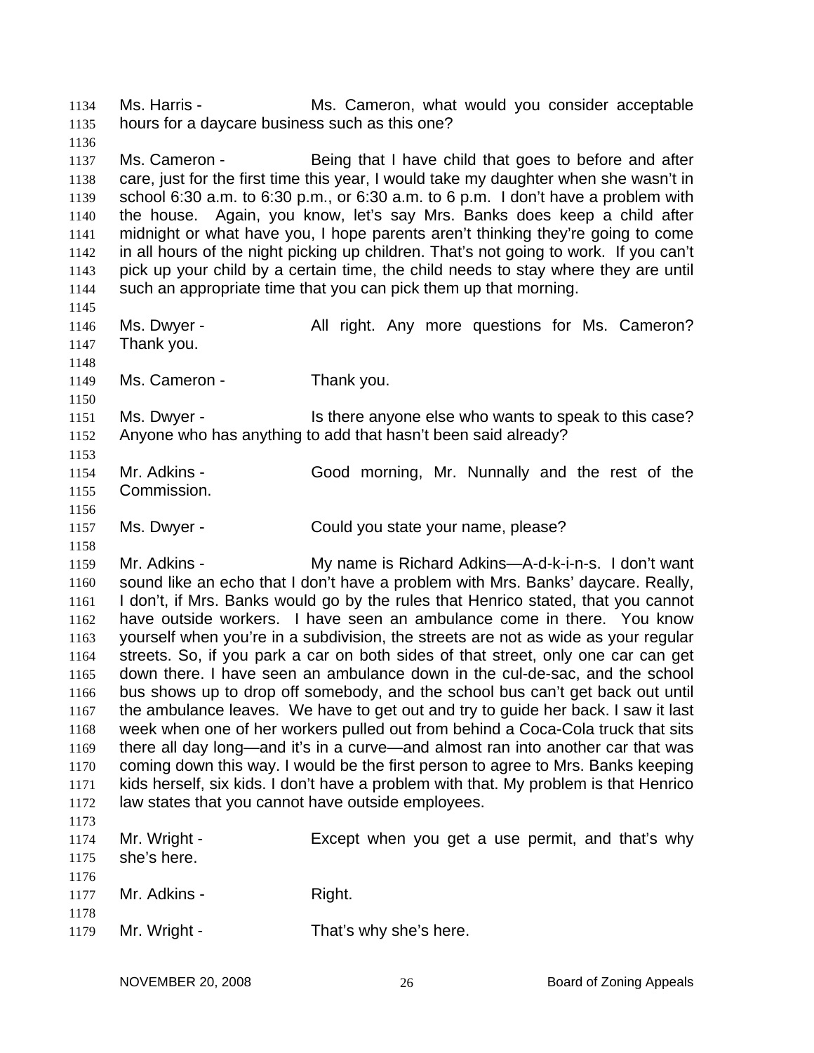Ms. Harris - Ms. Cameron, what would you consider acceptable hours for a daycare business such as this one?

Ms. Cameron - Being that I have child that goes to before and after care, just for the first time this year, I would take my daughter when she wasn't in school 6:30 a.m. to 6:30 p.m., or 6:30 a.m. to 6 p.m. I don't have a problem with the house. Again, you know, let's say Mrs. Banks does keep a child after midnight or what have you, I hope parents aren't thinking they're going to come in all hours of the night picking up children. That's not going to work. If you can't pick up your child by a certain time, the child needs to stay where they are until such an appropriate time that you can pick them up that morning.

Ms. Dwyer - All right. Any more questions for Ms. Cameron? Thank you.

Ms. Cameron - Thank you.

Ms. Dwyer - Is there anyone else who wants to speak to this case? Anyone who has anything to add that hasn't been said already?

Mr. Adkins - Good morning, Mr. Nunnally and the rest of the Commission.

Ms. Dwyer - Could you state your name, please?

Mr. Adkins - My name is Richard Adkins—A-d-k-i-n-s. I don't want sound like an echo that I don't have a problem with Mrs. Banks' daycare. Really, I don't, if Mrs. Banks would go by the rules that Henrico stated, that you cannot have outside workers. I have seen an ambulance come in there. You know yourself when you're in a subdivision, the streets are not as wide as your regular streets. So, if you park a car on both sides of that street, only one car can get down there. I have seen an ambulance down in the cul-de-sac, and the school bus shows up to drop off somebody, and the school bus can't get back out until the ambulance leaves. We have to get out and try to guide her back. I saw it last week when one of her workers pulled out from behind a Coca-Cola truck that sits there all day long—and it's in a curve—and almost ran into another car that was coming down this way. I would be the first person to agree to Mrs. Banks keeping kids herself, six kids. I don't have a problem with that. My problem is that Henrico law states that you cannot have outside employees.

Mr. Wright - Except when you get a use permit, and that's why she's here.

Mr. Adkins - Right.

Mr. Wright - That's why she's here.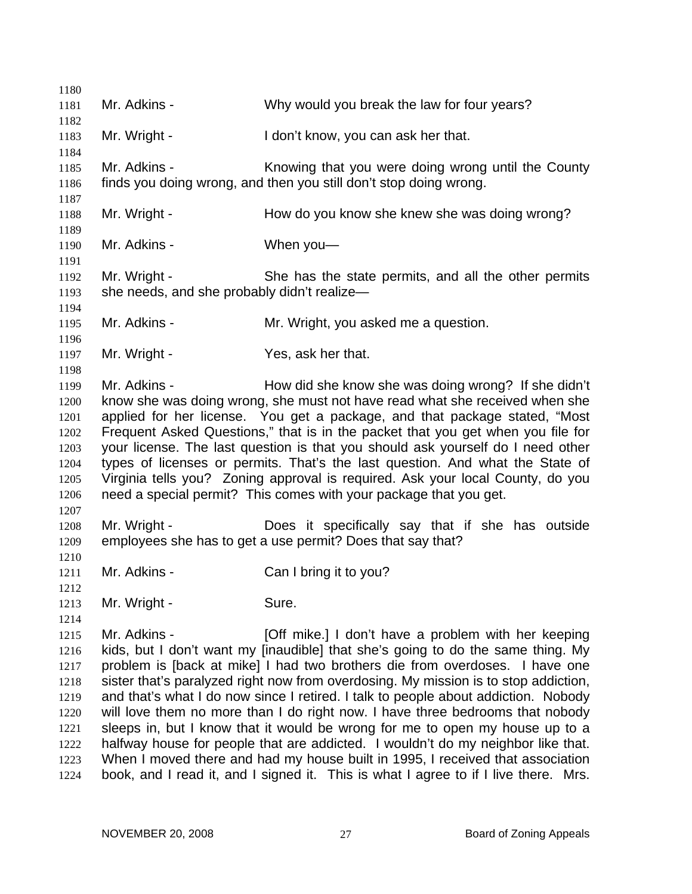Mr. Adkins - Why would you break the law for four years?

Mr. Wright - I don't know, you can ask her that.

Mr. Adkins - Knowing that you were doing wrong until the County finds you doing wrong, and then you still don't stop doing wrong.

Mr. Wright - How do you know she knew she was doing wrong?

Mr. Adkins - When you—

Mr. Wright - She has the state permits, and all the other permits she needs, and she probably didn't realize—

Mr. Adkins - Mr. Wright, you asked me a question.

Mr. Wright - Yes, ask her that.

Mr. Adkins - How did she know she was doing wrong? If she didn't know she was doing wrong, she must not have read what she received when she applied for her license. You get a package, and that package stated, "Most Frequent Asked Questions," that is in the packet that you get when you file for your license. The last question is that you should ask yourself do I need other types of licenses or permits. That's the last question. And what the State of Virginia tells you? Zoning approval is required. Ask your local County, do you need a special permit? This comes with your package that you get.

Mr. Wright - Does it specifically say that if she has outside employees she has to get a use permit? Does that say that?

Mr. Adkins - Can I bring it to you?

Mr. Wright - Sure.

Mr. Adkins - [Off mike.] I don't have a problem with her keeping kids, but I don't want my [inaudible] that she's going to do the same thing. My problem is [back at mike] I had two brothers die from overdoses. I have one sister that's paralyzed right now from overdosing. My mission is to stop addiction, and that's what I do now since I retired. I talk to people about addiction. Nobody will love them no more than I do right now. I have three bedrooms that nobody sleeps in, but I know that it would be wrong for me to open my house up to a halfway house for people that are addicted. I wouldn't do my neighbor like that. When I moved there and had my house built in 1995, I received that association book, and I read it, and I signed it. This is what I agree to if I live there. Mrs.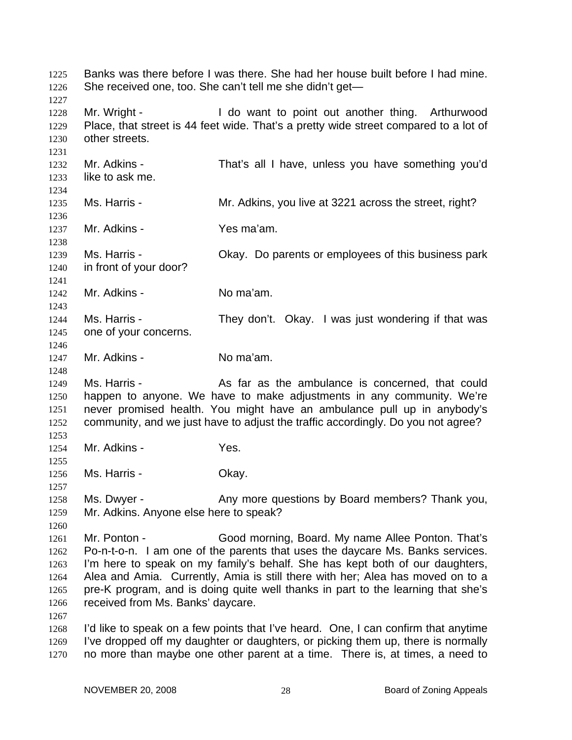Banks was there before I was there. She had her house built before I had mine. She received one, too. She can't tell me she didn't get—

Mr. Wright - I do want to point out another thing. Arthurwood Place, that street is 44 feet wide. That's a pretty wide street compared to a lot of other streets.

Mr. Adkins - That's all I have, unless you have something you'd like to ask me.

Ms. Harris - Mr. Adkins, you live at 3221 across the street, right?

Mr. Adkins - Yes ma'am.

Ms. Harris - Okay. Do parents or employees of this business park in front of your door?

Mr. Adkins - No ma'am.

Ms. Harris - They don't. Okay. I was just wondering if that was one of your concerns.

Mr. Adkins - No ma'am.

Ms. Harris - As far as the ambulance is concerned, that could happen to anyone. We have to make adjustments in any community. We're never promised health. You might have an ambulance pull up in anybody's community, and we just have to adjust the traffic accordingly. Do you not agree?

Mr. Adkins - Yes.

Ms. Harris - Okay.

Ms. Dwyer - Any more questions by Board members? Thank you, Mr. Adkins. Anyone else here to speak?

Mr. Ponton - Good morning, Board. My name Allee Ponton. That's Po-n-t-o-n. I am one of the parents that uses the daycare Ms. Banks services. I'm here to speak on my family's behalf. She has kept both of our daughters, Alea and Amia. Currently, Amia is still there with her; Alea has moved on to a pre-K program, and is doing quite well thanks in part to the learning that she's received from Ms. Banks' daycare.

I'd like to speak on a few points that I've heard. One, I can confirm that anytime I've dropped off my daughter or daughters, or picking them up, there is normally no more than maybe one other parent at a time. There is, at times, a need to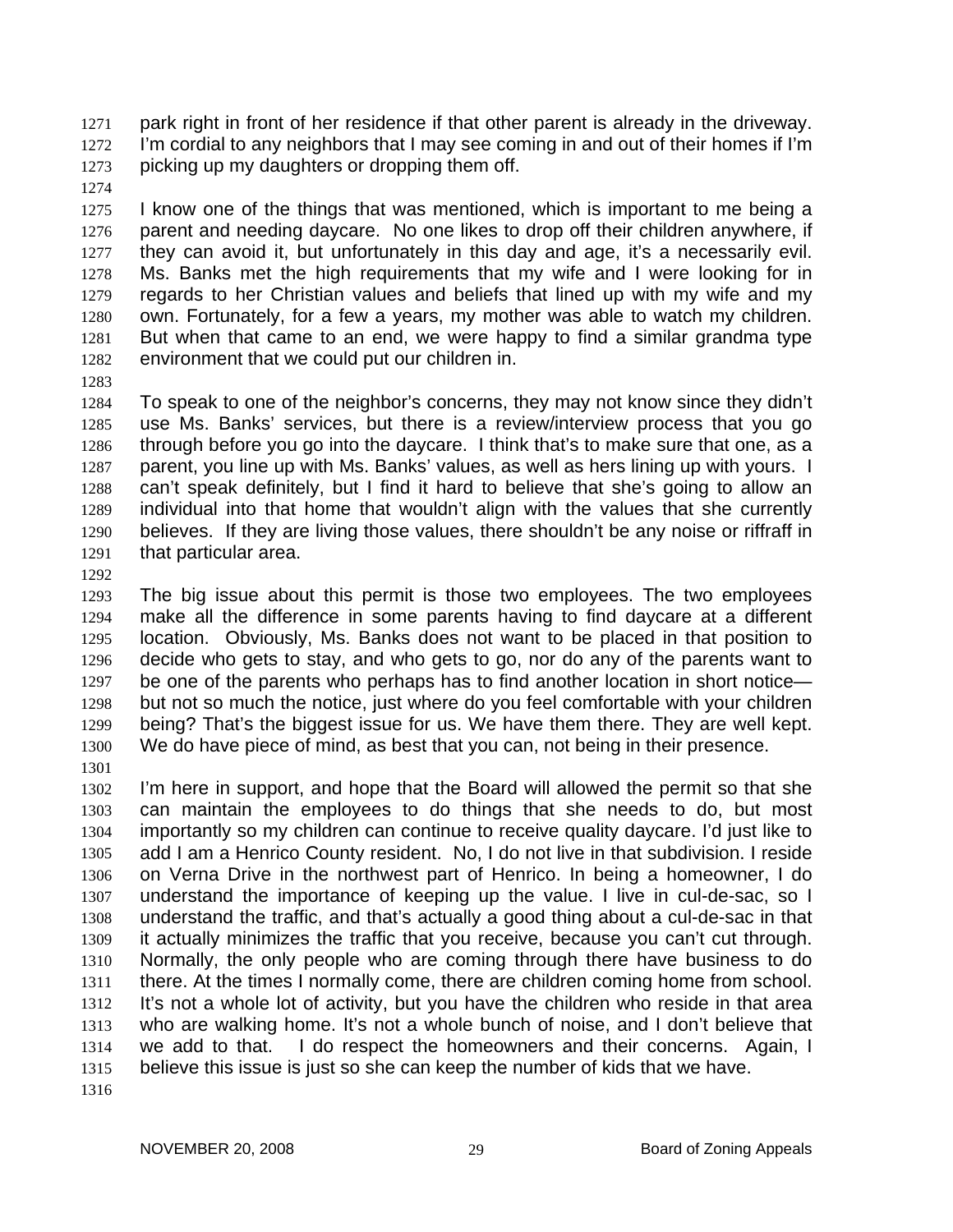park right in front of her residence if that other parent is already in the driveway. I'm cordial to any neighbors that I may see coming in and out of their homes if I'm picking up my daughters or dropping them off.

I know one of the things that was mentioned, which is important to me being a parent and needing daycare. No one likes to drop off their children anywhere, if they can avoid it, but unfortunately in this day and age, it's a necessarily evil. Ms. Banks met the high requirements that my wife and I were looking for in regards to her Christian values and beliefs that lined up with my wife and my own. Fortunately, for a few a years, my mother was able to watch my children. But when that came to an end, we were happy to find a similar grandma type environment that we could put our children in.

To speak to one of the neighbor's concerns, they may not know since they didn't use Ms. Banks' services, but there is a review/interview process that you go through before you go into the daycare. I think that's to make sure that one, as a parent, you line up with Ms. Banks' values, as well as hers lining up with yours. I can't speak definitely, but I find it hard to believe that she's going to allow an individual into that home that wouldn't align with the values that she currently believes. If they are living those values, there shouldn't be any noise or riffraff in that particular area.

The big issue about this permit is those two employees. The two employees make all the difference in some parents having to find daycare at a different location. Obviously, Ms. Banks does not want to be placed in that position to decide who gets to stay, and who gets to go, nor do any of the parents want to be one of the parents who perhaps has to find another location in short notice—but not so much the notice, just where do you feel comfortable with your children being? That's the biggest issue for us. We have them there. They are well kept. We do have piece of mind, as best that you can, not being in their presence.

I'm here in support, and hope that the Board will allowed the permit so that she can maintain the employees to do things that she needs to do, but most importantly so my children can continue to receive quality daycare. I'd just like to add I am a Henrico County resident. No, I do not live in that subdivision. I reside on Verna Drive in the northwest part of Henrico. In being a homeowner, I do understand the importance of keeping up the value. I live in cul-de-sac, so I understand the traffic, and that's actually a good thing about a cul-de-sac in that it actually minimizes the traffic that you receive, because you can't cut through. Normally, the only people who are coming through there have business to do there. At the times I normally come, there are children coming home from school. It's not a whole lot of activity, but you have the children who reside in that area who are walking home. It's not a whole bunch of noise, and I don't believe that we add to that. I do respect the homeowners and their concerns. Again, I believe this issue is just so she can keep the number of kids that we have.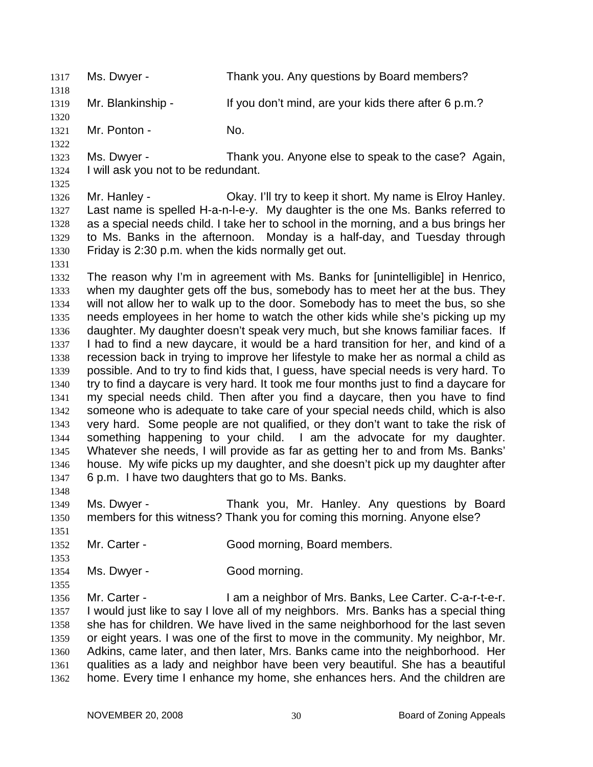Ms. Dwyer - Thank you. Any questions by Board members?

Mr. Blankinship - If you don't mind, are your kids there after 6 p.m.?

Mr. Ponton - No.

Ms. Dwyer - Thank you. Anyone else to speak to the case? Again, I will ask you not to be redundant.

Mr. Hanley - Okay. I'll try to keep it short. My name is Elroy Hanley. Last name is spelled H-a-n-l-e-y. My daughter is the one Ms. Banks referred to as a special needs child. I take her to school in the morning, and a bus brings her to Ms. Banks in the afternoon. Monday is a half-day, and Tuesday through Friday is 2:30 p.m. when the kids normally get out.

The reason why I'm in agreement with Ms. Banks for [unintelligible] in Henrico, when my daughter gets off the bus, somebody has to meet her at the bus. They will not allow her to walk up to the door. Somebody has to meet the bus, so she needs employees in her home to watch the other kids while she's picking up my daughter. My daughter doesn't speak very much, but she knows familiar faces. If I had to find a new daycare, it would be a hard transition for her, and kind of a recession back in trying to improve her lifestyle to make her as normal a child as possible. And to try to find kids that, I guess, have special needs is very hard. To try to find a daycare is very hard. It took me four months just to find a daycare for my special needs child. Then after you find a daycare, then you have to find someone who is adequate to take care of your special needs child, which is also very hard. Some people are not qualified, or they don't want to take the risk of something happening to your child. I am the advocate for my daughter. Whatever she needs, I will provide as far as getting her to and from Ms. Banks' house. My wife picks up my daughter, and she doesn't pick up my daughter after 6 p.m. I have two daughters that go to Ms. Banks.

Ms. Dwyer - Thank you, Mr. Hanley. Any questions by Board members for this witness? Thank you for coming this morning. Anyone else?

Mr. Carter - Good morning, Board members.

Ms. Dwyer - Good morning.

Mr. Carter - I am a neighbor of Mrs. Banks, Lee Carter. C-a-r-t-e-r. I would just like to say I love all of my neighbors. Mrs. Banks has a special thing she has for children. We have lived in the same neighborhood for the last seven or eight years. I was one of the first to move in the community. My neighbor, Mr. Adkins, came later, and then later, Mrs. Banks came into the neighborhood. Her qualities as a lady and neighbor have been very beautiful. She has a beautiful home. Every time I enhance my home, she enhances hers. And the children are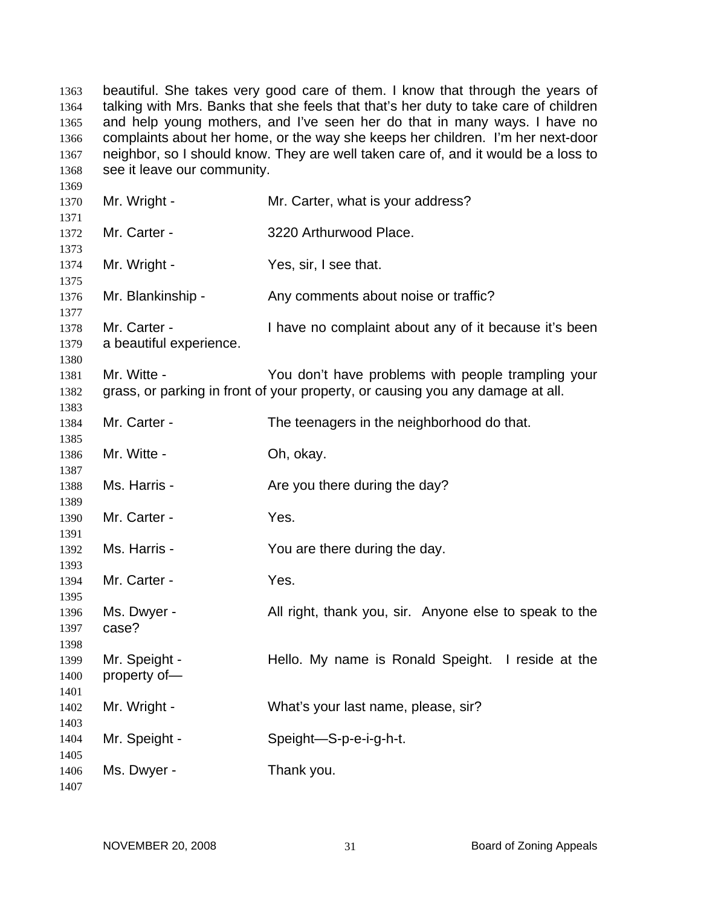beautiful. She takes very good care of them. I know that through the years of talking with Mrs. Banks that she feels that that's her duty to take care of children and help young mothers, and I've seen her do that in many ways. I have no complaints about her home, or the way she keeps her children. I'm her next-door neighbor, so I should know. They are well taken care of, and it would be a loss to see it leave our community.

Mr. Wright - Mr. Carter, what is your address?

Mr. Carter - 3220 Arthurwood Place.

Mr. Wright - Yes, sir, I see that.

Mr. Blankinship - Any comments about noise or traffic?

Mr. Carter - I have no complaint about any of it because it's been a beautiful experience.

Mr. Witte - You don't have problems with people trampling your grass, or parking in front of your property, or causing you any damage at all.

Mr. Carter - The teenagers in the neighborhood do that.

Mr. Witte - Oh, okay.

Ms. Harris - Are you there during the day?

Mr. Carter - Yes.

Ms. Harris - You are there during the day.

Mr. Carter - Yes.

Ms. Dwyer - All right, thank you, sir. Anyone else to speak to the case?

Mr. Speight - Hello. My name is Ronald Speight. I reside at the property of—

Mr. Wright - What's your last name, please, sir?

Mr. Speight - Speight—S-p-e-i-g-h-t.

Ms. Dwyer - Thank you.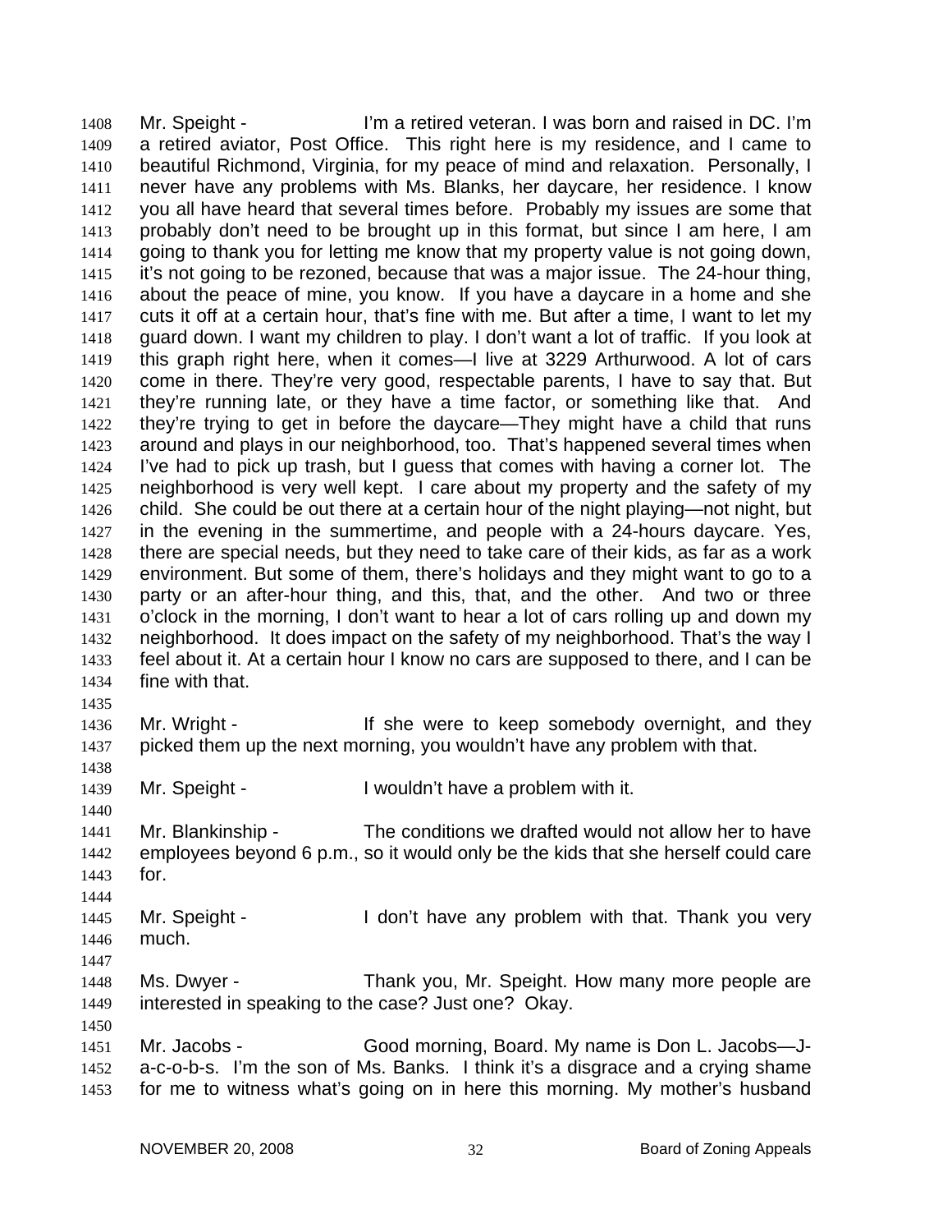Mr. Speight - I'm a retired veteran. I was born and raised in DC. I'm a retired aviator, Post Office. This right here is my residence, and I came to beautiful Richmond, Virginia, for my peace of mind and relaxation. Personally, I never have any problems with Ms. Blanks, her daycare, her residence. I know you all have heard that several times before. Probably my issues are some that probably don't need to be brought up in this format, but since I am here, I am going to thank you for letting me know that my property value is not going down, it's not going to be rezoned, because that was a major issue. The 24-hour thing, about the peace of mine, you know. If you have a daycare in a home and she cuts it off at a certain hour, that's fine with me. But after a time, I want to let my guard down. I want my children to play. I don't want a lot of traffic. If you look at this graph right here, when it comes—I live at 3229 Arthurwood. A lot of cars come in there. They're very good, respectable parents, I have to say that. But they're running late, or they have a time factor, or something like that. And they're trying to get in before the daycare—They might have a child that runs around and plays in our neighborhood, too. That's happened several times when I've had to pick up trash, but I guess that comes with having a corner lot. The neighborhood is very well kept. I care about my property and the safety of my child. She could be out there at a certain hour of the night playing—not night, but in the evening in the summertime, and people with a 24-hours daycare. Yes, there are special needs, but they need to take care of their kids, as far as a work environment. But some of them, there's holidays and they might want to go to a party or an after-hour thing, and this, that, and the other. And two or three o'clock in the morning, I don't want to hear a lot of cars rolling up and down my neighborhood. It does impact on the safety of my neighborhood. That's the way I feel about it. At a certain hour I know no cars are supposed to there, and I can be fine with that.

Mr. Wright - If she were to keep somebody overnight, and they picked them up the next morning, you wouldn't have any problem with that.

Mr. Speight - I wouldn't have a problem with it.

Mr. Blankinship - The conditions we drafted would not allow her to have employees beyond 6 p.m., so it would only be the kids that she herself could care for.

Mr. Speight - I don't have any problem with that. Thank you very much.

Ms. Dwyer - Thank you, Mr. Speight. How many more people are interested in speaking to the case? Just one? Okay.

Mr. Jacobs - Good morning, Board. My name is Don L. Jacobs—J-a-c-o-b-s. I'm the son of Ms. Banks. I think it's a disgrace and a crying shame for me to witness what's going on in here this morning. My mother's husband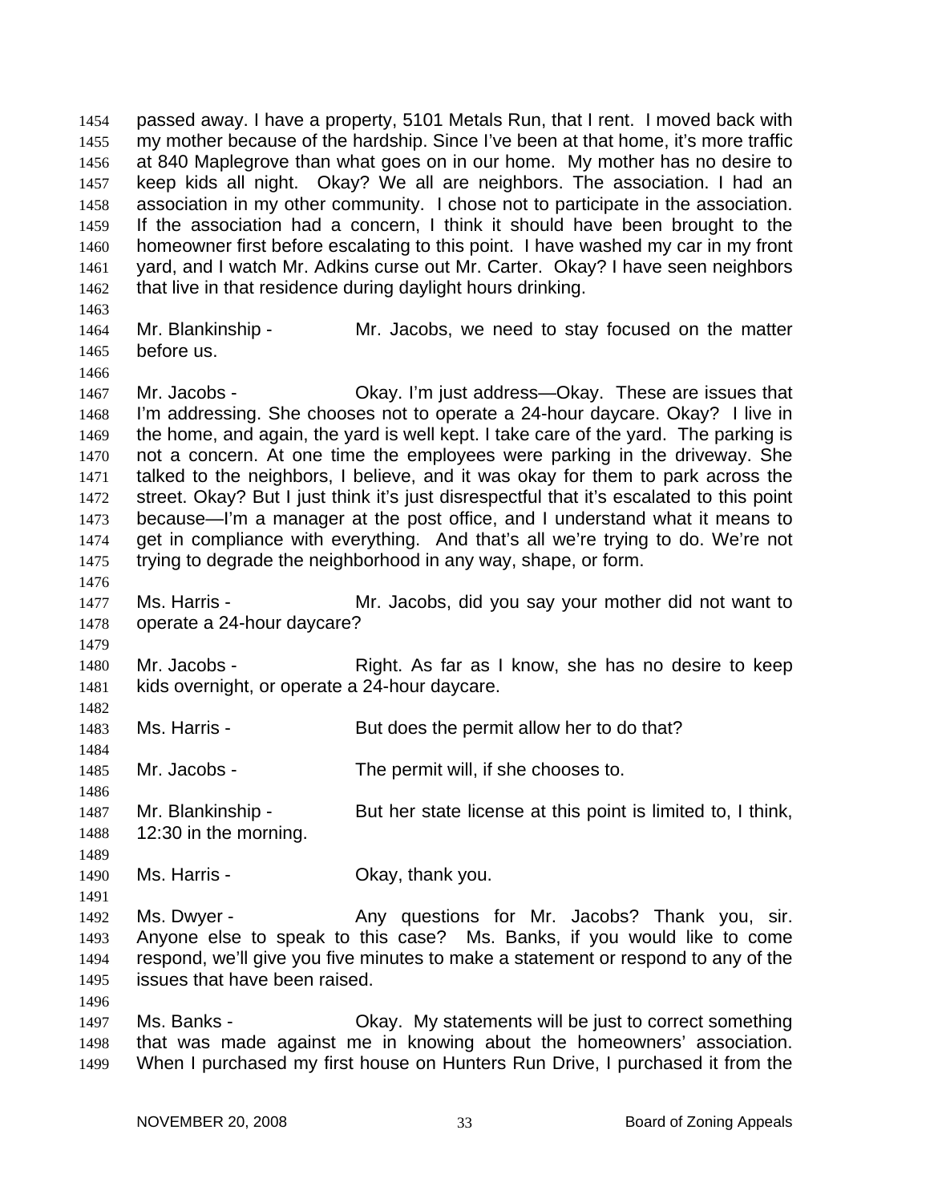passed away. I have a property, 5101 Metals Run, that I rent. I moved back with my mother because of the hardship. Since I've been at that home, it's more traffic at 840 Maplegrove than what goes on in our home. My mother has no desire to keep kids all night. Okay? We all are neighbors. The association. I had an association in my other community. I chose not to participate in the association. If the association had a concern, I think it should have been brought to the homeowner first before escalating to this point. I have washed my car in my front yard, and I watch Mr. Adkins curse out Mr. Carter. Okay? I have seen neighbors that live in that residence during daylight hours drinking.

Mr. Blankinship - Mr. Jacobs, we need to stay focused on the matter before us.

Mr. Jacobs - Okay. I'm just address—Okay. These are issues that I'm addressing. She chooses not to operate a 24-hour daycare. Okay? I live in the home, and again, the yard is well kept. I take care of the yard. The parking is not a concern. At one time the employees were parking in the driveway. She talked to the neighbors, I believe, and it was okay for them to park across the street. Okay? But I just think it's just disrespectful that it's escalated to this point because—I'm a manager at the post office, and I understand what it means to get in compliance with everything. And that's all we're trying to do. We're not trying to degrade the neighborhood in any way, shape, or form.

Ms. Harris - Mr. Jacobs, did you say your mother did not want to operate a 24-hour daycare?

Mr. Jacobs - Right. As far as I know, she has no desire to keep kids overnight, or operate a 24-hour daycare.

Ms. Harris - But does the permit allow her to do that?

Mr. Jacobs - The permit will, if she chooses to.

Mr. Blankinship - But her state license at this point is limited to, I think, 12:30 in the morning.

Ms. Harris - Okay, thank you.

Ms. Dwyer - Any questions for Mr. Jacobs? Thank you, sir. Anyone else to speak to this case? Ms. Banks, if you would like to come respond, we'll give you five minutes to make a statement or respond to any of the issues that have been raised.

Ms. Banks - Okay. My statements will be just to correct something that was made against me in knowing about the homeowners' association. When I purchased my first house on Hunters Run Drive, I purchased it from the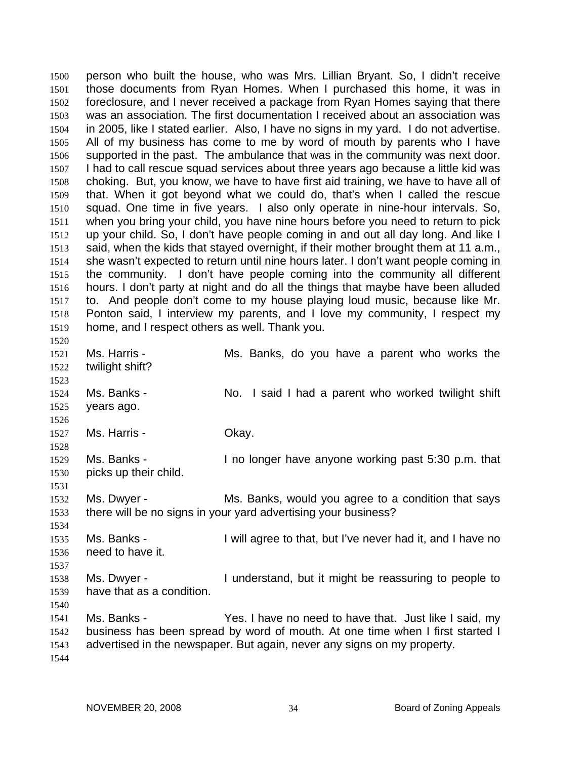person who built the house, who was Mrs. Lillian Bryant. So, I didn't receive those documents from Ryan Homes. When I purchased this home, it was in foreclosure, and I never received a package from Ryan Homes saying that there was an association. The first documentation I received about an association was in 2005, like I stated earlier. Also, I have no signs in my yard. I do not advertise. All of my business has come to me by word of mouth by parents who I have supported in the past. The ambulance that was in the community was next door. I had to call rescue squad services about three years ago because a little kid was choking. But, you know, we have to have first aid training, we have to have all of that. When it got beyond what we could do, that's when I called the rescue squad. One time in five years. I also only operate in nine-hour intervals. So, when you bring your child, you have nine hours before you need to return to pick up your child. So, I don't have people coming in and out all day long. And like I said, when the kids that stayed overnight, if their mother brought them at 11 a.m., she wasn't expected to return until nine hours later. I don't want people coming in the community. I don't have people coming into the community all different hours. I don't party at night and do all the things that maybe have been alluded to. And people don't come to my house playing loud music, because like Mr. Ponton said, I interview my parents, and I love my community, I respect my home, and I respect others as well. Thank you.

Ms. Harris - Ms. Banks, do you have a parent who works the twilight shift?

Ms. Banks - No. I said I had a parent who worked twilight shift years ago.

Ms. Harris - Okay.

Ms. Banks - I no longer have anyone working past 5:30 p.m. that picks up their child.

Ms. Dwyer - Ms. Banks, would you agree to a condition that says there will be no signs in your yard advertising your business?

Ms. Banks - I will agree to that, but I've never had it, and I have no need to have it.

Ms. Dwyer - I understand, but it might be reassuring to people to have that as a condition.

Ms. Banks - Yes. I have no need to have that. Just like I said, my business has been spread by word of mouth. At one time when I first started I advertised in the newspaper. But again, never any signs on my property.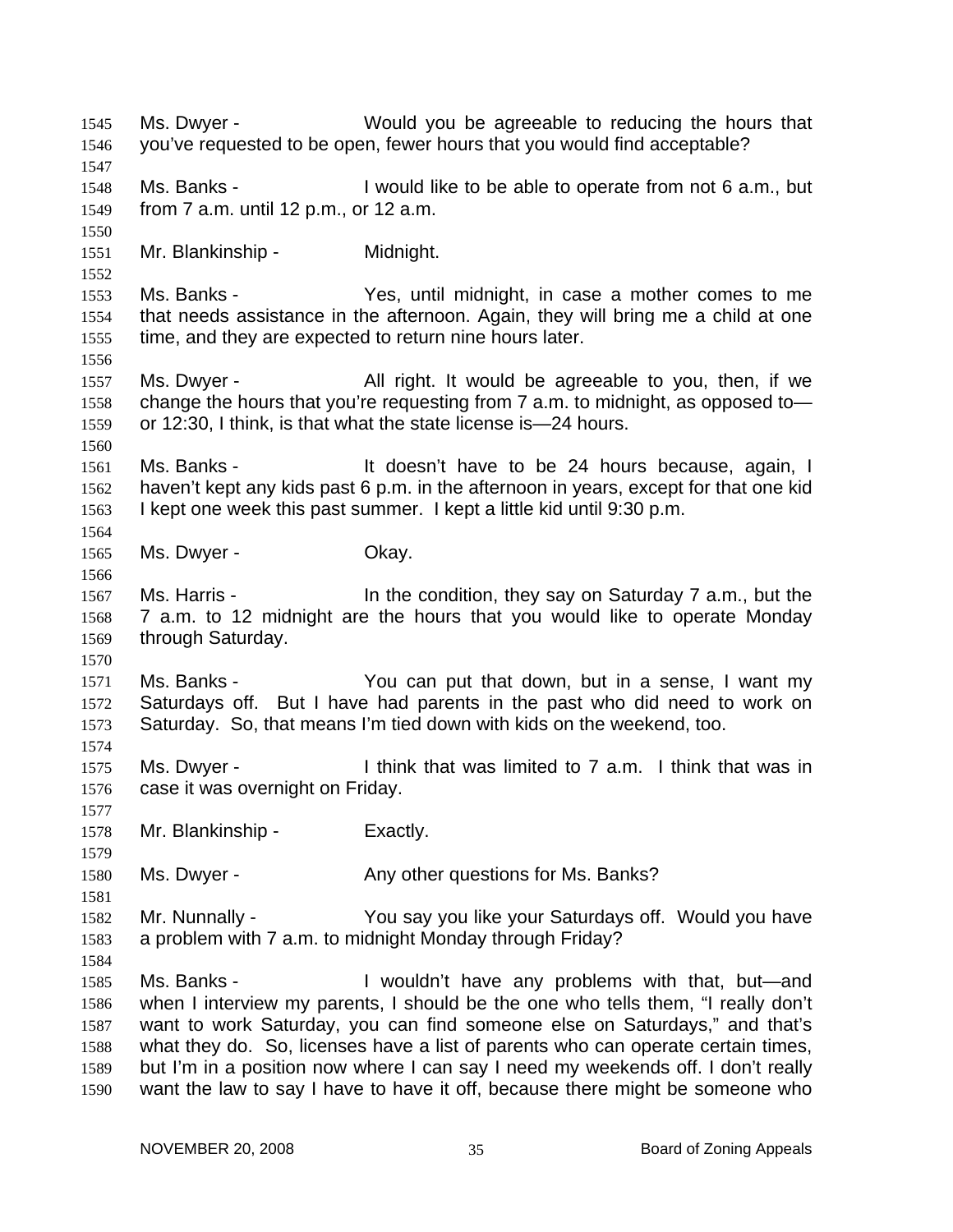1545 Ms. Dwyer - Would you be agreeable to reducing the hours that
1546 you've requested to be open, fewer hours that you would find acceptable?
1547
1548 Ms. Banks - I would like to be able to operate from not 6 a.m., but
1549 from 7 a.m. until 12 p.m., or 12 a.m.
1550
1551 Mr. Blankinship - Midnight.
1552
1553 Ms. Banks - Yes, until midnight, in case a mother comes to me
1554 that needs assistance in the afternoon. Again, they will bring me a child at one
1555 time, and they are expected to return nine hours later.
1556
1557 Ms. Dwyer - All right. It would be agreeable to you, then, if we
1558 change the hours that you're requesting from 7 a.m. to midnight, as opposed to—
1559 or 12:30, I think, is that what the state license is—24 hours.
1560
1561 Ms. Banks - It doesn't have to be 24 hours because, again, I
1562 haven't kept any kids past 6 p.m. in the afternoon in years, except for that one kid
1563 I kept one week this past summer. I kept a little kid until 9:30 p.m.
1564
1565 Ms. Dwyer - Okay.
1566
1567 Ms. Harris - In the condition, they say on Saturday 7 a.m., but the
1568 7 a.m. to 12 midnight are the hours that you would like to operate Monday
1569 through Saturday.
1570
1571 Ms. Banks - You can put that down, but in a sense, I want my
1572 Saturdays off. But I have had parents in the past who did need to work on
1573 Saturday. So, that means I'm tied down with kids on the weekend, too.
1574
1575 Ms. Dwyer - I think that was limited to 7 a.m. I think that was in
1576 case it was overnight on Friday.
1577
1578 Mr. Blankinship - Exactly.
1579
1580 Ms. Dwyer - Any other questions for Ms. Banks?
1581
1582 Mr. Nunnally - You say you like your Saturdays off. Would you have
1583 a problem with 7 a.m. to midnight Monday through Friday?
1584
1585 Ms. Banks - I wouldn't have any problems with that, but—and
1586 when I interview my parents, I should be the one who tells them, "I really don't
1587 want to work Saturday, you can find someone else on Saturdays," and that's
1588 what they do. So, licenses have a list of parents who can operate certain times,
1589 but I'm in a position now where I can say I need my weekends off. I don't really
1590 want the law to say I have to have it off, because there might be someone who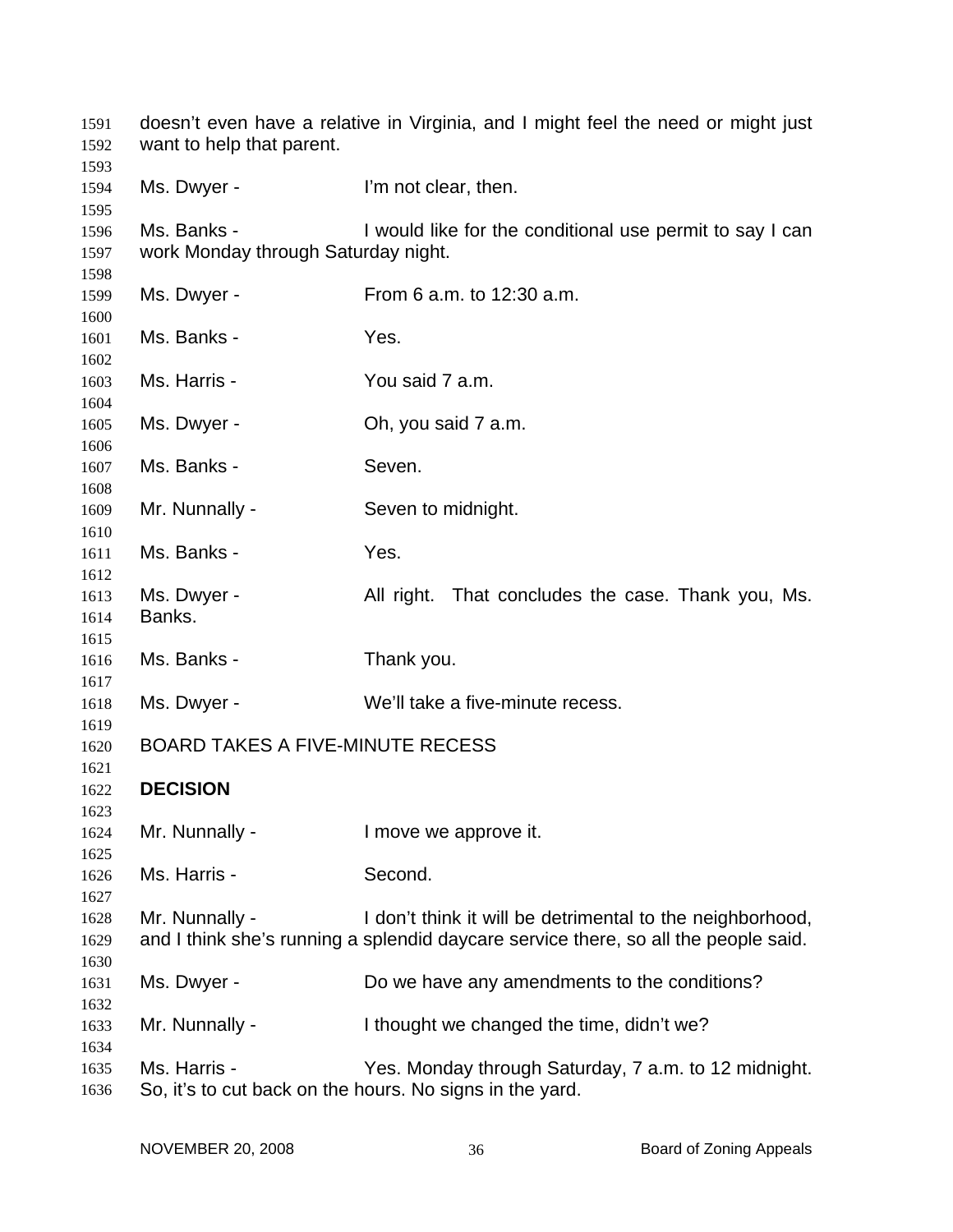doesn't even have a relative in Virginia, and I might feel the need or might just want to help that parent.

Ms. Dwyer - I'm not clear, then.

Ms. Banks - I would like for the conditional use permit to say I can work Monday through Saturday night.

Ms. Dwyer - From 6 a.m. to 12:30 a.m.

Ms. Banks - Yes.

Ms. Harris - You said 7 a.m.

Ms. Dwyer - Oh, you said 7 a.m.

Ms. Banks - Seven.

Mr. Nunnally - Seven to midnight.

Ms. Banks - Yes.

Ms. Dwyer - All right. That concludes the case. Thank you, Ms. Banks.

Ms. Banks - Thank you.

Ms. Dwyer - We'll take a five-minute recess.

BOARD TAKES A FIVE-MINUTE RECESS

**DECISION**

Mr. Nunnally - I move we approve it.

Ms. Harris - Second.

Mr. Nunnally - I don't think it will be detrimental to the neighborhood, and I think she's running a splendid daycare service there, so all the people said.

Ms. Dwyer - Do we have any amendments to the conditions?

Mr. Nunnally - I thought we changed the time, didn't we?

Ms. Harris - Yes. Monday through Saturday, 7 a.m. to 12 midnight. So, it's to cut back on the hours. No signs in the yard.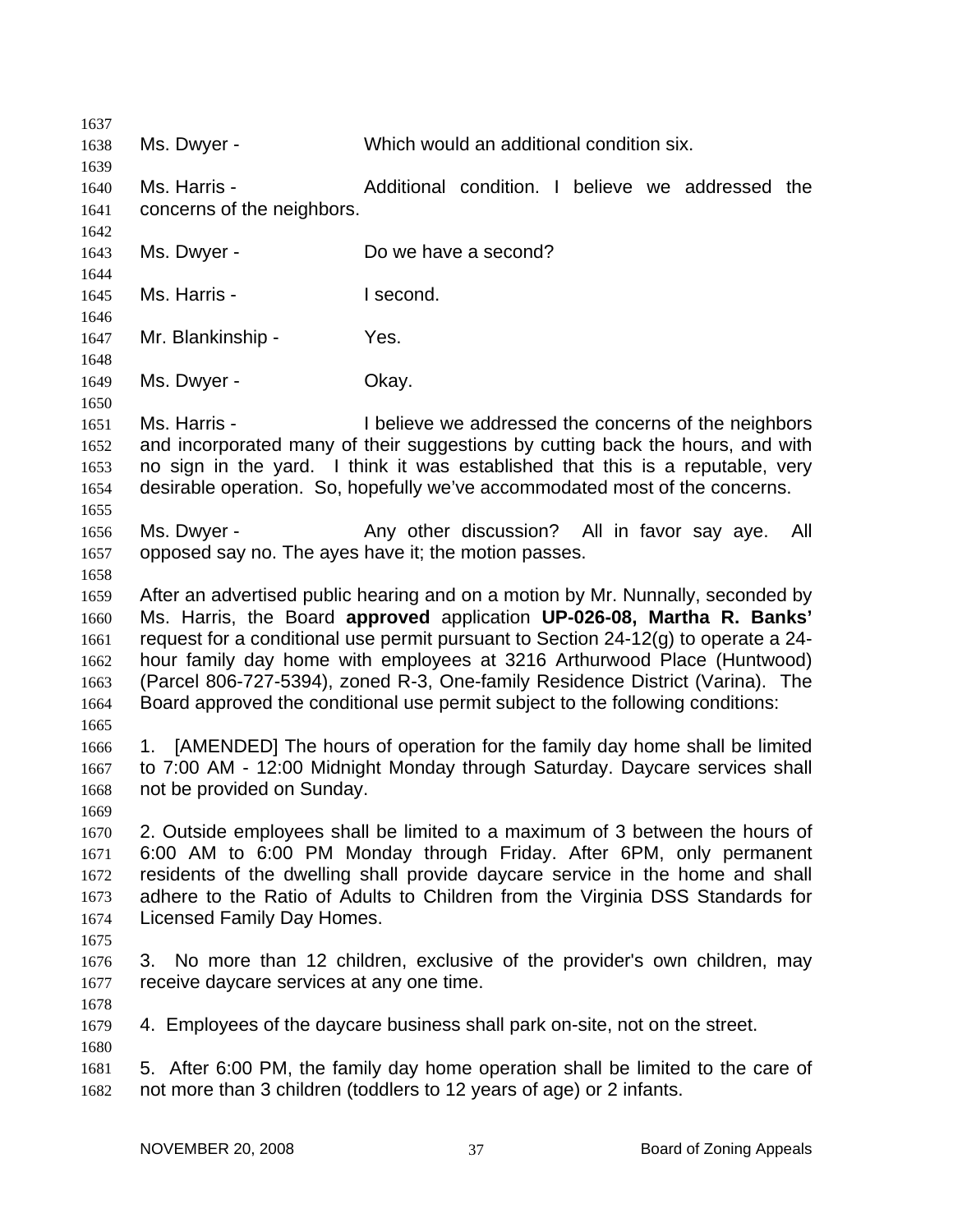Ms. Dwyer - Which would an additional condition six.

Ms. Harris - Additional condition. I believe we addressed the concerns of the neighbors.

Ms. Dwyer - Do we have a second?

Ms. Harris - I second.

Mr. Blankinship - Yes.

Ms. Dwyer - Okay.

Ms. Harris - I believe we addressed the concerns of the neighbors and incorporated many of their suggestions by cutting back the hours, and with no sign in the yard. I think it was established that this is a reputable, very desirable operation. So, hopefully we've accommodated most of the concerns.

Ms. Dwyer - Any other discussion? All in favor say aye. All opposed say no. The ayes have it; the motion passes.

After an advertised public hearing and on a motion by Mr. Nunnally, seconded by Ms. Harris, the Board **approved** application **UP-026-08, Martha R. Banks'** request for a conditional use permit pursuant to Section 24-12(g) to operate a 24-hour family day home with employees at 3216 Arthurwood Place (Huntwood) (Parcel 806-727-5394), zoned R-3, One-family Residence District (Varina). The Board approved the conditional use permit subject to the following conditions:

1. [AMENDED] The hours of operation for the family day home shall be limited to 7:00 AM - 12:00 Midnight Monday through Saturday. Daycare services shall not be provided on Sunday.

2. Outside employees shall be limited to a maximum of 3 between the hours of 6:00 AM to 6:00 PM Monday through Friday. After 6PM, only permanent residents of the dwelling shall provide daycare service in the home and shall adhere to the Ratio of Adults to Children from the Virginia DSS Standards for Licensed Family Day Homes.

3. No more than 12 children, exclusive of the provider's own children, may receive daycare services at any one time.

4. Employees of the daycare business shall park on-site, not on the street.

5. After 6:00 PM, the family day home operation shall be limited to the care of not more than 3 children (toddlers to 12 years of age) or 2 infants.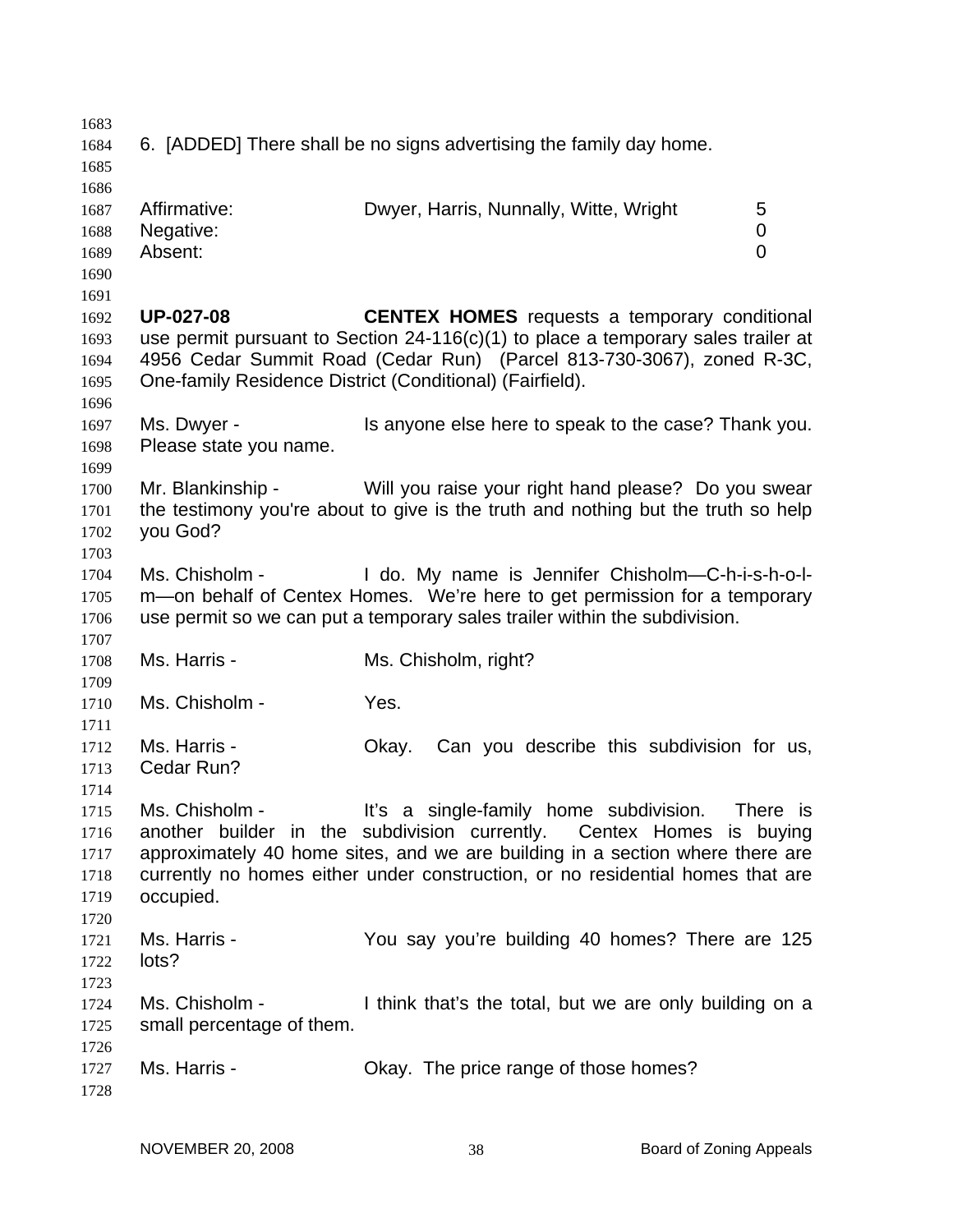6. [ADDED] There shall be no signs advertising the family day home.

| | | |
|---|---|---|
| Affirmative: | Dwyer, Harris, Nunnally, Witte, Wright | 5 |
| Negative: | | 0 |
| Absent: | | 0 |

**UP-027-08** **CENTEX HOMES** requests a temporary conditional use permit pursuant to Section 24-116(c)(1) to place a temporary sales trailer at 4956 Cedar Summit Road (Cedar Run) (Parcel 813-730-3067), zoned R-3C, One-family Residence District (Conditional) (Fairfield).

Ms. Dwyer - Is anyone else here to speak to the case? Thank you. Please state you name.

Mr. Blankinship - Will you raise your right hand please? Do you swear the testimony you're about to give is the truth and nothing but the truth so help you God?

Ms. Chisholm - I do. My name is Jennifer Chisholm—C-h-i-s-h-o-l-m—on behalf of Centex Homes. We're here to get permission for a temporary use permit so we can put a temporary sales trailer within the subdivision.

Ms. Harris - Ms. Chisholm, right?

Ms. Chisholm - Yes.

Ms. Harris - Okay. Can you describe this subdivision for us, Cedar Run?

Ms. Chisholm - It's a single-family home subdivision. There is another builder in the subdivision currently. Centex Homes is buying approximately 40 home sites, and we are building in a section where there are currently no homes either under construction, or no residential homes that are occupied.

Ms. Harris - You say you're building 40 homes? There are 125 lots?

Ms. Chisholm - I think that's the total, but we are only building on a small percentage of them.

Ms. Harris - Okay. The price range of those homes?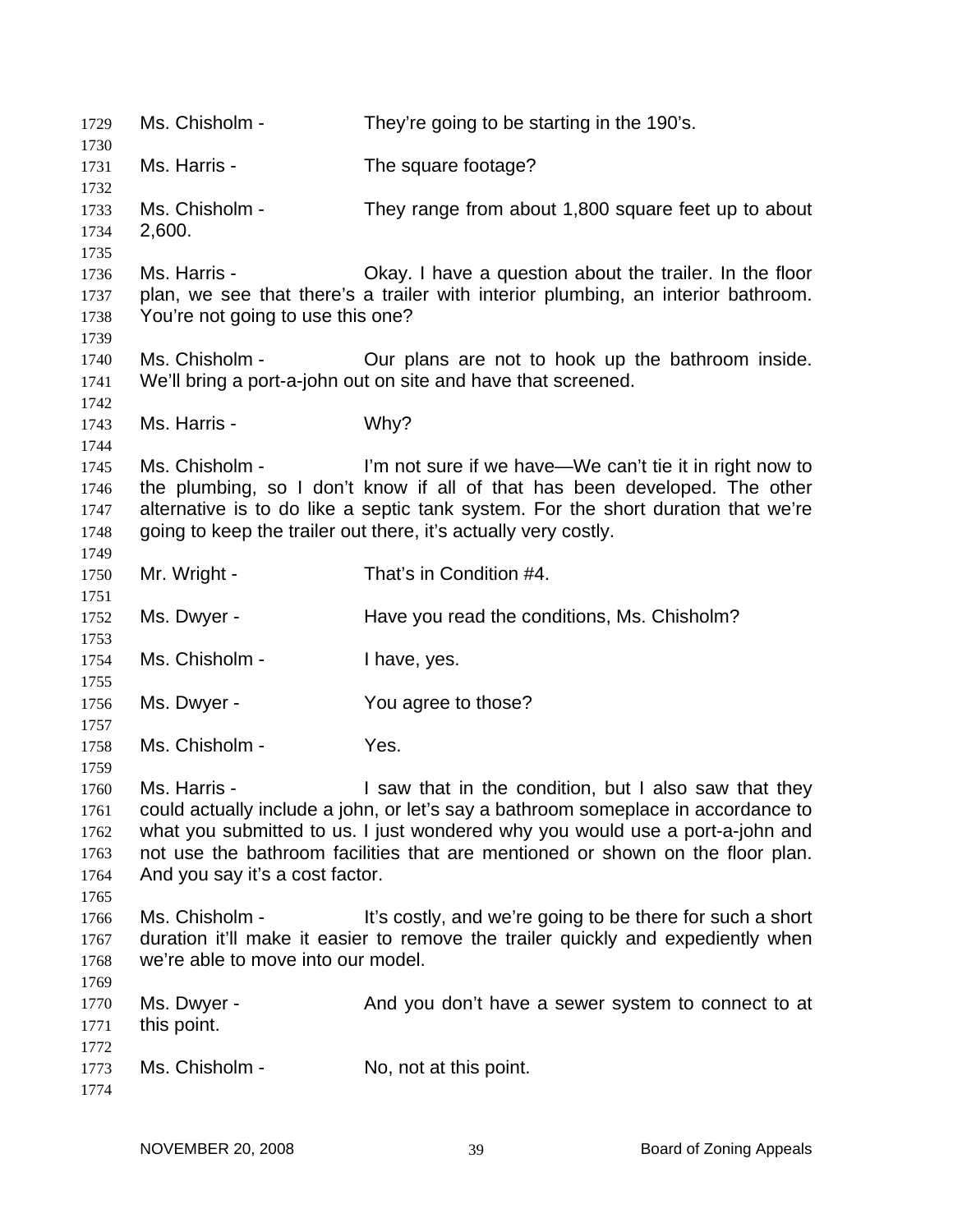Ms. Chisholm - They're going to be starting in the 190's.

Ms. Harris - The square footage?

Ms. Chisholm - They range from about 1,800 square feet up to about 2,600.

Ms. Harris - Okay. I have a question about the trailer. In the floor plan, we see that there's a trailer with interior plumbing, an interior bathroom. You're not going to use this one?

Ms. Chisholm - Our plans are not to hook up the bathroom inside. We'll bring a port-a-john out on site and have that screened.

Ms. Harris - Why?

Ms. Chisholm - I'm not sure if we have—We can't tie it in right now to the plumbing, so I don't know if all of that has been developed. The other alternative is to do like a septic tank system. For the short duration that we're going to keep the trailer out there, it's actually very costly.

Mr. Wright - That's in Condition #4.

Ms. Dwyer - Have you read the conditions, Ms. Chisholm?

Ms. Chisholm - I have, yes.

Ms. Dwyer - You agree to those?

Ms. Chisholm - Yes.

Ms. Harris - I saw that in the condition, but I also saw that they could actually include a john, or let's say a bathroom someplace in accordance to what you submitted to us. I just wondered why you would use a port-a-john and not use the bathroom facilities that are mentioned or shown on the floor plan. And you say it's a cost factor.

Ms. Chisholm - It's costly, and we're going to be there for such a short duration it'll make it easier to remove the trailer quickly and expediently when we're able to move into our model.

Ms. Dwyer - And you don't have a sewer system to connect to at this point.

Ms. Chisholm - No, not at this point.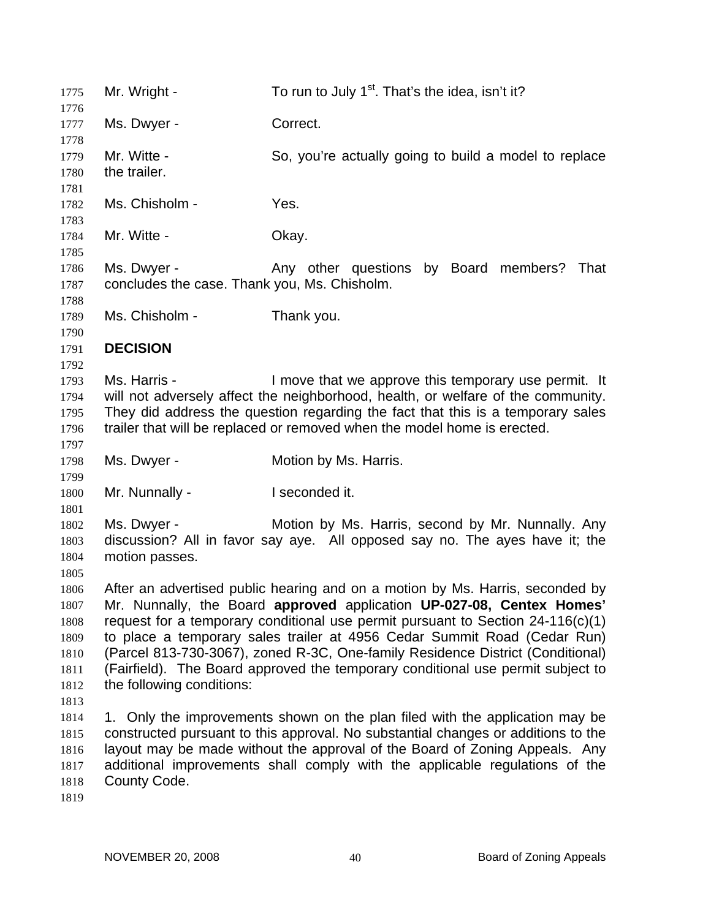Mr. Wright - To run to July 1st. That's the idea, isn't it?

Ms. Dwyer - Correct.

Mr. Witte - So, you're actually going to build a model to replace the trailer.

Ms. Chisholm - Yes.

Mr. Witte - Okay.

Ms. Dwyer - Any other questions by Board members? That concludes the case. Thank you, Ms. Chisholm.

Ms. Chisholm - Thank you.

**DECISION**

Ms. Harris - I move that we approve this temporary use permit. It will not adversely affect the neighborhood, health, or welfare of the community. They did address the question regarding the fact that this is a temporary sales trailer that will be replaced or removed when the model home is erected.

Ms. Dwyer - Motion by Ms. Harris.

Mr. Nunnally - I seconded it.

Ms. Dwyer - Motion by Ms. Harris, second by Mr. Nunnally. Any discussion? All in favor say aye. All opposed say no. The ayes have it; the motion passes.

After an advertised public hearing and on a motion by Ms. Harris, seconded by Mr. Nunnally, the Board **approved** application **UP-027-08, Centex Homes'** request for a temporary conditional use permit pursuant to Section 24-116(c)(1) to place a temporary sales trailer at 4956 Cedar Summit Road (Cedar Run) (Parcel 813-730-3067), zoned R-3C, One-family Residence District (Conditional) (Fairfield). The Board approved the temporary conditional use permit subject to the following conditions:

1. Only the improvements shown on the plan filed with the application may be constructed pursuant to this approval. No substantial changes or additions to the layout may be made without the approval of the Board of Zoning Appeals. Any additional improvements shall comply with the applicable regulations of the County Code.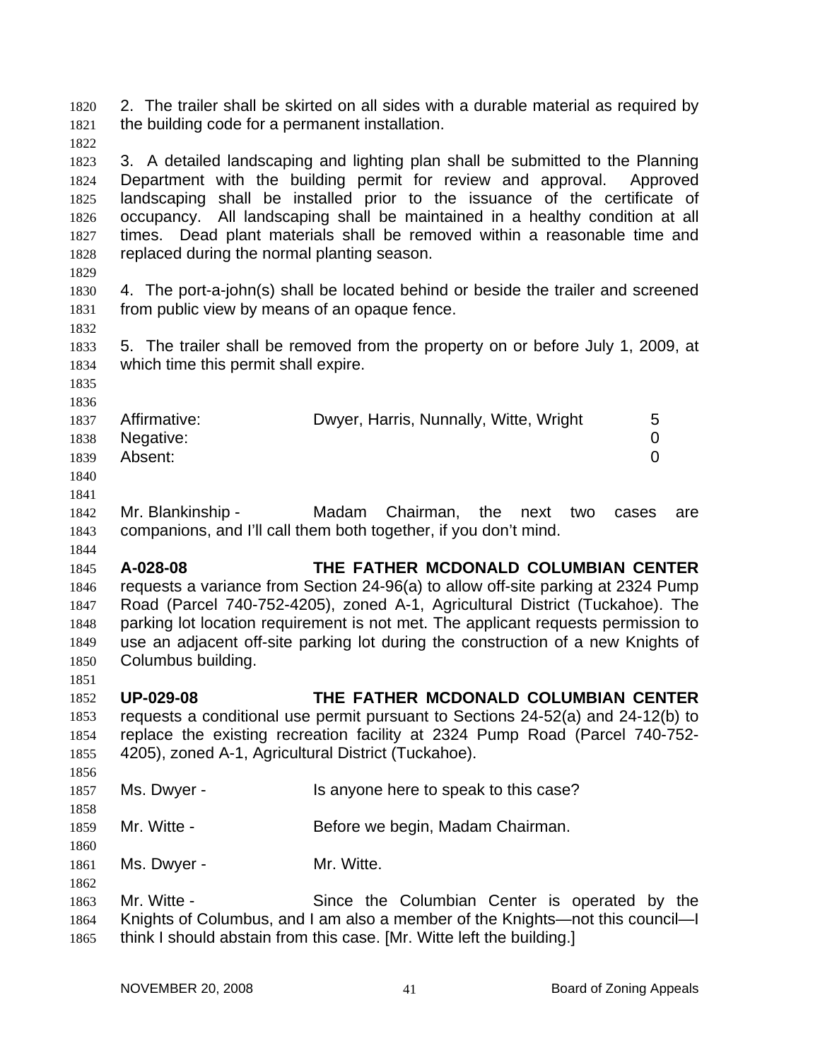2. The trailer shall be skirted on all sides with a durable material as required by the building code for a permanent installation.

3. A detailed landscaping and lighting plan shall be submitted to the Planning Department with the building permit for review and approval. Approved landscaping shall be installed prior to the issuance of the certificate of occupancy. All landscaping shall be maintained in a healthy condition at all times. Dead plant materials shall be removed within a reasonable time and replaced during the normal planting season.

4. The port-a-john(s) shall be located behind or beside the trailer and screened from public view by means of an opaque fence.

5. The trailer shall be removed from the property on or before July 1, 2009, at which time this permit shall expire.

| | | |
|---|---|---|
| Affirmative: | Dwyer, Harris, Nunnally, Witte, Wright | 5 |
| Negative: | | 0 |
| Absent: | | 0 |

Mr. Blankinship - Madam Chairman, the next two cases are companions, and I'll call them both together, if you don't mind.

**A-028-08 THE FATHER MCDONALD COLUMBIAN CENTER** requests a variance from Section 24-96(a) to allow off-site parking at 2324 Pump Road (Parcel 740-752-4205), zoned A-1, Agricultural District (Tuckahoe). The parking lot location requirement is not met. The applicant requests permission to use an adjacent off-site parking lot during the construction of a new Knights of Columbus building.

**UP-029-08 THE FATHER MCDONALD COLUMBIAN CENTER** requests a conditional use permit pursuant to Sections 24-52(a) and 24-12(b) to replace the existing recreation facility at 2324 Pump Road (Parcel 740-752-4205), zoned A-1, Agricultural District (Tuckahoe).

Ms. Dwyer - Is anyone here to speak to this case?

Mr. Witte - Before we begin, Madam Chairman.

Ms. Dwyer - Mr. Witte.

Mr. Witte - Since the Columbian Center is operated by the Knights of Columbus, and I am also a member of the Knights—not this council—I think I should abstain from this case. [Mr. Witte left the building.]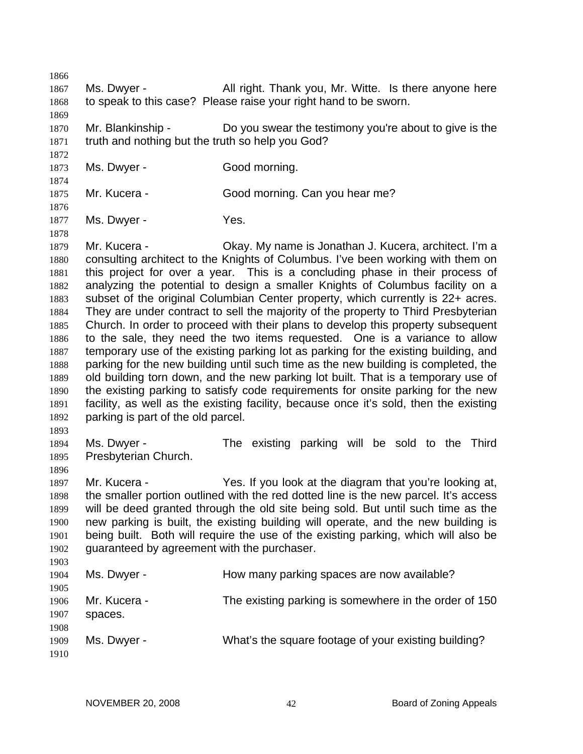Ms. Dwyer - All right. Thank you, Mr. Witte. Is there anyone here to speak to this case? Please raise your right hand to be sworn.

Mr. Blankinship - Do you swear the testimony you're about to give is the truth and nothing but the truth so help you God?

Ms. Dwyer - Good morning.

Mr. Kucera - Good morning. Can you hear me?

Ms. Dwyer - Yes.

Mr. Kucera - Okay. My name is Jonathan J. Kucera, architect. I'm a consulting architect to the Knights of Columbus. I've been working with them on this project for over a year. This is a concluding phase in their process of analyzing the potential to design a smaller Knights of Columbus facility on a subset of the original Columbian Center property, which currently is 22+ acres. They are under contract to sell the majority of the property to Third Presbyterian Church. In order to proceed with their plans to develop this property subsequent to the sale, they need the two items requested. One is a variance to allow temporary use of the existing parking lot as parking for the existing building, and parking for the new building until such time as the new building is completed, the old building torn down, and the new parking lot built. That is a temporary use of the existing parking to satisfy code requirements for onsite parking for the new facility, as well as the existing facility, because once it's sold, then the existing parking is part of the old parcel.

Ms. Dwyer - The existing parking will be sold to the Third Presbyterian Church.

Mr. Kucera - Yes. If you look at the diagram that you're looking at, the smaller portion outlined with the red dotted line is the new parcel. It's access will be deed granted through the old site being sold. But until such time as the new parking is built, the existing building will operate, and the new building is being built. Both will require the use of the existing parking, which will also be guaranteed by agreement with the purchaser.

Ms. Dwyer - How many parking spaces are now available?

Mr. Kucera - The existing parking is somewhere in the order of 150 spaces.

Ms. Dwyer - What's the square footage of your existing building?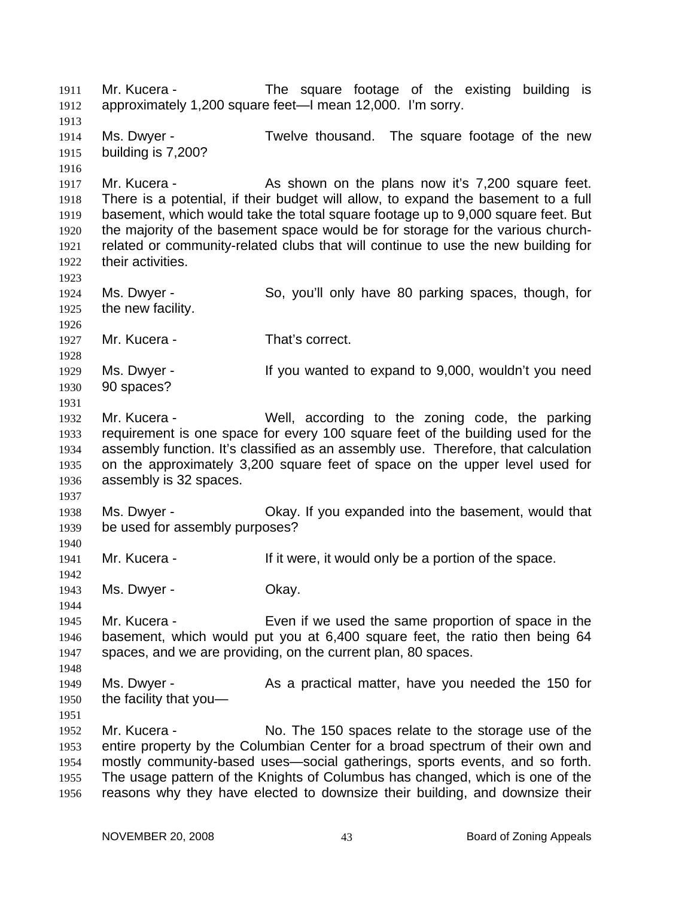1911 Mr. Kucera - The square footage of the existing building is
1912 approximately 1,200 square feet—I mean 12,000. I'm sorry.

1914 Ms. Dwyer - Twelve thousand. The square footage of the new
1915 building is 7,200?

1917 Mr. Kucera - As shown on the plans now it's 7,200 square feet.
1918 There is a potential, if their budget will allow, to expand the basement to a full
1919 basement, which would take the total square footage up to 9,000 square feet. But
1920 the majority of the basement space would be for storage for the various church-
1921 related or community-related clubs that will continue to use the new building for
1922 their activities.

1924 Ms. Dwyer - So, you'll only have 80 parking spaces, though, for
1925 the new facility.

1927 Mr. Kucera - That's correct.

1929 Ms. Dwyer - If you wanted to expand to 9,000, wouldn't you need
1930 90 spaces?

1932 Mr. Kucera - Well, according to the zoning code, the parking
1933 requirement is one space for every 100 square feet of the building used for the
1934 assembly function. It's classified as an assembly use. Therefore, that calculation
1935 on the approximately 3,200 square feet of space on the upper level used for
1936 assembly is 32 spaces.

1938 Ms. Dwyer - Okay. If you expanded into the basement, would that
1939 be used for assembly purposes?

1941 Mr. Kucera - If it were, it would only be a portion of the space.

1943 Ms. Dwyer - Okay.

1945 Mr. Kucera - Even if we used the same proportion of space in the
1946 basement, which would put you at 6,400 square feet, the ratio then being 64
1947 spaces, and we are providing, on the current plan, 80 spaces.

1949 Ms. Dwyer - As a practical matter, have you needed the 150 for
1950 the facility that you—

1952 Mr. Kucera - No. The 150 spaces relate to the storage use of the
1953 entire property by the Columbian Center for a broad spectrum of their own and
1954 mostly community-based uses—social gatherings, sports events, and so forth.
1955 The usage pattern of the Knights of Columbus has changed, which is one of the
1956 reasons why they have elected to downsize their building, and downsize their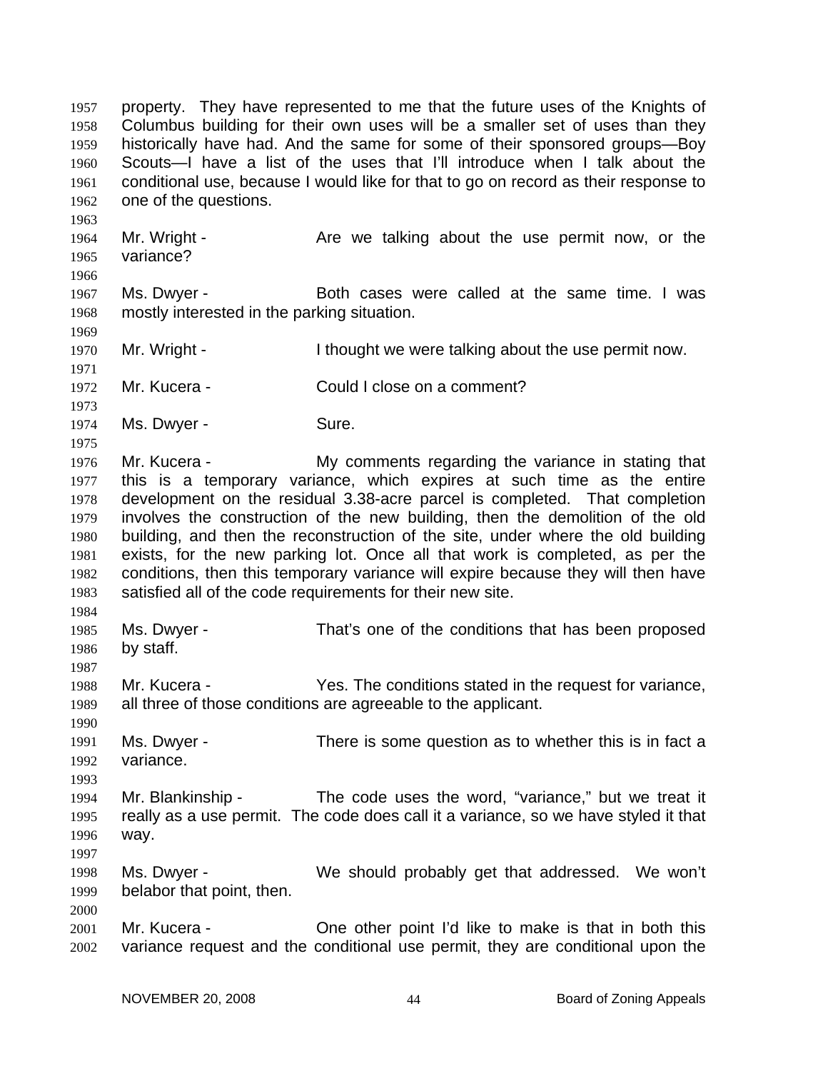property. They have represented to me that the future uses of the Knights of Columbus building for their own uses will be a smaller set of uses than they historically have had. And the same for some of their sponsored groups—Boy Scouts—I have a list of the uses that I'll introduce when I talk about the conditional use, because I would like for that to go on record as their response to one of the questions.

Mr. Wright - Are we talking about the use permit now, or the variance?

Ms. Dwyer - Both cases were called at the same time. I was mostly interested in the parking situation.

Mr. Wright - I thought we were talking about the use permit now.

Mr. Kucera - Could I close on a comment?

Ms. Dwyer - Sure.

Mr. Kucera - My comments regarding the variance in stating that this is a temporary variance, which expires at such time as the entire development on the residual 3.38-acre parcel is completed. That completion involves the construction of the new building, then the demolition of the old building, and then the reconstruction of the site, under where the old building exists, for the new parking lot. Once all that work is completed, as per the conditions, then this temporary variance will expire because they will then have satisfied all of the code requirements for their new site.

Ms. Dwyer - That's one of the conditions that has been proposed by staff.

Mr. Kucera - Yes. The conditions stated in the request for variance, all three of those conditions are agreeable to the applicant.

Ms. Dwyer - There is some question as to whether this is in fact a variance.

Mr. Blankinship - The code uses the word, "variance," but we treat it really as a use permit. The code does call it a variance, so we have styled it that way.

Ms. Dwyer - We should probably get that addressed. We won't belabor that point, then.

Mr. Kucera - One other point I'd like to make is that in both this variance request and the conditional use permit, they are conditional upon the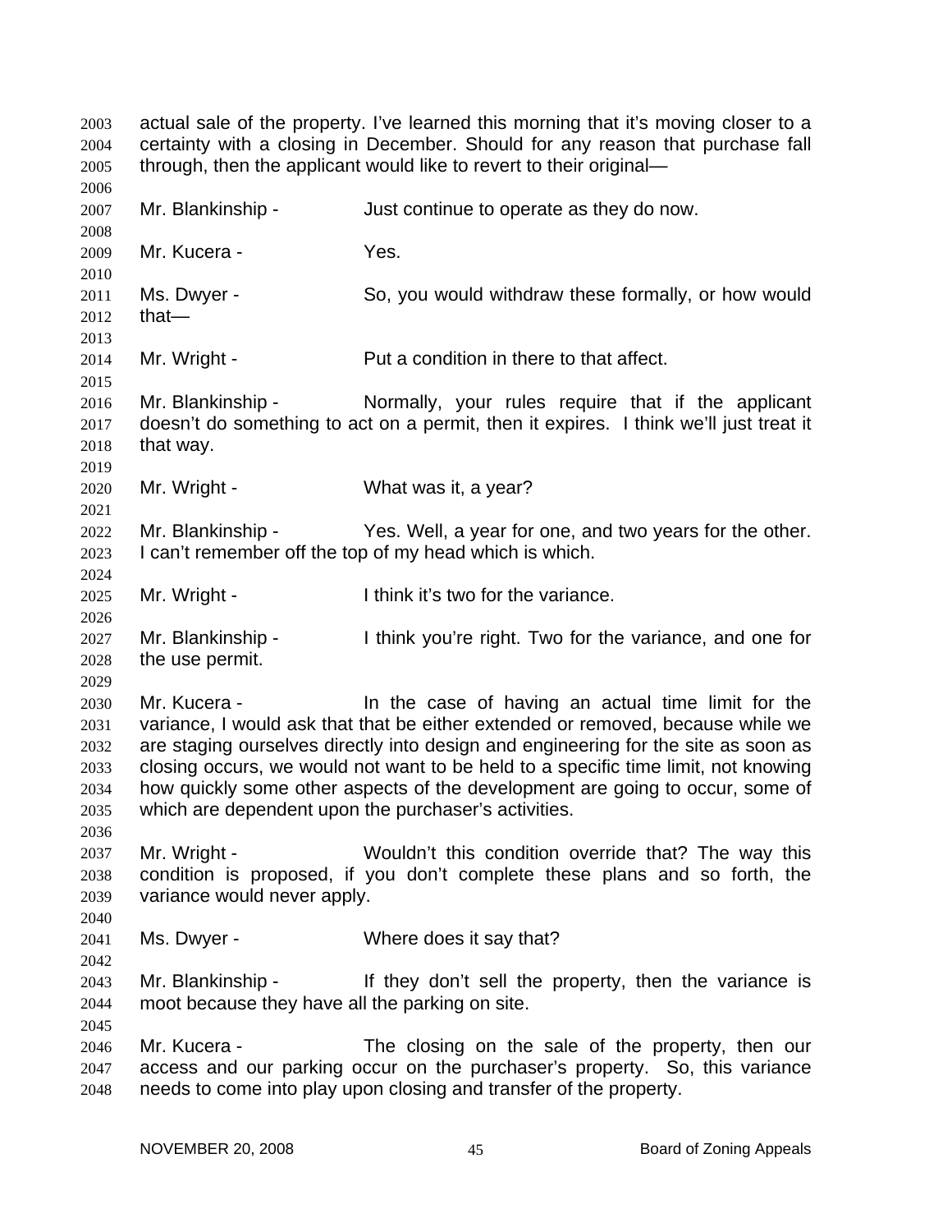actual sale of the property. I've learned this morning that it's moving closer to a certainty with a closing in December. Should for any reason that purchase fall through, then the applicant would like to revert to their original—

Mr. Blankinship - Just continue to operate as they do now.

Mr. Kucera - Yes.

Ms. Dwyer - So, you would withdraw these formally, or how would that—

Mr. Wright - Put a condition in there to that affect.

Mr. Blankinship - Normally, your rules require that if the applicant doesn't do something to act on a permit, then it expires. I think we'll just treat it that way.

Mr. Wright - What was it, a year?

Mr. Blankinship - Yes. Well, a year for one, and two years for the other. I can't remember off the top of my head which is which.

Mr. Wright - I think it's two for the variance.

Mr. Blankinship - I think you're right. Two for the variance, and one for the use permit.

Mr. Kucera - In the case of having an actual time limit for the variance, I would ask that that be either extended or removed, because while we are staging ourselves directly into design and engineering for the site as soon as closing occurs, we would not want to be held to a specific time limit, not knowing how quickly some other aspects of the development are going to occur, some of which are dependent upon the purchaser's activities.

Mr. Wright - Wouldn't this condition override that? The way this condition is proposed, if you don't complete these plans and so forth, the variance would never apply.

Ms. Dwyer - Where does it say that?

Mr. Blankinship - If they don't sell the property, then the variance is moot because they have all the parking on site.

Mr. Kucera - The closing on the sale of the property, then our access and our parking occur on the purchaser's property. So, this variance needs to come into play upon closing and transfer of the property.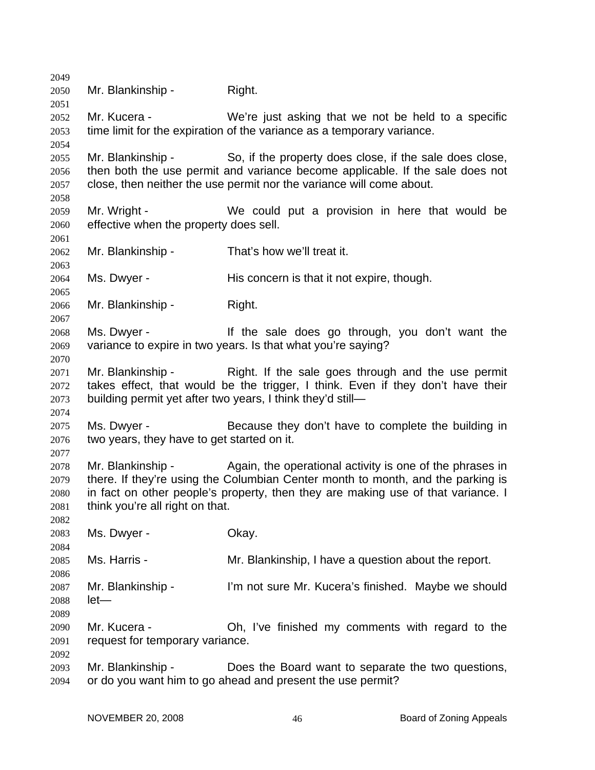Mr. Blankinship - Right.

Mr. Kucera - We're just asking that we not be held to a specific time limit for the expiration of the variance as a temporary variance.

Mr. Blankinship - So, if the property does close, if the sale does close, then both the use permit and variance become applicable. If the sale does not close, then neither the use permit nor the variance will come about.

Mr. Wright - We could put a provision in here that would be effective when the property does sell.

Mr. Blankinship - That's how we'll treat it.

Ms. Dwyer - His concern is that it not expire, though.

Mr. Blankinship - Right.

Ms. Dwyer - If the sale does go through, you don't want the variance to expire in two years. Is that what you're saying?

Mr. Blankinship - Right. If the sale goes through and the use permit takes effect, that would be the trigger, I think. Even if they don't have their building permit yet after two years, I think they'd still—

Ms. Dwyer - Because they don't have to complete the building in two years, they have to get started on it.

Mr. Blankinship - Again, the operational activity is one of the phrases in there. If they're using the Columbian Center month to month, and the parking is in fact on other people's property, then they are making use of that variance. I think you're all right on that.

Ms. Dwyer - Okay.

Ms. Harris - Mr. Blankinship, I have a question about the report.

Mr. Blankinship - I'm not sure Mr. Kucera's finished. Maybe we should let—

Mr. Kucera - Oh, I've finished my comments with regard to the request for temporary variance.

Mr. Blankinship - Does the Board want to separate the two questions, or do you want him to go ahead and present the use permit?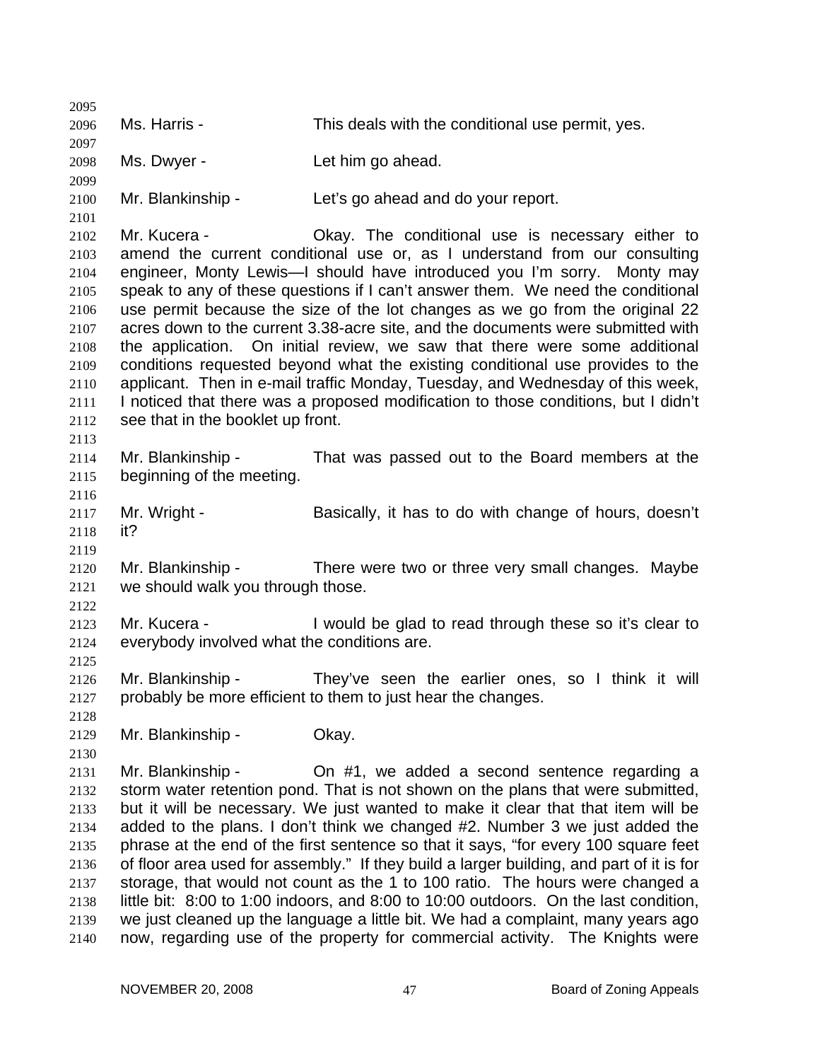Ms. Harris - This deals with the conditional use permit, yes.

Ms. Dwyer - Let him go ahead.

Mr. Blankinship - Let's go ahead and do your report.

Mr. Kucera - Okay. The conditional use is necessary either to amend the current conditional use or, as I understand from our consulting engineer, Monty Lewis—I should have introduced you I'm sorry. Monty may speak to any of these questions if I can't answer them. We need the conditional use permit because the size of the lot changes as we go from the original 22 acres down to the current 3.38-acre site, and the documents were submitted with the application. On initial review, we saw that there were some additional conditions requested beyond what the existing conditional use provides to the applicant. Then in e-mail traffic Monday, Tuesday, and Wednesday of this week, I noticed that there was a proposed modification to those conditions, but I didn't see that in the booklet up front.

Mr. Blankinship - That was passed out to the Board members at the beginning of the meeting.

Mr. Wright - Basically, it has to do with change of hours, doesn't it?

Mr. Blankinship - There were two or three very small changes. Maybe we should walk you through those.

Mr. Kucera - I would be glad to read through these so it's clear to everybody involved what the conditions are.

Mr. Blankinship - They've seen the earlier ones, so I think it will probably be more efficient to them to just hear the changes.

Mr. Blankinship - Okay.

Mr. Blankinship - On #1, we added a second sentence regarding a storm water retention pond. That is not shown on the plans that were submitted, but it will be necessary. We just wanted to make it clear that that item will be added to the plans. I don't think we changed #2. Number 3 we just added the phrase at the end of the first sentence so that it says, "for every 100 square feet of floor area used for assembly." If they build a larger building, and part of it is for storage, that would not count as the 1 to 100 ratio. The hours were changed a little bit: 8:00 to 1:00 indoors, and 8:00 to 10:00 outdoors. On the last condition, we just cleaned up the language a little bit. We had a complaint, many years ago now, regarding use of the property for commercial activity. The Knights were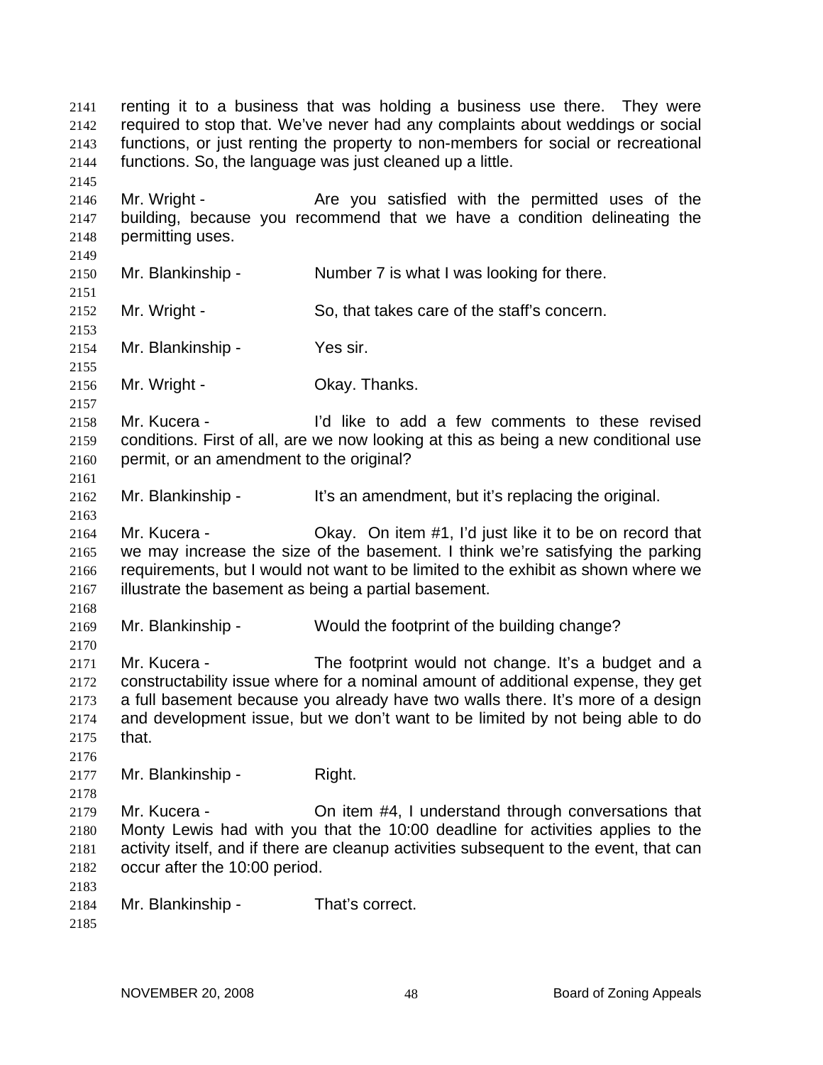renting it to a business that was holding a business use there. They were required to stop that. We've never had any complaints about weddings or social functions, or just renting the property to non-members for social or recreational functions. So, the language was just cleaned up a little.

Mr. Wright - Are you satisfied with the permitted uses of the building, because you recommend that we have a condition delineating the permitting uses.

Mr. Blankinship - Number 7 is what I was looking for there.

Mr. Wright - So, that takes care of the staff's concern.

Mr. Blankinship - Yes sir.

Mr. Wright - Okay. Thanks.

Mr. Kucera - I'd like to add a few comments to these revised conditions. First of all, are we now looking at this as being a new conditional use permit, or an amendment to the original?

Mr. Blankinship - It's an amendment, but it's replacing the original.

Mr. Kucera - Okay. On item #1, I'd just like it to be on record that we may increase the size of the basement. I think we're satisfying the parking requirements, but I would not want to be limited to the exhibit as shown where we illustrate the basement as being a partial basement.

Mr. Blankinship - Would the footprint of the building change?

Mr. Kucera - The footprint would not change. It's a budget and a constructability issue where for a nominal amount of additional expense, they get a full basement because you already have two walls there. It's more of a design and development issue, but we don't want to be limited by not being able to do that.

Mr. Blankinship - Right.

Mr. Kucera - On item #4, I understand through conversations that Monty Lewis had with you that the 10:00 deadline for activities applies to the activity itself, and if there are cleanup activities subsequent to the event, that can occur after the 10:00 period.

Mr. Blankinship - That's correct.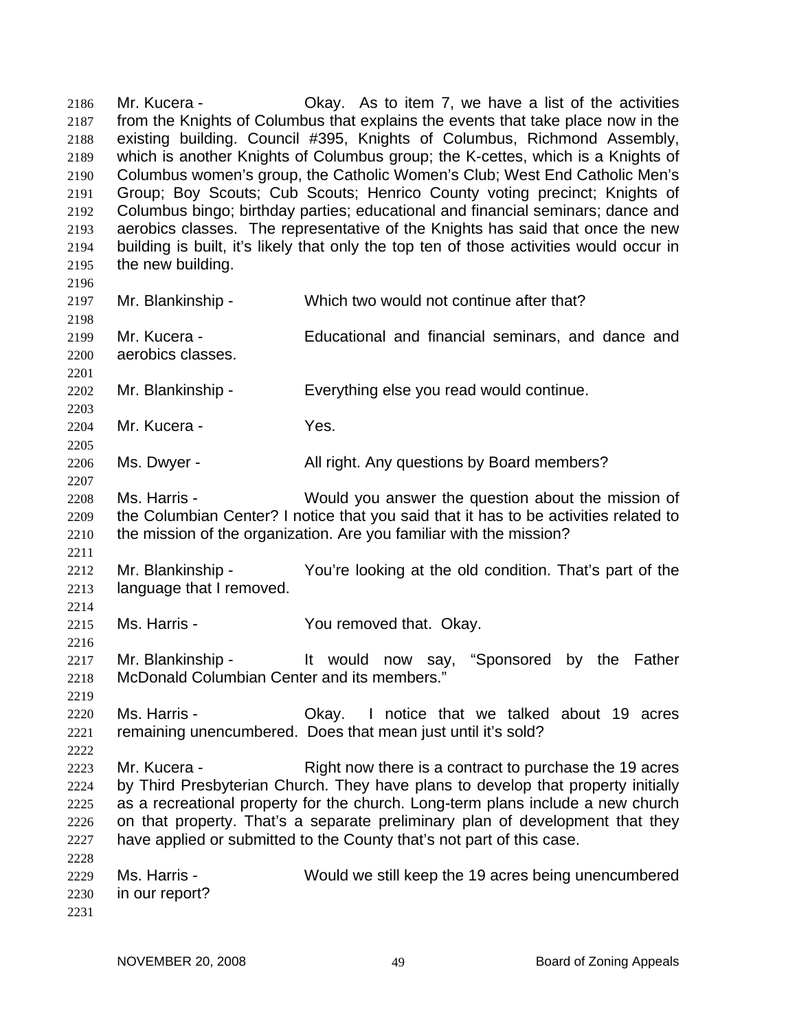Mr. Kucera - Okay. As to item 7, we have a list of the activities from the Knights of Columbus that explains the events that take place now in the existing building. Council #395, Knights of Columbus, Richmond Assembly, which is another Knights of Columbus group; the K-cettes, which is a Knights of Columbus women's group, the Catholic Women's Club; West End Catholic Men's Group; Boy Scouts; Cub Scouts; Henrico County voting precinct; Knights of Columbus bingo; birthday parties; educational and financial seminars; dance and aerobics classes. The representative of the Knights has said that once the new building is built, it's likely that only the top ten of those activities would occur in the new building.

Mr. Blankinship - Which two would not continue after that?

Mr. Kucera - Educational and financial seminars, and dance and aerobics classes.

Mr. Blankinship - Everything else you read would continue.

Mr. Kucera - Yes.

Ms. Dwyer - All right. Any questions by Board members?

Ms. Harris - Would you answer the question about the mission of the Columbian Center? I notice that you said that it has to be activities related to the mission of the organization. Are you familiar with the mission?

Mr. Blankinship - You're looking at the old condition. That's part of the language that I removed.

Ms. Harris - You removed that. Okay.

Mr. Blankinship - It would now say, "Sponsored by the Father McDonald Columbian Center and its members."

Ms. Harris - Okay. I notice that we talked about 19 acres remaining unencumbered. Does that mean just until it's sold?

Mr. Kucera - Right now there is a contract to purchase the 19 acres by Third Presbyterian Church. They have plans to develop that property initially as a recreational property for the church. Long-term plans include a new church on that property. That's a separate preliminary plan of development that they have applied or submitted to the County that's not part of this case.

Ms. Harris - Would we still keep the 19 acres being unencumbered in our report?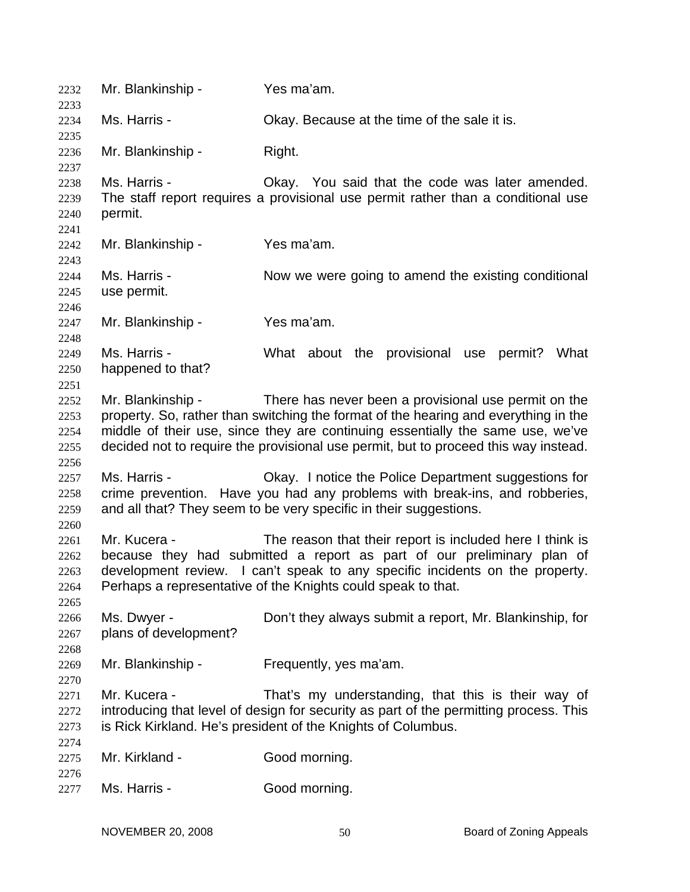Mr. Blankinship - Yes ma'am.

Ms. Harris - Okay. Because at the time of the sale it is.

Mr. Blankinship - Right.

Ms. Harris - Okay. You said that the code was later amended. The staff report requires a provisional use permit rather than a conditional use permit.

Mr. Blankinship - Yes ma'am.

Ms. Harris - Now we were going to amend the existing conditional use permit.

Mr. Blankinship - Yes ma'am.

Ms. Harris - What about the provisional use permit? What happened to that?

Mr. Blankinship - There has never been a provisional use permit on the property. So, rather than switching the format of the hearing and everything in the middle of their use, since they are continuing essentially the same use, we've decided not to require the provisional use permit, but to proceed this way instead.

Ms. Harris - Okay. I notice the Police Department suggestions for crime prevention. Have you had any problems with break-ins, and robberies, and all that? They seem to be very specific in their suggestions.

Mr. Kucera - The reason that their report is included here I think is because they had submitted a report as part of our preliminary plan of development review. I can't speak to any specific incidents on the property. Perhaps a representative of the Knights could speak to that.

Ms. Dwyer - Don't they always submit a report, Mr. Blankinship, for plans of development?

Mr. Blankinship - Frequently, yes ma'am.

Mr. Kucera - That's my understanding, that this is their way of introducing that level of design for security as part of the permitting process. This is Rick Kirkland. He's president of the Knights of Columbus.

Mr. Kirkland - Good morning.

Ms. Harris - Good morning.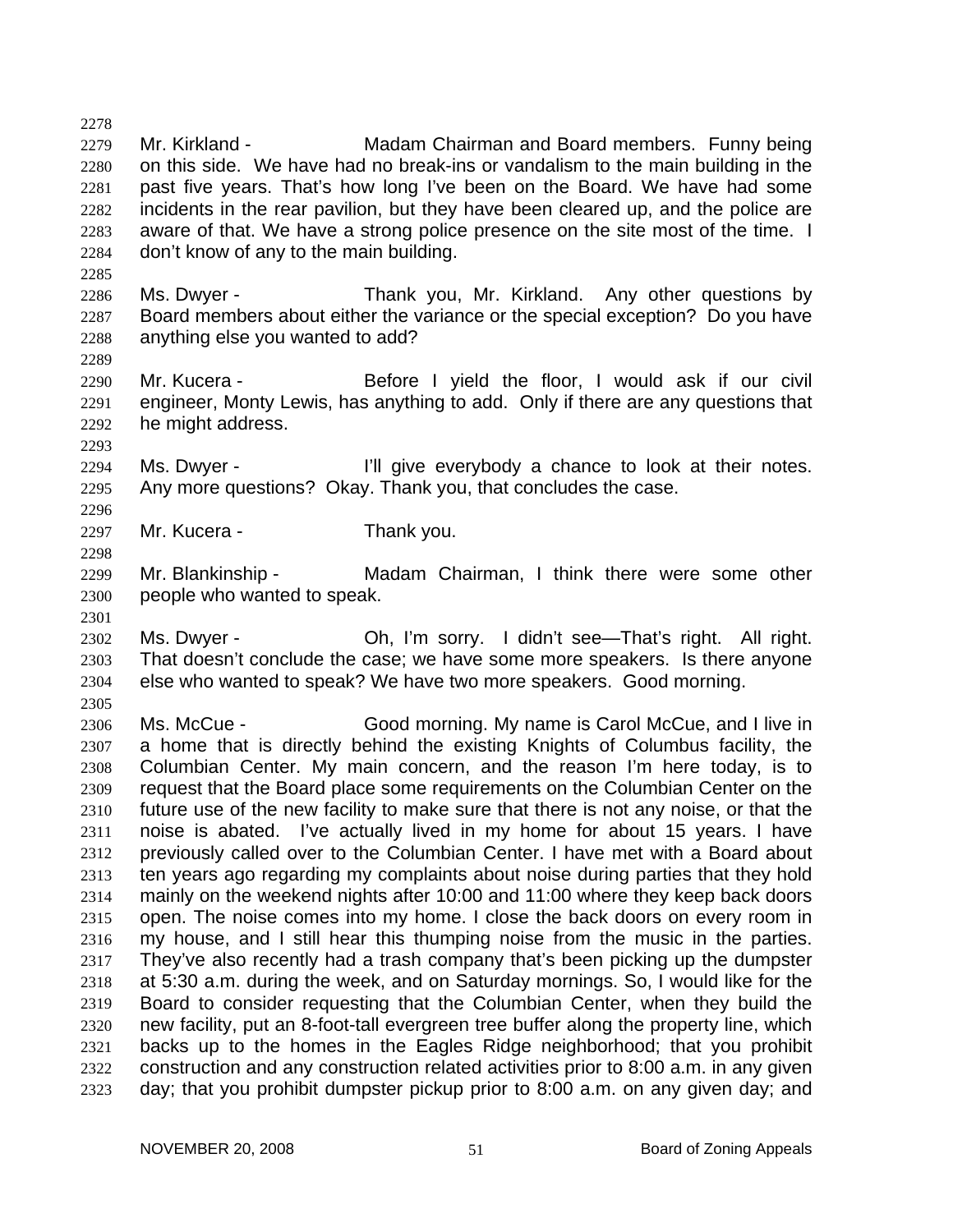Mr. Kirkland - Madam Chairman and Board members. Funny being on this side. We have had no break-ins or vandalism to the main building in the past five years. That's how long I've been on the Board. We have had some incidents in the rear pavilion, but they have been cleared up, and the police are aware of that. We have a strong police presence on the site most of the time. I don't know of any to the main building.

Ms. Dwyer - Thank you, Mr. Kirkland. Any other questions by Board members about either the variance or the special exception? Do you have anything else you wanted to add?

Mr. Kucera - Before I yield the floor, I would ask if our civil engineer, Monty Lewis, has anything to add. Only if there are any questions that he might address.

Ms. Dwyer - I'll give everybody a chance to look at their notes. Any more questions? Okay. Thank you, that concludes the case.

Mr. Kucera - Thank you.

Mr. Blankinship - Madam Chairman, I think there were some other people who wanted to speak.

Ms. Dwyer - Oh, I'm sorry. I didn't see—That's right. All right. That doesn't conclude the case; we have some more speakers. Is there anyone else who wanted to speak? We have two more speakers. Good morning.

Ms. McCue - Good morning. My name is Carol McCue, and I live in a home that is directly behind the existing Knights of Columbus facility, the Columbian Center. My main concern, and the reason I'm here today, is to request that the Board place some requirements on the Columbian Center on the future use of the new facility to make sure that there is not any noise, or that the noise is abated. I've actually lived in my home for about 15 years. I have previously called over to the Columbian Center. I have met with a Board about ten years ago regarding my complaints about noise during parties that they hold mainly on the weekend nights after 10:00 and 11:00 where they keep back doors open. The noise comes into my home. I close the back doors on every room in my house, and I still hear this thumping noise from the music in the parties. They've also recently had a trash company that's been picking up the dumpster at 5:30 a.m. during the week, and on Saturday mornings. So, I would like for the Board to consider requesting that the Columbian Center, when they build the new facility, put an 8-foot-tall evergreen tree buffer along the property line, which backs up to the homes in the Eagles Ridge neighborhood; that you prohibit construction and any construction related activities prior to 8:00 a.m. in any given day; that you prohibit dumpster pickup prior to 8:00 a.m. on any given day; and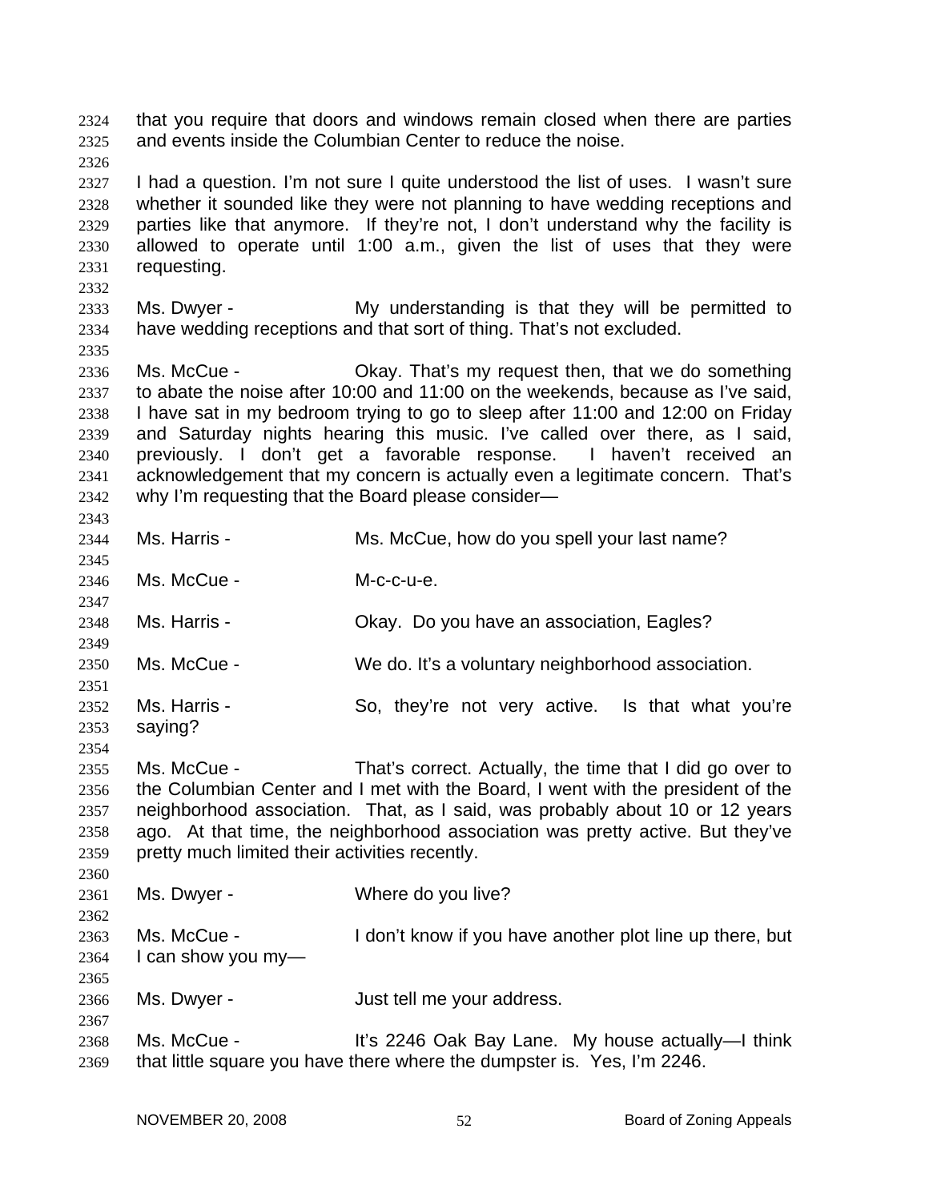that you require that doors and windows remain closed when there are parties and events inside the Columbian Center to reduce the noise.

I had a question. I'm not sure I quite understood the list of uses. I wasn't sure whether it sounded like they were not planning to have wedding receptions and parties like that anymore. If they're not, I don't understand why the facility is allowed to operate until 1:00 a.m., given the list of uses that they were requesting.

Ms. Dwyer - My understanding is that they will be permitted to have wedding receptions and that sort of thing. That's not excluded.

Ms. McCue - Okay. That's my request then, that we do something to abate the noise after 10:00 and 11:00 on the weekends, because as I've said, I have sat in my bedroom trying to go to sleep after 11:00 and 12:00 on Friday and Saturday nights hearing this music. I've called over there, as I said, previously. I don't get a favorable response. I haven't received an acknowledgement that my concern is actually even a legitimate concern. That's why I'm requesting that the Board please consider—

Ms. Harris - Ms. McCue, how do you spell your last name?

Ms. McCue - M-c-c-u-e.

Ms. Harris - Okay. Do you have an association, Eagles?

Ms. McCue - We do. It's a voluntary neighborhood association.

Ms. Harris - So, they're not very active. Is that what you're saying?

Ms. McCue - That's correct. Actually, the time that I did go over to the Columbian Center and I met with the Board, I went with the president of the neighborhood association. That, as I said, was probably about 10 or 12 years ago. At that time, the neighborhood association was pretty active. But they've pretty much limited their activities recently.

Ms. Dwyer - Where do you live?

Ms. McCue - I don't know if you have another plot line up there, but I can show you my—

Ms. Dwyer - Just tell me your address.

Ms. McCue - It's 2246 Oak Bay Lane. My house actually—I think that little square you have there where the dumpster is. Yes, I'm 2246.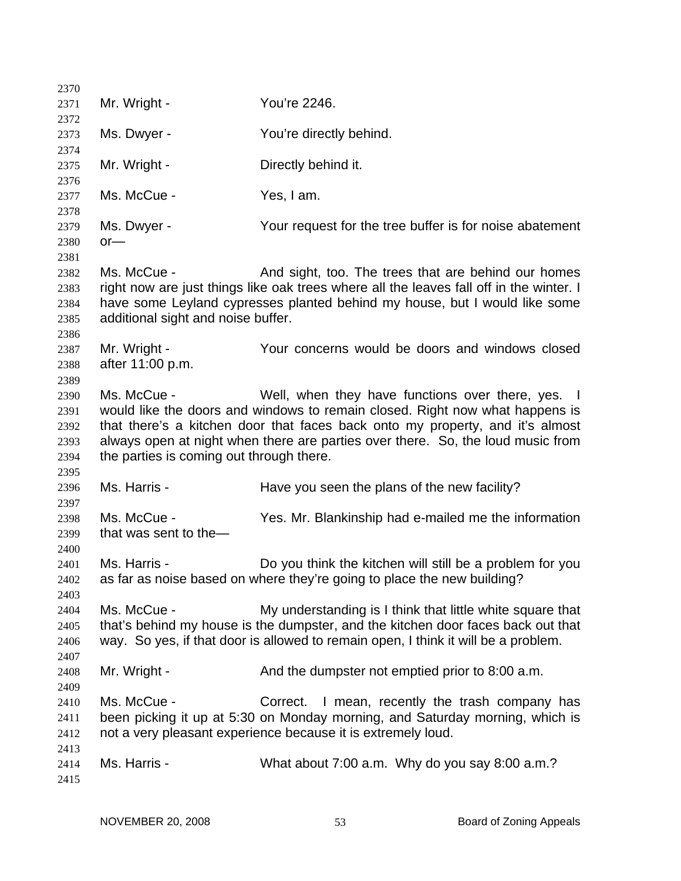Mr. Wright - You're 2246.

Ms. Dwyer - You're directly behind.

Mr. Wright - Directly behind it.

Ms. McCue - Yes, I am.

Ms. Dwyer - Your request for the tree buffer is for noise abatement or—

Ms. McCue - And sight, too. The trees that are behind our homes right now are just things like oak trees where all the leaves fall off in the winter. I have some Leyland cypresses planted behind my house, but I would like some additional sight and noise buffer.

Mr. Wright - Your concerns would be doors and windows closed after 11:00 p.m.

Ms. McCue - Well, when they have functions over there, yes. I would like the doors and windows to remain closed. Right now what happens is that there's a kitchen door that faces back onto my property, and it's almost always open at night when there are parties over there. So, the loud music from the parties is coming out through there.

Ms. Harris - Have you seen the plans of the new facility?

Ms. McCue - Yes. Mr. Blankinship had e-mailed me the information that was sent to the—

Ms. Harris - Do you think the kitchen will still be a problem for you as far as noise based on where they're going to place the new building?

Ms. McCue - My understanding is I think that little white square that that's behind my house is the dumpster, and the kitchen door faces back out that way. So yes, if that door is allowed to remain open, I think it will be a problem.

Mr. Wright - And the dumpster not emptied prior to 8:00 a.m.

Ms. McCue - Correct. I mean, recently the trash company has been picking it up at 5:30 on Monday morning, and Saturday morning, which is not a very pleasant experience because it is extremely loud.

Ms. Harris - What about 7:00 a.m. Why do you say 8:00 a.m.?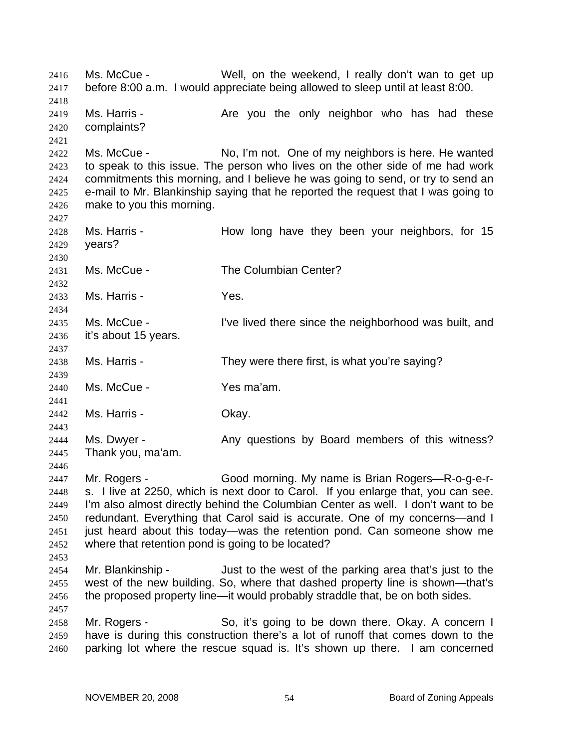Ms. McCue - Well, on the weekend, I really don't wan to get up before 8:00 a.m. I would appreciate being allowed to sleep until at least 8:00.

Ms. Harris - Are you the only neighbor who has had these complaints?

Ms. McCue - No, I'm not. One of my neighbors is here. He wanted to speak to this issue. The person who lives on the other side of me had work commitments this morning, and I believe he was going to send, or try to send an e-mail to Mr. Blankinship saying that he reported the request that I was going to make to you this morning.

Ms. Harris - How long have they been your neighbors, for 15 years?

Ms. McCue - The Columbian Center?

Ms. Harris - Yes.

Ms. McCue - I've lived there since the neighborhood was built, and it's about 15 years.

Ms. Harris - They were there first, is what you're saying?

Ms. McCue - Yes ma'am.

Ms. Harris - Okay.

Ms. Dwyer - Any questions by Board members of this witness? Thank you, ma'am.

Mr. Rogers - Good morning. My name is Brian Rogers—R-o-g-e-r-s. I live at 2250, which is next door to Carol. If you enlarge that, you can see. I'm also almost directly behind the Columbian Center as well. I don't want to be redundant. Everything that Carol said is accurate. One of my concerns—and I just heard about this today—was the retention pond. Can someone show me where that retention pond is going to be located?

Mr. Blankinship - Just to the west of the parking area that's just to the west of the new building. So, where that dashed property line is shown—that's the proposed property line—it would probably straddle that, be on both sides.

Mr. Rogers - So, it's going to be down there. Okay. A concern I have is during this construction there's a lot of runoff that comes down to the parking lot where the rescue squad is. It's shown up there. I am concerned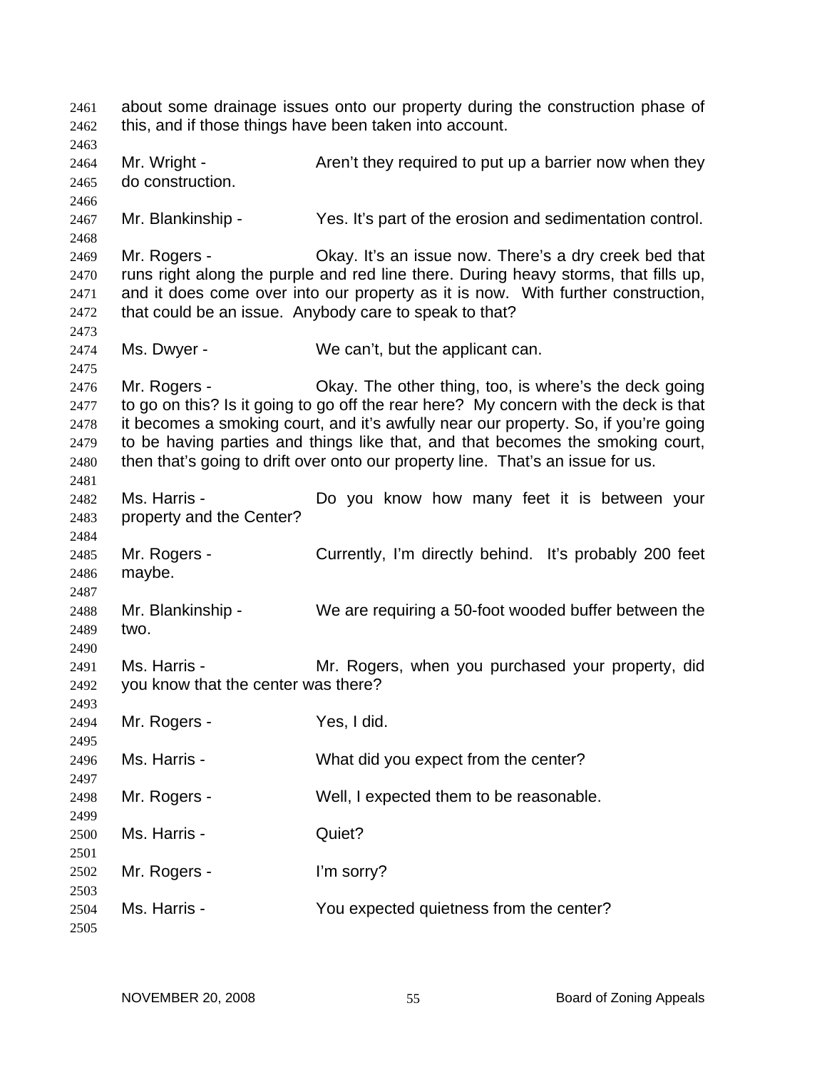about some drainage issues onto our property during the construction phase of this, and if those things have been taken into account.

Mr. Wright - Aren't they required to put up a barrier now when they do construction.

Mr. Blankinship - Yes. It's part of the erosion and sedimentation control.

Mr. Rogers - Okay. It's an issue now. There's a dry creek bed that runs right along the purple and red line there. During heavy storms, that fills up, and it does come over into our property as it is now. With further construction, that could be an issue. Anybody care to speak to that?

Ms. Dwyer - We can't, but the applicant can.

Mr. Rogers - Okay. The other thing, too, is where's the deck going to go on this? Is it going to go off the rear here? My concern with the deck is that it becomes a smoking court, and it's awfully near our property. So, if you're going to be having parties and things like that, and that becomes the smoking court, then that's going to drift over onto our property line. That's an issue for us.

Ms. Harris - Do you know how many feet it is between your property and the Center?

Mr. Rogers - Currently, I'm directly behind. It's probably 200 feet maybe.

Mr. Blankinship - We are requiring a 50-foot wooded buffer between the two.

Ms. Harris - Mr. Rogers, when you purchased your property, did you know that the center was there?

Mr. Rogers - Yes, I did.

Ms. Harris - What did you expect from the center?

Mr. Rogers - Well, I expected them to be reasonable.

Ms. Harris - Quiet?

Mr. Rogers - I'm sorry?

Ms. Harris - You expected quietness from the center?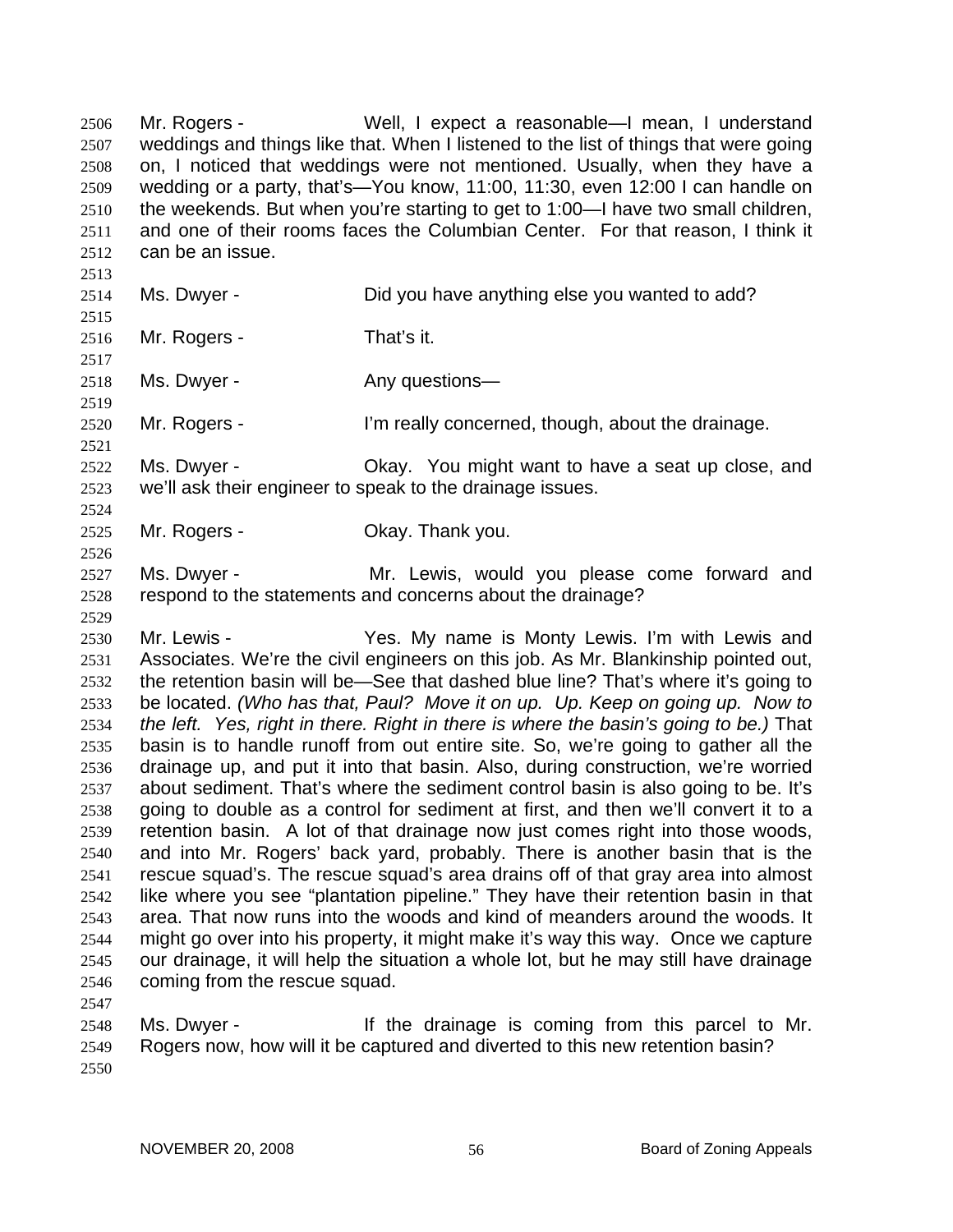Mr. Rogers - Well, I expect a reasonable—I mean, I understand weddings and things like that. When I listened to the list of things that were going on, I noticed that weddings were not mentioned. Usually, when they have a wedding or a party, that's—You know, 11:00, 11:30, even 12:00 I can handle on the weekends. But when you're starting to get to 1:00—I have two small children, and one of their rooms faces the Columbian Center. For that reason, I think it can be an issue.

Ms. Dwyer - Did you have anything else you wanted to add?

Mr. Rogers - That's it.

Ms. Dwyer - Any questions—

Mr. Rogers - I'm really concerned, though, about the drainage.

Ms. Dwyer - Okay. You might want to have a seat up close, and we'll ask their engineer to speak to the drainage issues.

Mr. Rogers - Okay. Thank you.

Ms. Dwyer - Mr. Lewis, would you please come forward and respond to the statements and concerns about the drainage?

Mr. Lewis - Yes. My name is Monty Lewis. I'm with Lewis and Associates. We're the civil engineers on this job. As Mr. Blankinship pointed out, the retention basin will be—See that dashed blue line? That's where it's going to be located. *(Who has that, Paul? Move it on up. Up. Keep on going up. Now to the left. Yes, right in there. Right in there is where the basin's going to be.)* That basin is to handle runoff from out entire site. So, we're going to gather all the drainage up, and put it into that basin. Also, during construction, we're worried about sediment. That's where the sediment control basin is also going to be. It's going to double as a control for sediment at first, and then we'll convert it to a retention basin. A lot of that drainage now just comes right into those woods, and into Mr. Rogers' back yard, probably. There is another basin that is the rescue squad's. The rescue squad's area drains off of that gray area into almost like where you see "plantation pipeline." They have their retention basin in that area. That now runs into the woods and kind of meanders around the woods. It might go over into his property, it might make it's way this way. Once we capture our drainage, it will help the situation a whole lot, but he may still have drainage coming from the rescue squad.

Ms. Dwyer - If the drainage is coming from this parcel to Mr. Rogers now, how will it be captured and diverted to this new retention basin?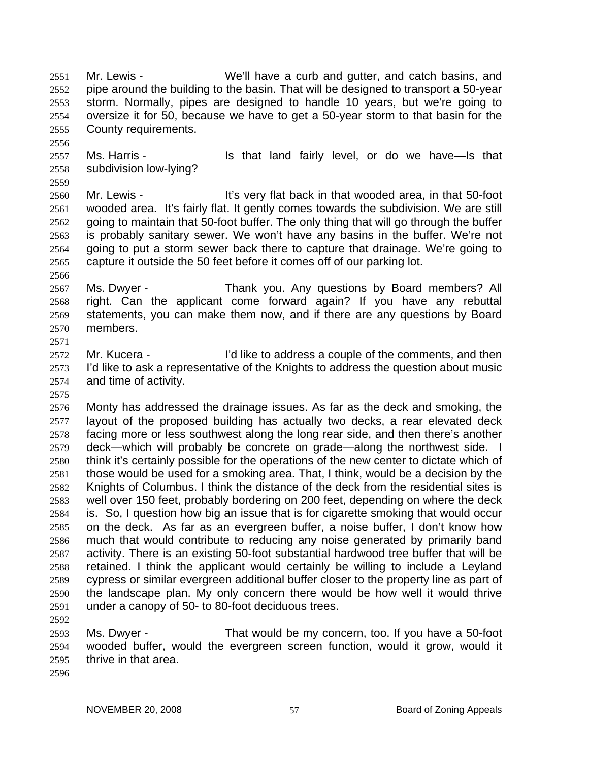Mr. Lewis - We'll have a curb and gutter, and catch basins, and pipe around the building to the basin. That will be designed to transport a 50-year storm. Normally, pipes are designed to handle 10 years, but we're going to oversize it for 50, because we have to get a 50-year storm to that basin for the County requirements.

Ms. Harris - Is that land fairly level, or do we have—Is that subdivision low-lying?

Mr. Lewis - It's very flat back in that wooded area, in that 50-foot wooded area. It's fairly flat. It gently comes towards the subdivision. We are still going to maintain that 50-foot buffer. The only thing that will go through the buffer is probably sanitary sewer. We won't have any basins in the buffer. We're not going to put a storm sewer back there to capture that drainage. We're going to capture it outside the 50 feet before it comes off of our parking lot.

Ms. Dwyer - Thank you. Any questions by Board members? All right. Can the applicant come forward again? If you have any rebuttal statements, you can make them now, and if there are any questions by Board members.

Mr. Kucera - I'd like to address a couple of the comments, and then I'd like to ask a representative of the Knights to address the question about music and time of activity.

Monty has addressed the drainage issues. As far as the deck and smoking, the layout of the proposed building has actually two decks, a rear elevated deck facing more or less southwest along the long rear side, and then there's another deck—which will probably be concrete on grade—along the northwest side. I think it's certainly possible for the operations of the new center to dictate which of those would be used for a smoking area. That, I think, would be a decision by the Knights of Columbus. I think the distance of the deck from the residential sites is well over 150 feet, probably bordering on 200 feet, depending on where the deck is. So, I question how big an issue that is for cigarette smoking that would occur on the deck. As far as an evergreen buffer, a noise buffer, I don't know how much that would contribute to reducing any noise generated by primarily band activity. There is an existing 50-foot substantial hardwood tree buffer that will be retained. I think the applicant would certainly be willing to include a Leyland cypress or similar evergreen additional buffer closer to the property line as part of the landscape plan. My only concern there would be how well it would thrive under a canopy of 50- to 80-foot deciduous trees.

Ms. Dwyer - That would be my concern, too. If you have a 50-foot wooded buffer, would the evergreen screen function, would it grow, would it thrive in that area.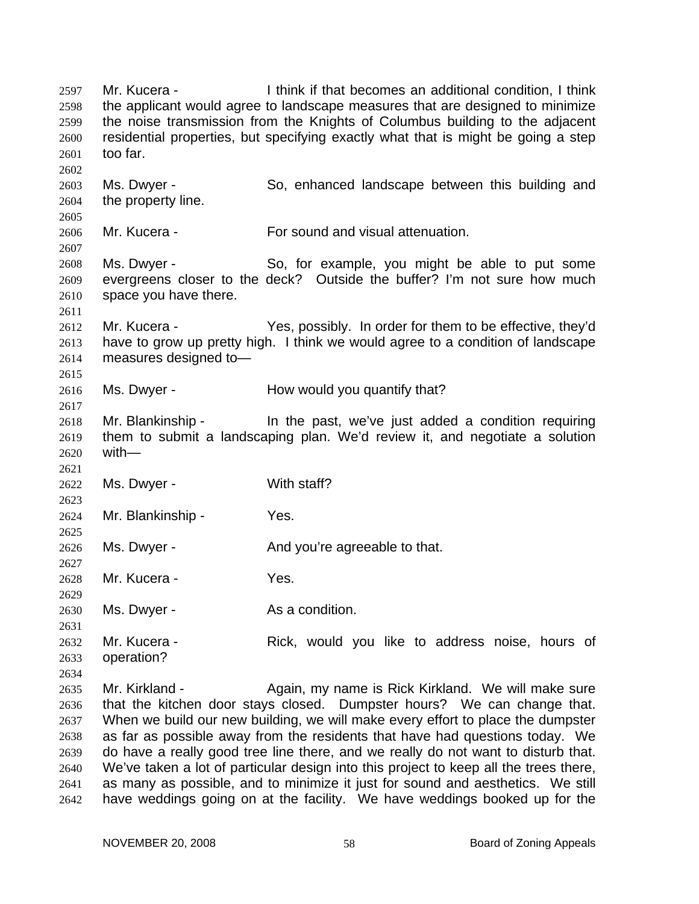Mr. Kucera - I think if that becomes an additional condition, I think the applicant would agree to landscape measures that are designed to minimize the noise transmission from the Knights of Columbus building to the adjacent residential properties, but specifying exactly what that is might be going a step too far.

Ms. Dwyer - So, enhanced landscape between this building and the property line.

Mr. Kucera - For sound and visual attenuation.

Ms. Dwyer - So, for example, you might be able to put some evergreens closer to the deck? Outside the buffer? I'm not sure how much space you have there.

Mr. Kucera - Yes, possibly. In order for them to be effective, they'd have to grow up pretty high. I think we would agree to a condition of landscape measures designed to—

Ms. Dwyer - How would you quantify that?

Mr. Blankinship - In the past, we've just added a condition requiring them to submit a landscaping plan. We'd review it, and negotiate a solution with—

Ms. Dwyer - With staff?

Mr. Blankinship - Yes.

Ms. Dwyer - And you're agreeable to that.

Mr. Kucera - Yes.

Ms. Dwyer - As a condition.

Mr. Kucera - Rick, would you like to address noise, hours of operation?

Mr. Kirkland - Again, my name is Rick Kirkland. We will make sure that the kitchen door stays closed. Dumpster hours? We can change that. When we build our new building, we will make every effort to place the dumpster as far as possible away from the residents that have had questions today. We do have a really good tree line there, and we really do not want to disturb that. We've taken a lot of particular design into this project to keep all the trees there, as many as possible, and to minimize it just for sound and aesthetics. We still have weddings going on at the facility. We have weddings booked up for the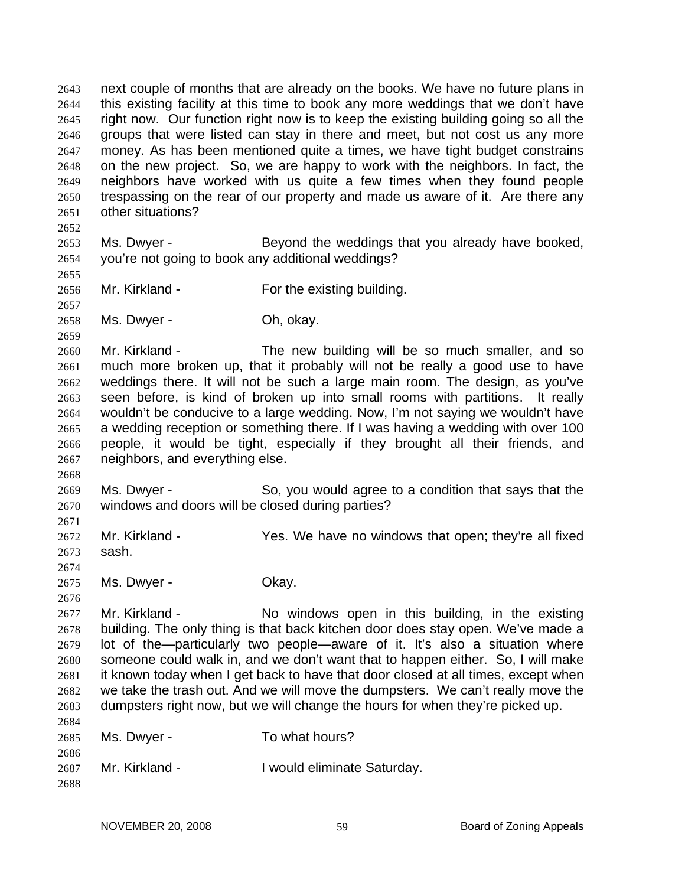next couple of months that are already on the books. We have no future plans in this existing facility at this time to book any more weddings that we don't have right now. Our function right now is to keep the existing building going so all the groups that were listed can stay in there and meet, but not cost us any more money. As has been mentioned quite a times, we have tight budget constrains on the new project. So, we are happy to work with the neighbors. In fact, the neighbors have worked with us quite a few times when they found people trespassing on the rear of our property and made us aware of it. Are there any other situations?

Ms. Dwyer - Beyond the weddings that you already have booked, you're not going to book any additional weddings?

Mr. Kirkland - For the existing building.

Ms. Dwyer - Oh, okay.

Mr. Kirkland - The new building will be so much smaller, and so much more broken up, that it probably will not be really a good use to have weddings there. It will not be such a large main room. The design, as you've seen before, is kind of broken up into small rooms with partitions. It really wouldn't be conducive to a large wedding. Now, I'm not saying we wouldn't have a wedding reception or something there. If I was having a wedding with over 100 people, it would be tight, especially if they brought all their friends, and neighbors, and everything else.

Ms. Dwyer - So, you would agree to a condition that says that the windows and doors will be closed during parties?

Mr. Kirkland - Yes. We have no windows that open; they're all fixed sash.

Ms. Dwyer - Okay.

Mr. Kirkland - No windows open in this building, in the existing building. The only thing is that back kitchen door does stay open. We've made a lot of the—particularly two people—aware of it. It's also a situation where someone could walk in, and we don't want that to happen either. So, I will make it known today when I get back to have that door closed at all times, except when we take the trash out. And we will move the dumpsters. We can't really move the dumpsters right now, but we will change the hours for when they're picked up.

Ms. Dwyer - To what hours?

Mr. Kirkland - I would eliminate Saturday.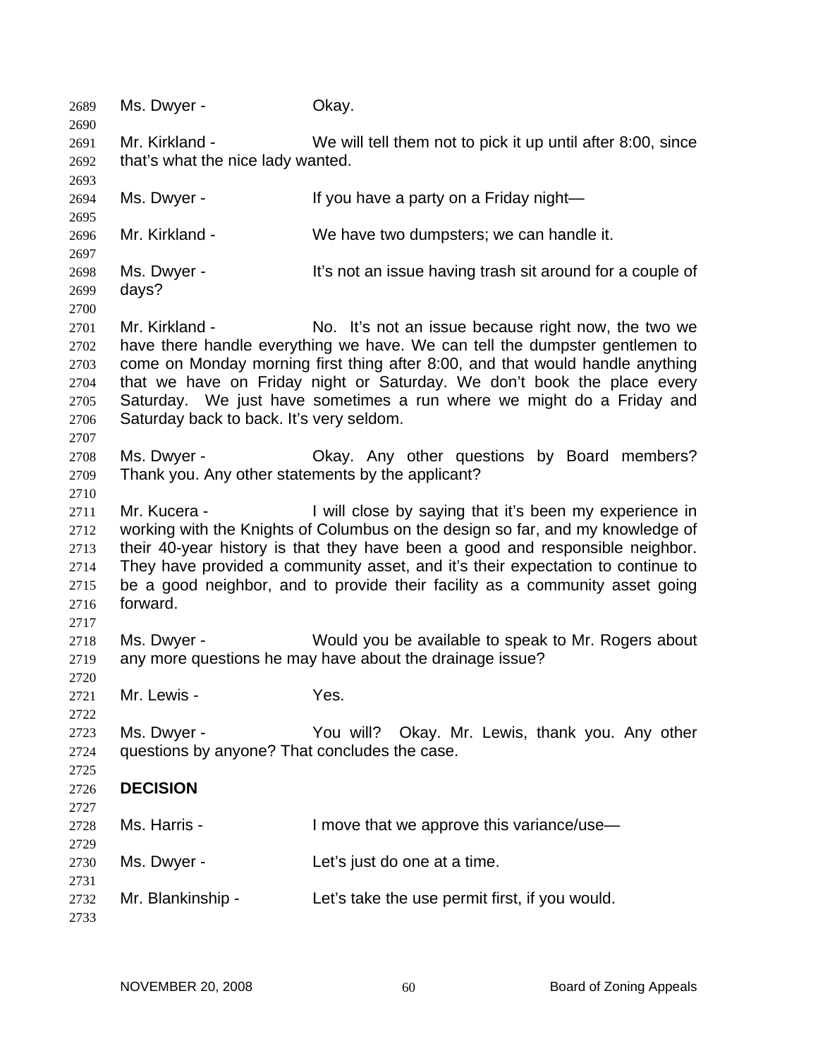Ms. Dwyer - Okay.

Mr. Kirkland - We will tell them not to pick it up until after 8:00, since that's what the nice lady wanted.

Ms. Dwyer - If you have a party on a Friday night—

Mr. Kirkland - We have two dumpsters; we can handle it.

Ms. Dwyer - It's not an issue having trash sit around for a couple of days?

Mr. Kirkland - No. It's not an issue because right now, the two we have there handle everything we have. We can tell the dumpster gentlemen to come on Monday morning first thing after 8:00, and that would handle anything that we have on Friday night or Saturday. We don't book the place every Saturday. We just have sometimes a run where we might do a Friday and Saturday back to back. It's very seldom.

Ms. Dwyer - Okay. Any other questions by Board members? Thank you. Any other statements by the applicant?

Mr. Kucera - I will close by saying that it's been my experience in working with the Knights of Columbus on the design so far, and my knowledge of their 40-year history is that they have been a good and responsible neighbor. They have provided a community asset, and it's their expectation to continue to be a good neighbor, and to provide their facility as a community asset going forward.

Ms. Dwyer - Would you be available to speak to Mr. Rogers about any more questions he may have about the drainage issue?

Mr. Lewis - Yes.

Ms. Dwyer - You will? Okay. Mr. Lewis, thank you. Any other questions by anyone? That concludes the case.

**DECISION**

Ms. Harris - I move that we approve this variance/use—

Ms. Dwyer - Let's just do one at a time.

Mr. Blankinship - Let's take the use permit first, if you would.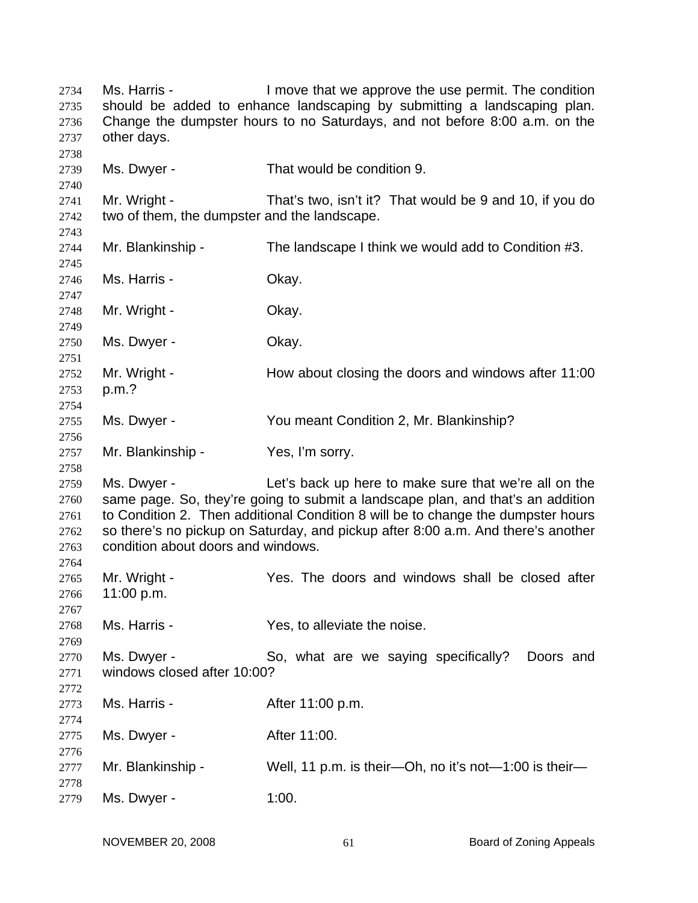Ms. Harris - I move that we approve the use permit. The condition should be added to enhance landscaping by submitting a landscaping plan. Change the dumpster hours to no Saturdays, and not before 8:00 a.m. on the other days.

Ms. Dwyer - That would be condition 9.

Mr. Wright - That's two, isn't it? That would be 9 and 10, if you do two of them, the dumpster and the landscape.

Mr. Blankinship - The landscape I think we would add to Condition #3.

Ms. Harris - Okay.

Mr. Wright - Okay.

Ms. Dwyer - Okay.

Mr. Wright - How about closing the doors and windows after 11:00 p.m.?

Ms. Dwyer - You meant Condition 2, Mr. Blankinship?

Mr. Blankinship - Yes, I'm sorry.

Ms. Dwyer - Let's back up here to make sure that we're all on the same page. So, they're going to submit a landscape plan, and that's an addition to Condition 2. Then additional Condition 8 will be to change the dumpster hours so there's no pickup on Saturday, and pickup after 8:00 a.m. And there's another condition about doors and windows.

Mr. Wright - Yes. The doors and windows shall be closed after 11:00 p.m.

Ms. Harris - Yes, to alleviate the noise.

Ms. Dwyer - So, what are we saying specifically? Doors and windows closed after 10:00?

Ms. Harris - After 11:00 p.m.

Ms. Dwyer - After 11:00.

Mr. Blankinship - Well, 11 p.m. is their—Oh, no it's not—1:00 is their—

Ms. Dwyer - 1:00.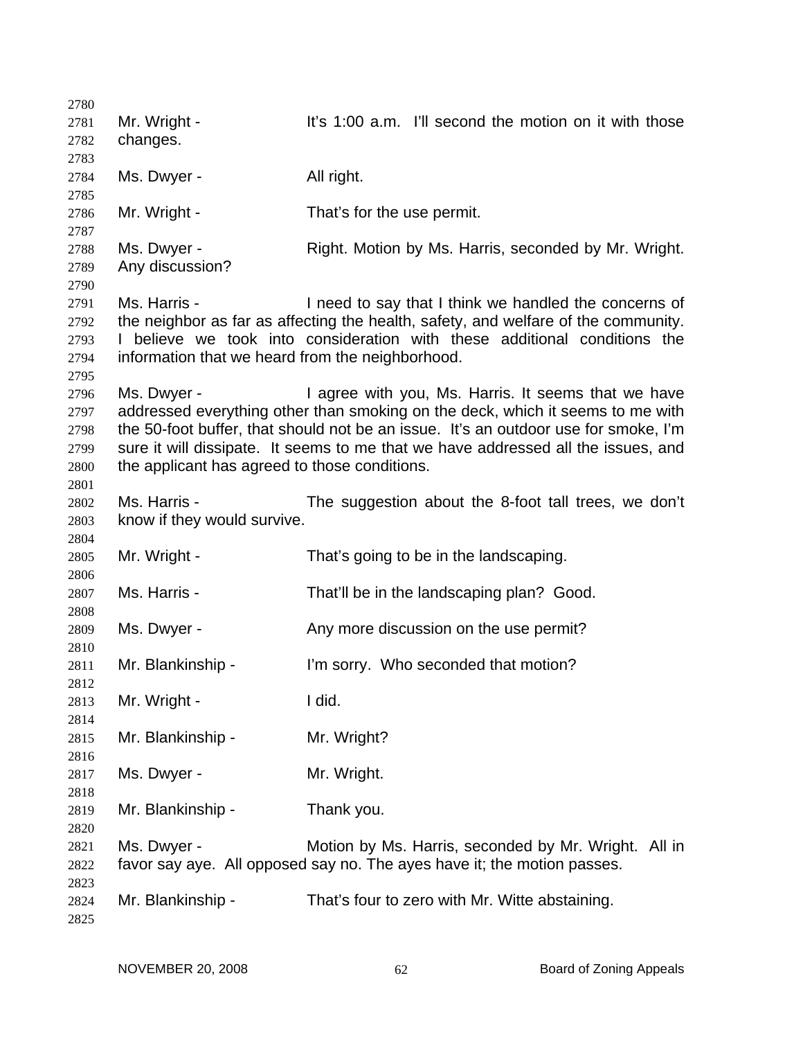Mr. Wright - It's 1:00 a.m. I'll second the motion on it with those changes.

Ms. Dwyer - All right.

Mr. Wright - That's for the use permit.

Ms. Dwyer - Right. Motion by Ms. Harris, seconded by Mr. Wright. Any discussion?

Ms. Harris - I need to say that I think we handled the concerns of the neighbor as far as affecting the health, safety, and welfare of the community. I believe we took into consideration with these additional conditions the information that we heard from the neighborhood.

Ms. Dwyer - I agree with you, Ms. Harris. It seems that we have addressed everything other than smoking on the deck, which it seems to me with the 50-foot buffer, that should not be an issue. It's an outdoor use for smoke, I'm sure it will dissipate. It seems to me that we have addressed all the issues, and the applicant has agreed to those conditions.

Ms. Harris - The suggestion about the 8-foot tall trees, we don't know if they would survive.

Mr. Wright - That's going to be in the landscaping.

Ms. Harris - That'll be in the landscaping plan? Good.

Ms. Dwyer - Any more discussion on the use permit?

Mr. Blankinship - I'm sorry. Who seconded that motion?

Mr. Wright - I did.

Mr. Blankinship - Mr. Wright?

Ms. Dwyer - Mr. Wright.

Mr. Blankinship - Thank you.

Ms. Dwyer - Motion by Ms. Harris, seconded by Mr. Wright. All in favor say aye. All opposed say no. The ayes have it; the motion passes.

Mr. Blankinship - That's four to zero with Mr. Witte abstaining.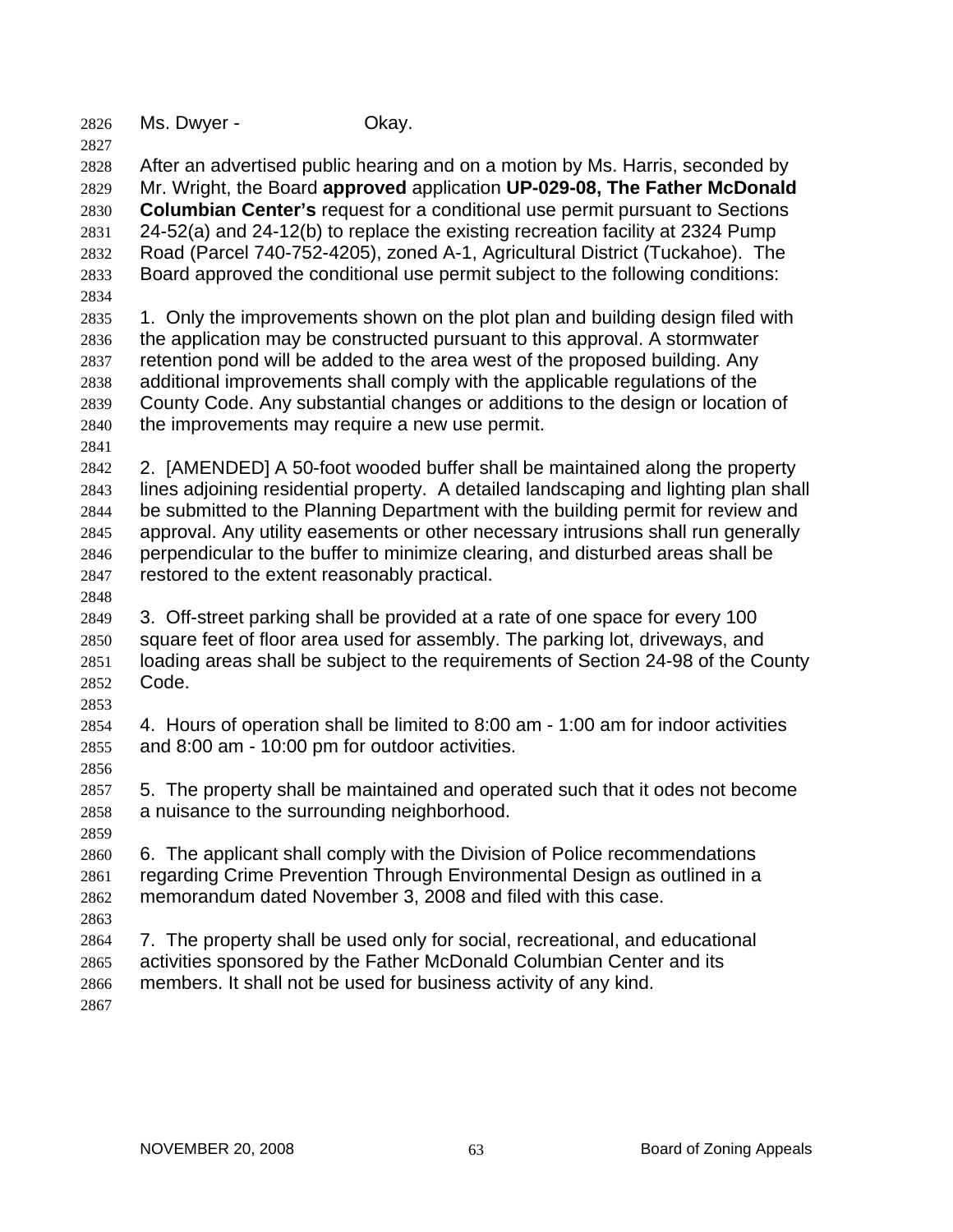Ms. Dwyer - Okay.

After an advertised public hearing and on a motion by Ms. Harris, seconded by Mr. Wright, the Board **approved** application **UP-029-08, The Father McDonald Columbian Center's** request for a conditional use permit pursuant to Sections 24-52(a) and 24-12(b) to replace the existing recreation facility at 2324 Pump Road (Parcel 740-752-4205), zoned A-1, Agricultural District (Tuckahoe). The Board approved the conditional use permit subject to the following conditions:

1. Only the improvements shown on the plot plan and building design filed with the application may be constructed pursuant to this approval. A stormwater retention pond will be added to the area west of the proposed building. Any additional improvements shall comply with the applicable regulations of the County Code. Any substantial changes or additions to the design or location of the improvements may require a new use permit.

2. [AMENDED] A 50-foot wooded buffer shall be maintained along the property lines adjoining residential property. A detailed landscaping and lighting plan shall be submitted to the Planning Department with the building permit for review and approval. Any utility easements or other necessary intrusions shall run generally perpendicular to the buffer to minimize clearing, and disturbed areas shall be restored to the extent reasonably practical.

3. Off-street parking shall be provided at a rate of one space for every 100 square feet of floor area used for assembly. The parking lot, driveways, and loading areas shall be subject to the requirements of Section 24-98 of the County Code.

4. Hours of operation shall be limited to 8:00 am - 1:00 am for indoor activities and 8:00 am - 10:00 pm for outdoor activities.

5. The property shall be maintained and operated such that it odes not become a nuisance to the surrounding neighborhood.

6. The applicant shall comply with the Division of Police recommendations regarding Crime Prevention Through Environmental Design as outlined in a memorandum dated November 3, 2008 and filed with this case.

7. The property shall be used only for social, recreational, and educational activities sponsored by the Father McDonald Columbian Center and its members. It shall not be used for business activity of any kind.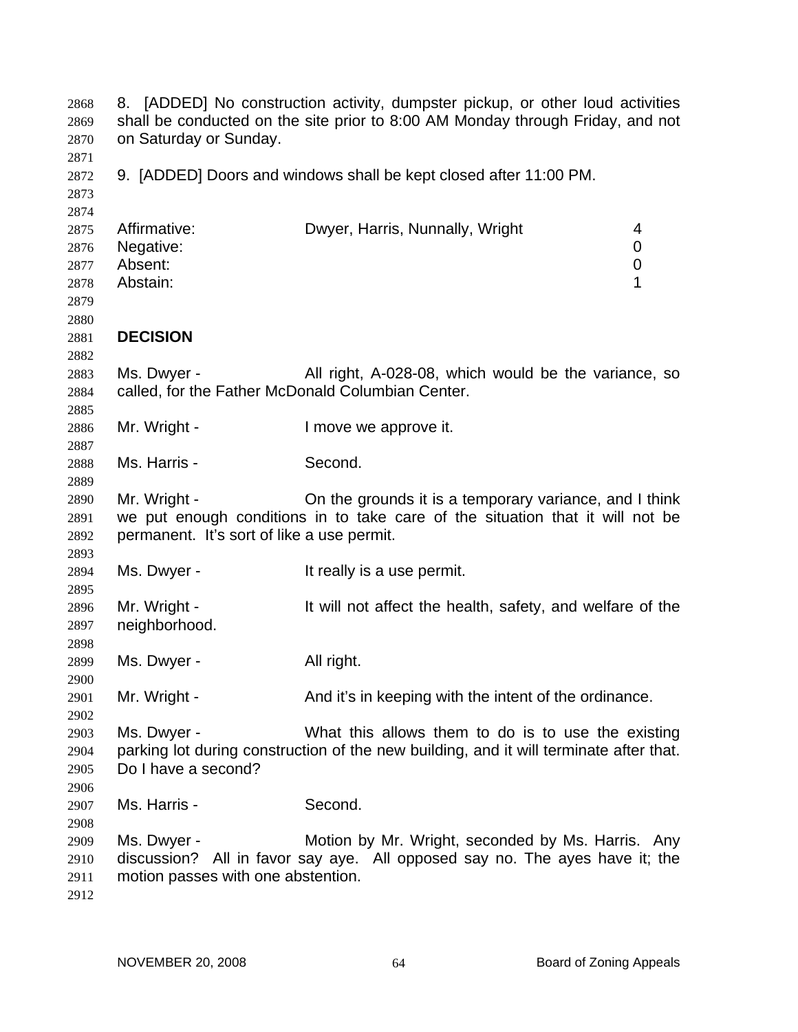8. [ADDED] No construction activity, dumpster pickup, or other loud activities shall be conducted on the site prior to 8:00 AM Monday through Friday, and not on Saturday or Sunday.

9. [ADDED] Doors and windows shall be kept closed after 11:00 PM.

| | | |
|---|---|---|
| Affirmative: | Dwyer, Harris, Nunnally, Wright | 4 |
| Negative: | | 0 |
| Absent: | | 0 |
| Abstain: | | 1 |

**DECISION**

Ms. Dwyer - All right, A-028-08, which would be the variance, so called, for the Father McDonald Columbian Center.

Mr. Wright - I move we approve it.

Ms. Harris - Second.

Mr. Wright - On the grounds it is a temporary variance, and I think we put enough conditions in to take care of the situation that it will not be permanent. It's sort of like a use permit.

Ms. Dwyer - It really is a use permit.

Mr. Wright - It will not affect the health, safety, and welfare of the neighborhood.

Ms. Dwyer - All right.

Mr. Wright - And it's in keeping with the intent of the ordinance.

Ms. Dwyer - What this allows them to do is to use the existing parking lot during construction of the new building, and it will terminate after that. Do I have a second?

Ms. Harris - Second.

Ms. Dwyer - Motion by Mr. Wright, seconded by Ms. Harris. Any discussion? All in favor say aye. All opposed say no. The ayes have it; the motion passes with one abstention.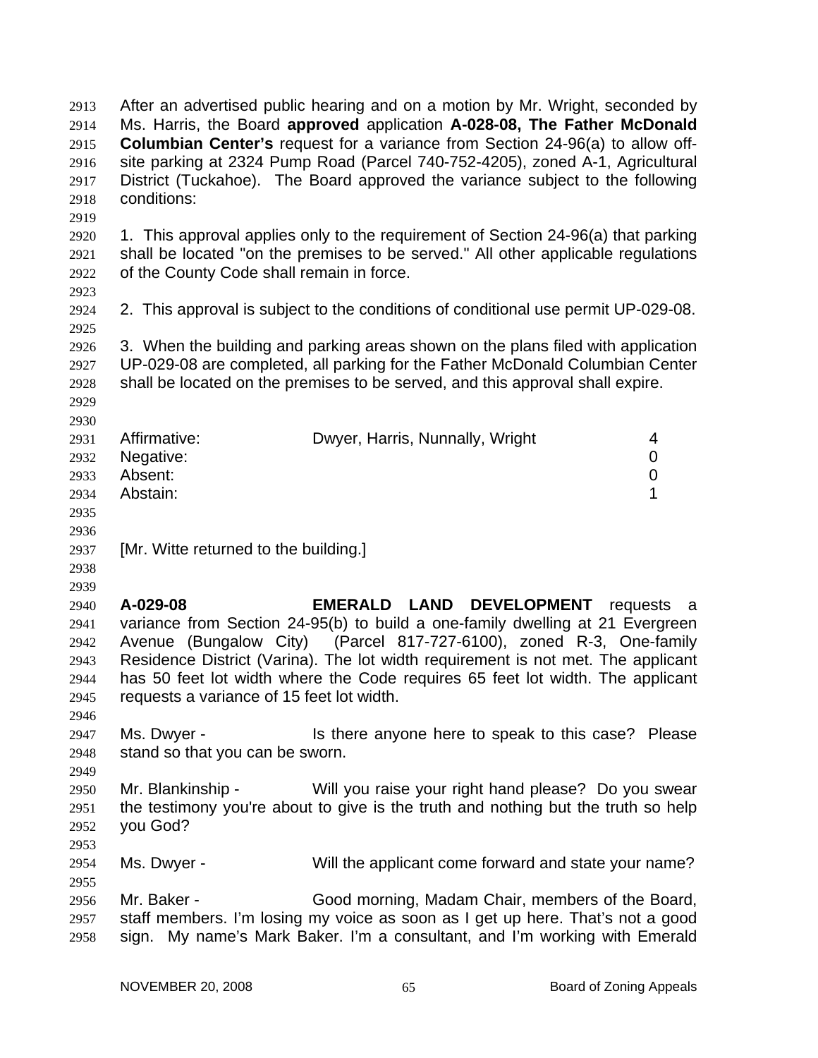After an advertised public hearing and on a motion by Mr. Wright, seconded by Ms. Harris, the Board **approved** application **A-028-08, The Father McDonald Columbian Center's** request for a variance from Section 24-96(a) to allow off-site parking at 2324 Pump Road (Parcel 740-752-4205), zoned A-1, Agricultural District (Tuckahoe). The Board approved the variance subject to the following conditions:

1. This approval applies only to the requirement of Section 24-96(a) that parking shall be located "on the premises to be served." All other applicable regulations of the County Code shall remain in force.

2. This approval is subject to the conditions of conditional use permit UP-029-08.

3. When the building and parking areas shown on the plans filed with application UP-029-08 are completed, all parking for the Father McDonald Columbian Center shall be located on the premises to be served, and this approval shall expire.

| | | |
|---|---|---|
| Affirmative: | Dwyer, Harris, Nunnally, Wright | 4 |
| Negative: | | 0 |
| Absent: | | 0 |
| Abstain: | | 1 |

[Mr. Witte returned to the building.]

**A-029-08** **EMERALD LAND DEVELOPMENT** requests a variance from Section 24-95(b) to build a one-family dwelling at 21 Evergreen Avenue (Bungalow City) (Parcel 817-727-6100), zoned R-3, One-family Residence District (Varina). The lot width requirement is not met. The applicant has 50 feet lot width where the Code requires 65 feet lot width. The applicant requests a variance of 15 feet lot width.

Ms. Dwyer - Is there anyone here to speak to this case? Please stand so that you can be sworn.

Mr. Blankinship - Will you raise your right hand please? Do you swear the testimony you're about to give is the truth and nothing but the truth so help you God?

Ms. Dwyer - Will the applicant come forward and state your name?

Mr. Baker - Good morning, Madam Chair, members of the Board, staff members. I'm losing my voice as soon as I get up here. That's not a good sign. My name's Mark Baker. I'm a consultant, and I'm working with Emerald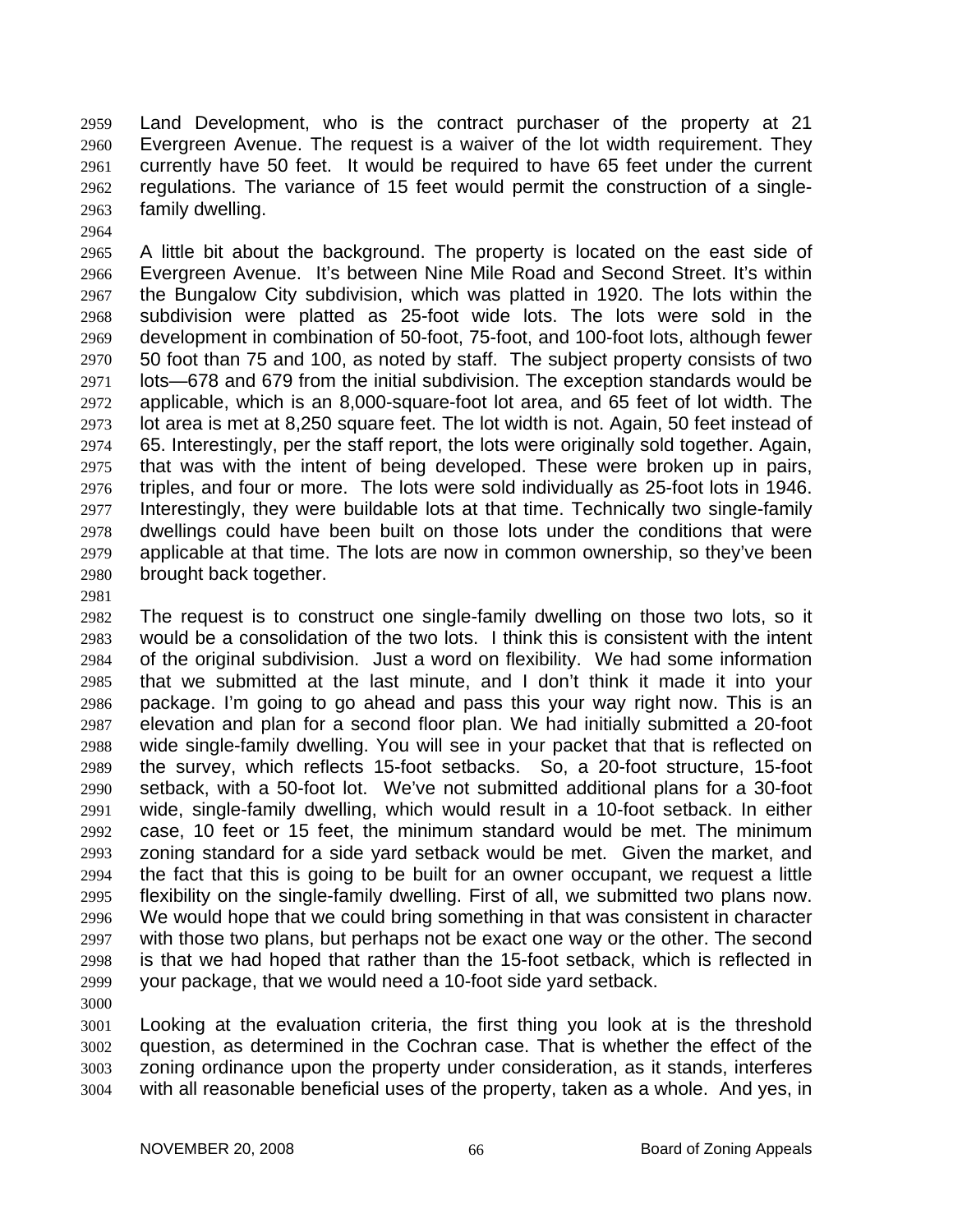Land Development, who is the contract purchaser of the property at 21 Evergreen Avenue. The request is a waiver of the lot width requirement. They currently have 50 feet. It would be required to have 65 feet under the current regulations. The variance of 15 feet would permit the construction of a single-family dwelling.

A little bit about the background. The property is located on the east side of Evergreen Avenue. It's between Nine Mile Road and Second Street. It's within the Bungalow City subdivision, which was platted in 1920. The lots within the subdivision were platted as 25-foot wide lots. The lots were sold in the development in combination of 50-foot, 75-foot, and 100-foot lots, although fewer 50 foot than 75 and 100, as noted by staff. The subject property consists of two lots—678 and 679 from the initial subdivision. The exception standards would be applicable, which is an 8,000-square-foot lot area, and 65 feet of lot width. The lot area is met at 8,250 square feet. The lot width is not. Again, 50 feet instead of 65. Interestingly, per the staff report, the lots were originally sold together. Again, that was with the intent of being developed. These were broken up in pairs, triples, and four or more. The lots were sold individually as 25-foot lots in 1946. Interestingly, they were buildable lots at that time. Technically two single-family dwellings could have been built on those lots under the conditions that were applicable at that time. The lots are now in common ownership, so they've been brought back together.

The request is to construct one single-family dwelling on those two lots, so it would be a consolidation of the two lots. I think this is consistent with the intent of the original subdivision. Just a word on flexibility. We had some information that we submitted at the last minute, and I don't think it made it into your package. I'm going to go ahead and pass this your way right now. This is an elevation and plan for a second floor plan. We had initially submitted a 20-foot wide single-family dwelling. You will see in your packet that that is reflected on the survey, which reflects 15-foot setbacks. So, a 20-foot structure, 15-foot setback, with a 50-foot lot. We've not submitted additional plans for a 30-foot wide, single-family dwelling, which would result in a 10-foot setback. In either case, 10 feet or 15 feet, the minimum standard would be met. The minimum zoning standard for a side yard setback would be met. Given the market, and the fact that this is going to be built for an owner occupant, we request a little flexibility on the single-family dwelling. First of all, we submitted two plans now. We would hope that we could bring something in that was consistent in character with those two plans, but perhaps not be exact one way or the other. The second is that we had hoped that rather than the 15-foot setback, which is reflected in your package, that we would need a 10-foot side yard setback.

Looking at the evaluation criteria, the first thing you look at is the threshold question, as determined in the Cochran case. That is whether the effect of the zoning ordinance upon the property under consideration, as it stands, interferes with all reasonable beneficial uses of the property, taken as a whole. And yes, in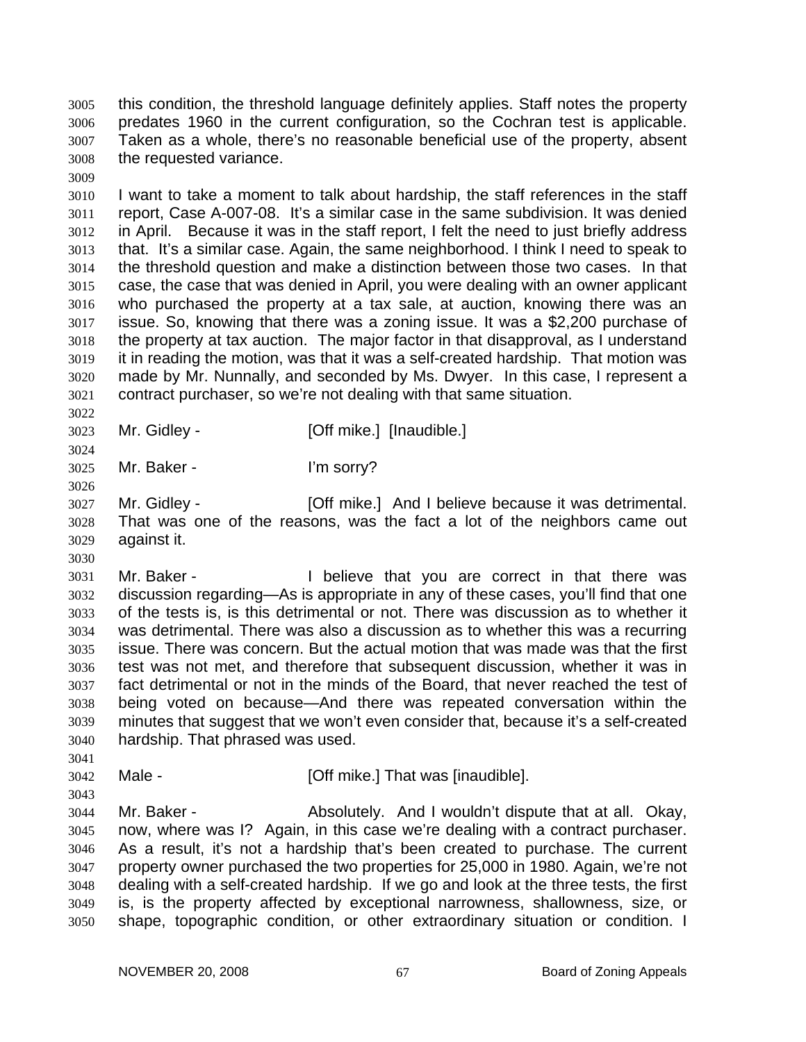this condition, the threshold language definitely applies. Staff notes the property predates 1960 in the current configuration, so the Cochran test is applicable. Taken as a whole, there's no reasonable beneficial use of the property, absent the requested variance.

I want to take a moment to talk about hardship, the staff references in the staff report, Case A-007-08. It's a similar case in the same subdivision. It was denied in April. Because it was in the staff report, I felt the need to just briefly address that. It's a similar case. Again, the same neighborhood. I think I need to speak to the threshold question and make a distinction between those two cases. In that case, the case that was denied in April, you were dealing with an owner applicant who purchased the property at a tax sale, at auction, knowing there was an issue. So, knowing that there was a zoning issue. It was a $2,200 purchase of the property at tax auction. The major factor in that disapproval, as I understand it in reading the motion, was that it was a self-created hardship. That motion was made by Mr. Nunnally, and seconded by Ms. Dwyer. In this case, I represent a contract purchaser, so we're not dealing with that same situation.

Mr. Gidley - [Off mike.] [Inaudible.]

Mr. Baker - I'm sorry?

Mr. Gidley - [Off mike.] And I believe because it was detrimental. That was one of the reasons, was the fact a lot of the neighbors came out against it.

Mr. Baker - I believe that you are correct in that there was discussion regarding—As is appropriate in any of these cases, you'll find that one of the tests is, is this detrimental or not. There was discussion as to whether it was detrimental. There was also a discussion as to whether this was a recurring issue. There was concern. But the actual motion that was made was that the first test was not met, and therefore that subsequent discussion, whether it was in fact detrimental or not in the minds of the Board, that never reached the test of being voted on because—And there was repeated conversation within the minutes that suggest that we won't even consider that, because it's a self-created hardship. That phrased was used.

Male - [Off mike.] That was [inaudible].

Mr. Baker - Absolutely. And I wouldn't dispute that at all. Okay, now, where was I? Again, in this case we're dealing with a contract purchaser. As a result, it's not a hardship that's been created to purchase. The current property owner purchased the two properties for 25,000 in 1980. Again, we're not dealing with a self-created hardship. If we go and look at the three tests, the first is, is the property affected by exceptional narrowness, shallowness, size, or shape, topographic condition, or other extraordinary situation or condition. I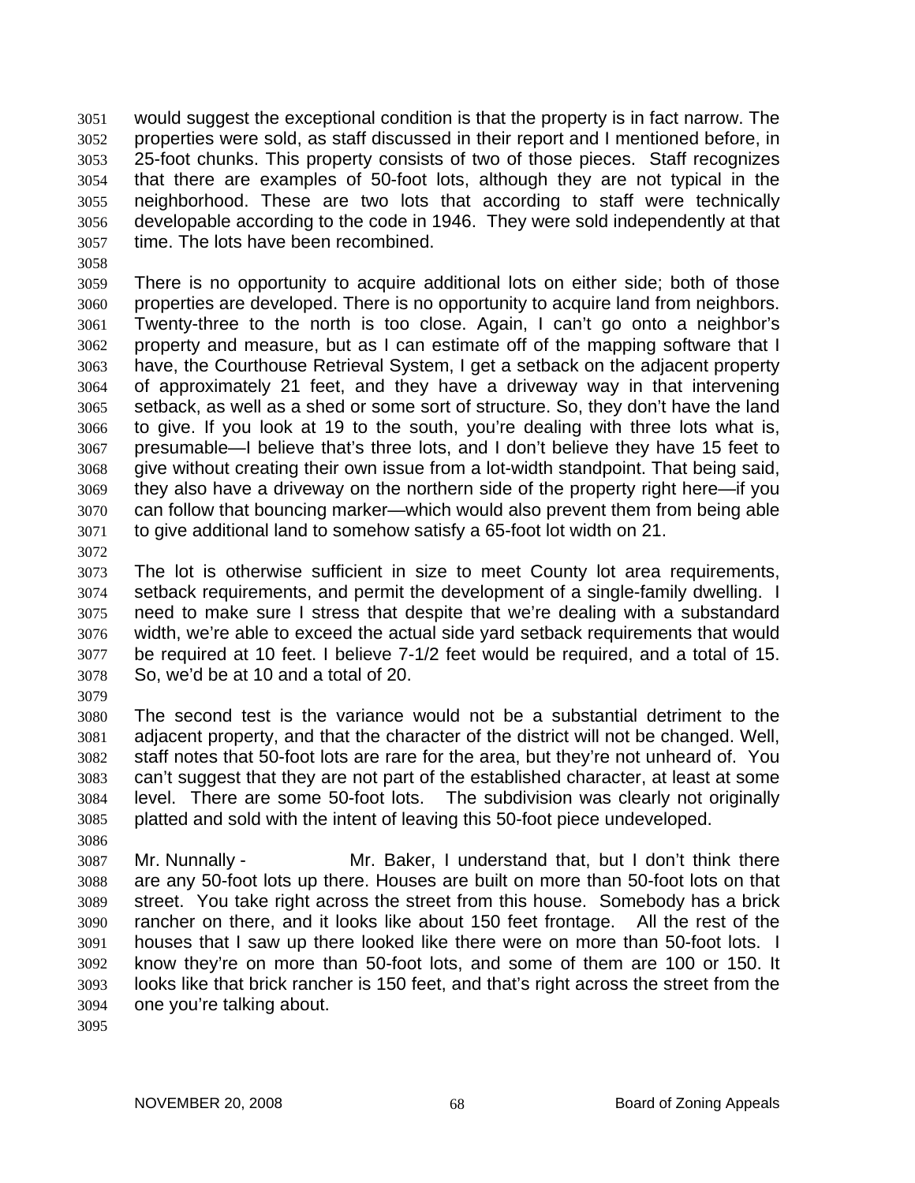would suggest the exceptional condition is that the property is in fact narrow. The properties were sold, as staff discussed in their report and I mentioned before, in 25-foot chunks. This property consists of two of those pieces. Staff recognizes that there are examples of 50-foot lots, although they are not typical in the neighborhood. These are two lots that according to staff were technically developable according to the code in 1946. They were sold independently at that time. The lots have been recombined.

There is no opportunity to acquire additional lots on either side; both of those properties are developed. There is no opportunity to acquire land from neighbors. Twenty-three to the north is too close. Again, I can't go onto a neighbor's property and measure, but as I can estimate off of the mapping software that I have, the Courthouse Retrieval System, I get a setback on the adjacent property of approximately 21 feet, and they have a driveway way in that intervening setback, as well as a shed or some sort of structure. So, they don't have the land to give. If you look at 19 to the south, you're dealing with three lots what is, presumable—I believe that's three lots, and I don't believe they have 15 feet to give without creating their own issue from a lot-width standpoint. That being said, they also have a driveway on the northern side of the property right here—if you can follow that bouncing marker—which would also prevent them from being able to give additional land to somehow satisfy a 65-foot lot width on 21.

The lot is otherwise sufficient in size to meet County lot area requirements, setback requirements, and permit the development of a single-family dwelling. I need to make sure I stress that despite that we're dealing with a substandard width, we're able to exceed the actual side yard setback requirements that would be required at 10 feet. I believe 7-1/2 feet would be required, and a total of 15. So, we'd be at 10 and a total of 20.

The second test is the variance would not be a substantial detriment to the adjacent property, and that the character of the district will not be changed. Well, staff notes that 50-foot lots are rare for the area, but they're not unheard of. You can't suggest that they are not part of the established character, at least at some level. There are some 50-foot lots. The subdivision was clearly not originally platted and sold with the intent of leaving this 50-foot piece undeveloped.

Mr. Nunnally - Mr. Baker, I understand that, but I don't think there are any 50-foot lots up there. Houses are built on more than 50-foot lots on that street. You take right across the street from this house. Somebody has a brick rancher on there, and it looks like about 150 feet frontage. All the rest of the houses that I saw up there looked like there were on more than 50-foot lots. I know they're on more than 50-foot lots, and some of them are 100 or 150. It looks like that brick rancher is 150 feet, and that's right across the street from the one you're talking about.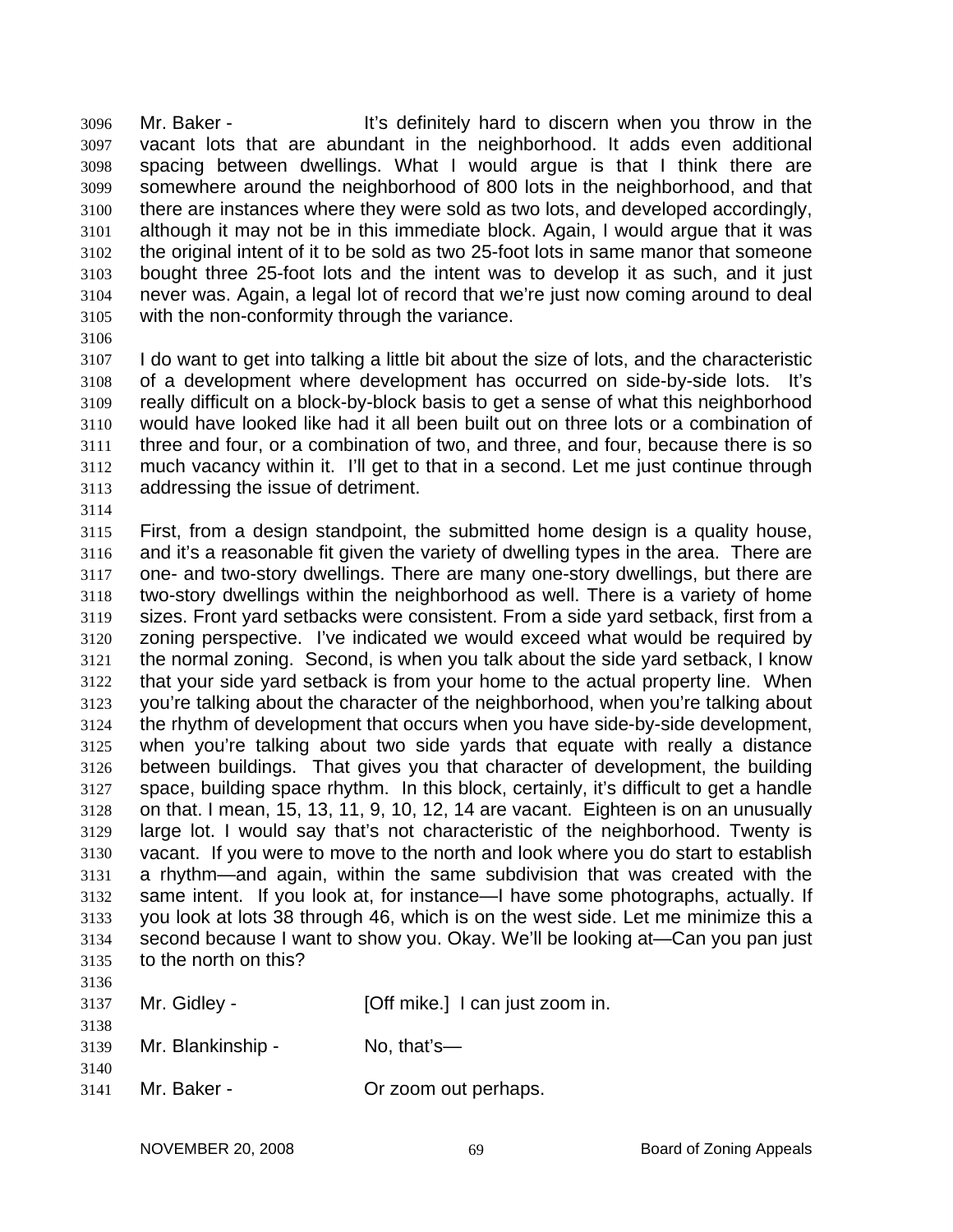Mr. Baker - It's definitely hard to discern when you throw in the vacant lots that are abundant in the neighborhood. It adds even additional spacing between dwellings. What I would argue is that I think there are somewhere around the neighborhood of 800 lots in the neighborhood, and that there are instances where they were sold as two lots, and developed accordingly, although it may not be in this immediate block. Again, I would argue that it was the original intent of it to be sold as two 25-foot lots in same manor that someone bought three 25-foot lots and the intent was to develop it as such, and it just never was. Again, a legal lot of record that we're just now coming around to deal with the non-conformity through the variance.

I do want to get into talking a little bit about the size of lots, and the characteristic of a development where development has occurred on side-by-side lots. It's really difficult on a block-by-block basis to get a sense of what this neighborhood would have looked like had it all been built out on three lots or a combination of three and four, or a combination of two, and three, and four, because there is so much vacancy within it. I'll get to that in a second. Let me just continue through addressing the issue of detriment.

First, from a design standpoint, the submitted home design is a quality house, and it's a reasonable fit given the variety of dwelling types in the area. There are one- and two-story dwellings. There are many one-story dwellings, but there are two-story dwellings within the neighborhood as well. There is a variety of home sizes. Front yard setbacks were consistent. From a side yard setback, first from a zoning perspective. I've indicated we would exceed what would be required by the normal zoning. Second, is when you talk about the side yard setback, I know that your side yard setback is from your home to the actual property line. When you're talking about the character of the neighborhood, when you're talking about the rhythm of development that occurs when you have side-by-side development, when you're talking about two side yards that equate with really a distance between buildings. That gives you that character of development, the building space, building space rhythm. In this block, certainly, it's difficult to get a handle on that. I mean, 15, 13, 11, 9, 10, 12, 14 are vacant. Eighteen is on an unusually large lot. I would say that's not characteristic of the neighborhood. Twenty is vacant. If you were to move to the north and look where you do start to establish a rhythm—and again, within the same subdivision that was created with the same intent. If you look at, for instance—I have some photographs, actually. If you look at lots 38 through 46, which is on the west side. Let me minimize this a second because I want to show you. Okay. We'll be looking at—Can you pan just to the north on this?

Mr. Gidley - [Off mike.] I can just zoom in.

Mr. Blankinship - No, that's—

Mr. Baker - Or zoom out perhaps.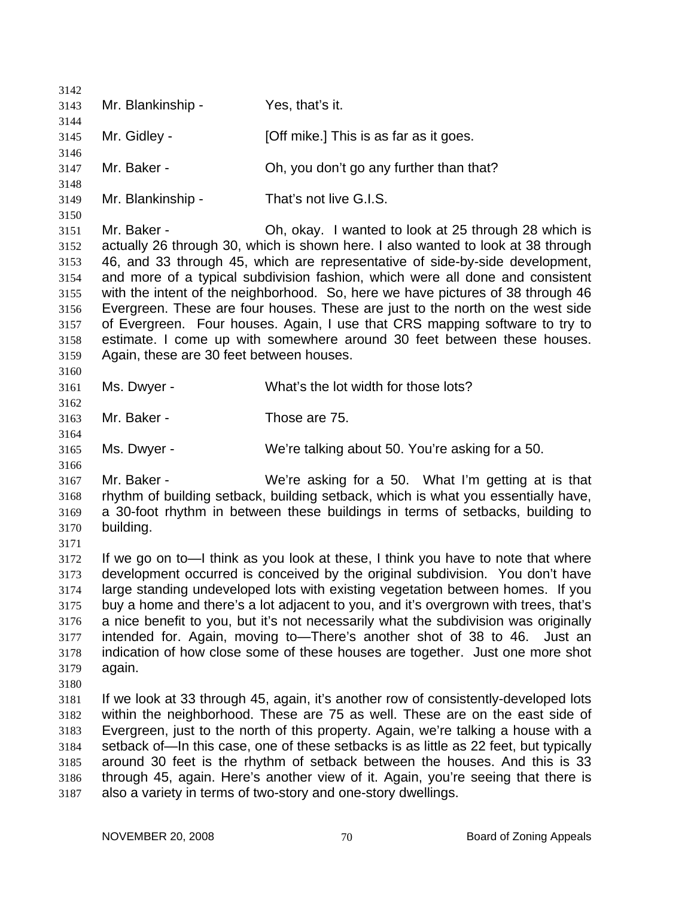Mr. Blankinship - Yes, that's it.

Mr. Gidley - [Off mike.] This is as far as it goes.

Mr. Baker - Oh, you don't go any further than that?

Mr. Blankinship - That's not live G.I.S.

Mr. Baker - Oh, okay. I wanted to look at 25 through 28 which is actually 26 through 30, which is shown here. I also wanted to look at 38 through 46, and 33 through 45, which are representative of side-by-side development, and more of a typical subdivision fashion, which were all done and consistent with the intent of the neighborhood. So, here we have pictures of 38 through 46 Evergreen. These are four houses. These are just to the north on the west side of Evergreen. Four houses. Again, I use that CRS mapping software to try to estimate. I come up with somewhere around 30 feet between these houses. Again, these are 30 feet between houses.

Ms. Dwyer - What's the lot width for those lots?

Mr. Baker - Those are 75.

Ms. Dwyer - We're talking about 50. You're asking for a 50.

Mr. Baker - We're asking for a 50. What I'm getting at is that rhythm of building setback, building setback, which is what you essentially have, a 30-foot rhythm in between these buildings in terms of setbacks, building to building.

If we go on to—I think as you look at these, I think you have to note that where development occurred is conceived by the original subdivision. You don't have large standing undeveloped lots with existing vegetation between homes. If you buy a home and there's a lot adjacent to you, and it's overgrown with trees, that's a nice benefit to you, but it's not necessarily what the subdivision was originally intended for. Again, moving to—There's another shot of 38 to 46. Just an indication of how close some of these houses are together. Just one more shot again.

If we look at 33 through 45, again, it's another row of consistently-developed lots within the neighborhood. These are 75 as well. These are on the east side of Evergreen, just to the north of this property. Again, we're talking a house with a setback of—In this case, one of these setbacks is as little as 22 feet, but typically around 30 feet is the rhythm of setback between the houses. And this is 33 through 45, again. Here's another view of it. Again, you're seeing that there is also a variety in terms of two-story and one-story dwellings.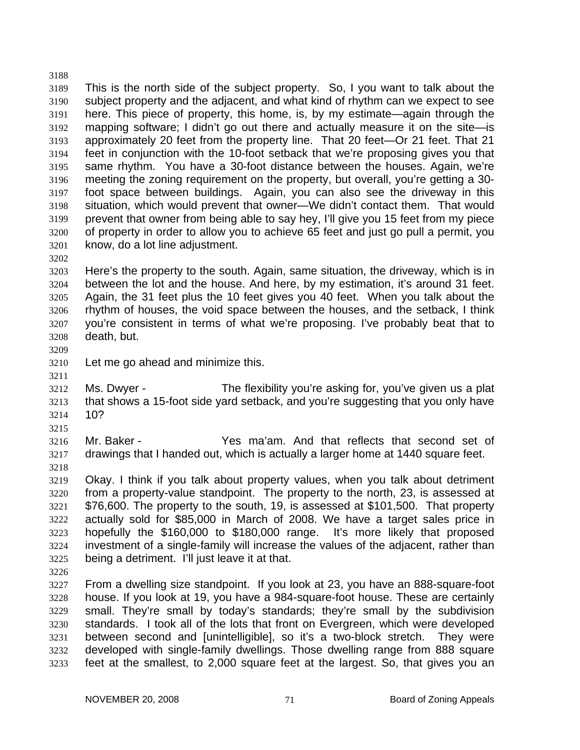This is the north side of the subject property. So, I you want to talk about the subject property and the adjacent, and what kind of rhythm can we expect to see here. This piece of property, this home, is, by my estimate—again through the mapping software; I didn't go out there and actually measure it on the site—is approximately 20 feet from the property line. That 20 feet—Or 21 feet. That 21 feet in conjunction with the 10-foot setback that we're proposing gives you that same rhythm. You have a 30-foot distance between the houses. Again, we're meeting the zoning requirement on the property, but overall, you're getting a 30-foot space between buildings. Again, you can also see the driveway in this situation, which would prevent that owner—We didn't contact them. That would prevent that owner from being able to say hey, I'll give you 15 feet from my piece of property in order to allow you to achieve 65 feet and just go pull a permit, you know, do a lot line adjustment.

Here's the property to the south. Again, same situation, the driveway, which is in between the lot and the house. And here, by my estimation, it's around 31 feet. Again, the 31 feet plus the 10 feet gives you 40 feet. When you talk about the rhythm of houses, the void space between the houses, and the setback, I think you're consistent in terms of what we're proposing. I've probably beat that to death, but.

Let me go ahead and minimize this.

Ms. Dwyer - The flexibility you're asking for, you've given us a plat that shows a 15-foot side yard setback, and you're suggesting that you only have 10?

Mr. Baker - Yes ma'am. And that reflects that second set of drawings that I handed out, which is actually a larger home at 1440 square feet.

Okay. I think if you talk about property values, when you talk about detriment from a property-value standpoint. The property to the north, 23, is assessed at $76,600. The property to the south, 19, is assessed at $101,500. That property actually sold for $85,000 in March of 2008. We have a target sales price in hopefully the $160,000 to $180,000 range. It's more likely that proposed investment of a single-family will increase the values of the adjacent, rather than being a detriment. I'll just leave it at that.

From a dwelling size standpoint. If you look at 23, you have an 888-square-foot house. If you look at 19, you have a 984-square-foot house. These are certainly small. They're small by today's standards; they're small by the subdivision standards. I took all of the lots that front on Evergreen, which were developed between second and [unintelligible], so it's a two-block stretch. They were developed with single-family dwellings. Those dwelling range from 888 square feet at the smallest, to 2,000 square feet at the largest. So, that gives you an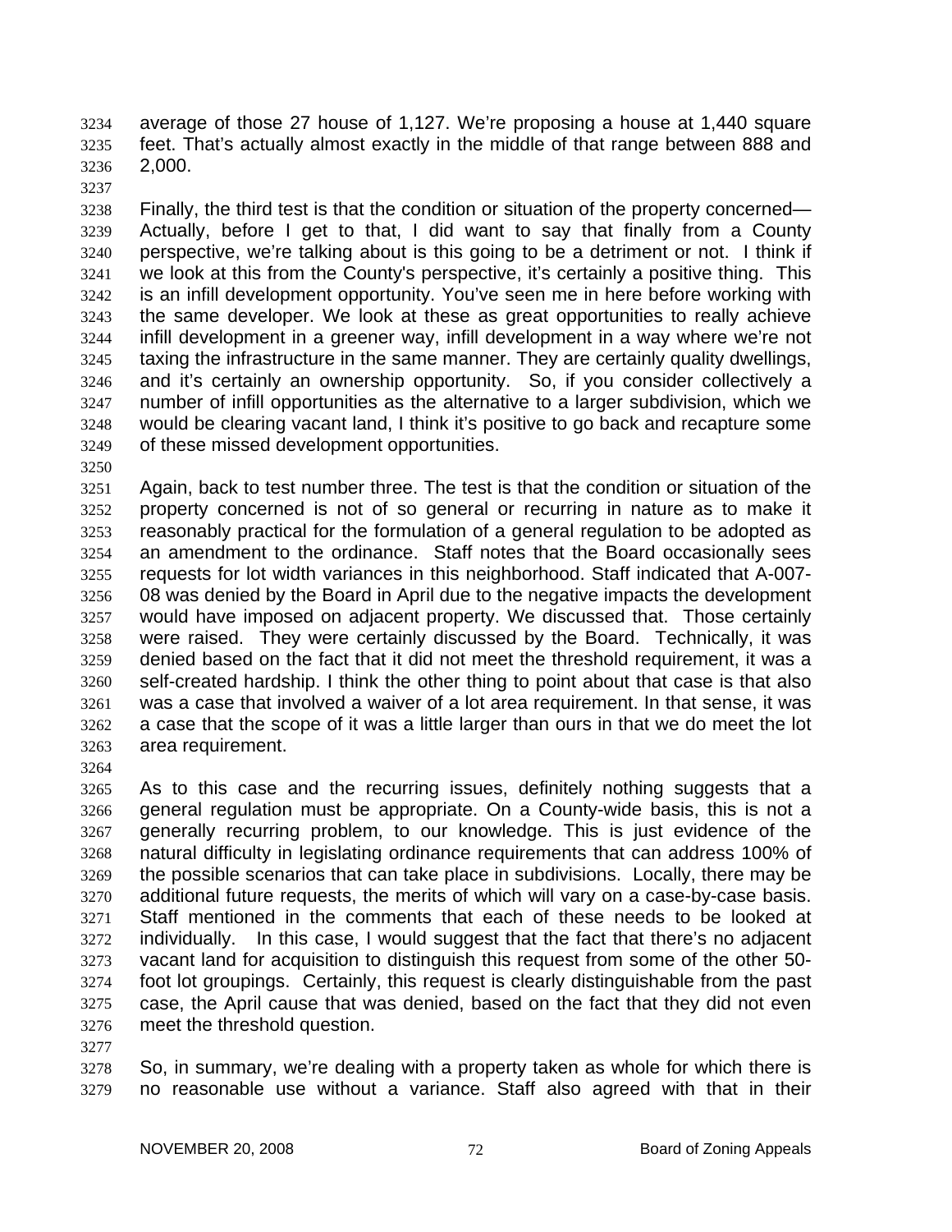average of those 27 house of 1,127. We're proposing a house at 1,440 square feet. That's actually almost exactly in the middle of that range between 888 and 2,000.

Finally, the third test is that the condition or situation of the property concerned—Actually, before I get to that, I did want to say that finally from a County perspective, we're talking about is this going to be a detriment or not. I think if we look at this from the County's perspective, it's certainly a positive thing. This is an infill development opportunity. You've seen me in here before working with the same developer. We look at these as great opportunities to really achieve infill development in a greener way, infill development in a way where we're not taxing the infrastructure in the same manner. They are certainly quality dwellings, and it's certainly an ownership opportunity. So, if you consider collectively a number of infill opportunities as the alternative to a larger subdivision, which we would be clearing vacant land, I think it's positive to go back and recapture some of these missed development opportunities.

Again, back to test number three. The test is that the condition or situation of the property concerned is not of so general or recurring in nature as to make it reasonably practical for the formulation of a general regulation to be adopted as an amendment to the ordinance. Staff notes that the Board occasionally sees requests for lot width variances in this neighborhood. Staff indicated that A-007-08 was denied by the Board in April due to the negative impacts the development would have imposed on adjacent property. We discussed that. Those certainly were raised. They were certainly discussed by the Board. Technically, it was denied based on the fact that it did not meet the threshold requirement, it was a self-created hardship. I think the other thing to point about that case is that also was a case that involved a waiver of a lot area requirement. In that sense, it was a case that the scope of it was a little larger than ours in that we do meet the lot area requirement.

As to this case and the recurring issues, definitely nothing suggests that a general regulation must be appropriate. On a County-wide basis, this is not a generally recurring problem, to our knowledge. This is just evidence of the natural difficulty in legislating ordinance requirements that can address 100% of the possible scenarios that can take place in subdivisions. Locally, there may be additional future requests, the merits of which will vary on a case-by-case basis. Staff mentioned in the comments that each of these needs to be looked at individually. In this case, I would suggest that the fact that there's no adjacent vacant land for acquisition to distinguish this request from some of the other 50-foot lot groupings. Certainly, this request is clearly distinguishable from the past case, the April cause that was denied, based on the fact that they did not even meet the threshold question.

So, in summary, we're dealing with a property taken as whole for which there is no reasonable use without a variance. Staff also agreed with that in their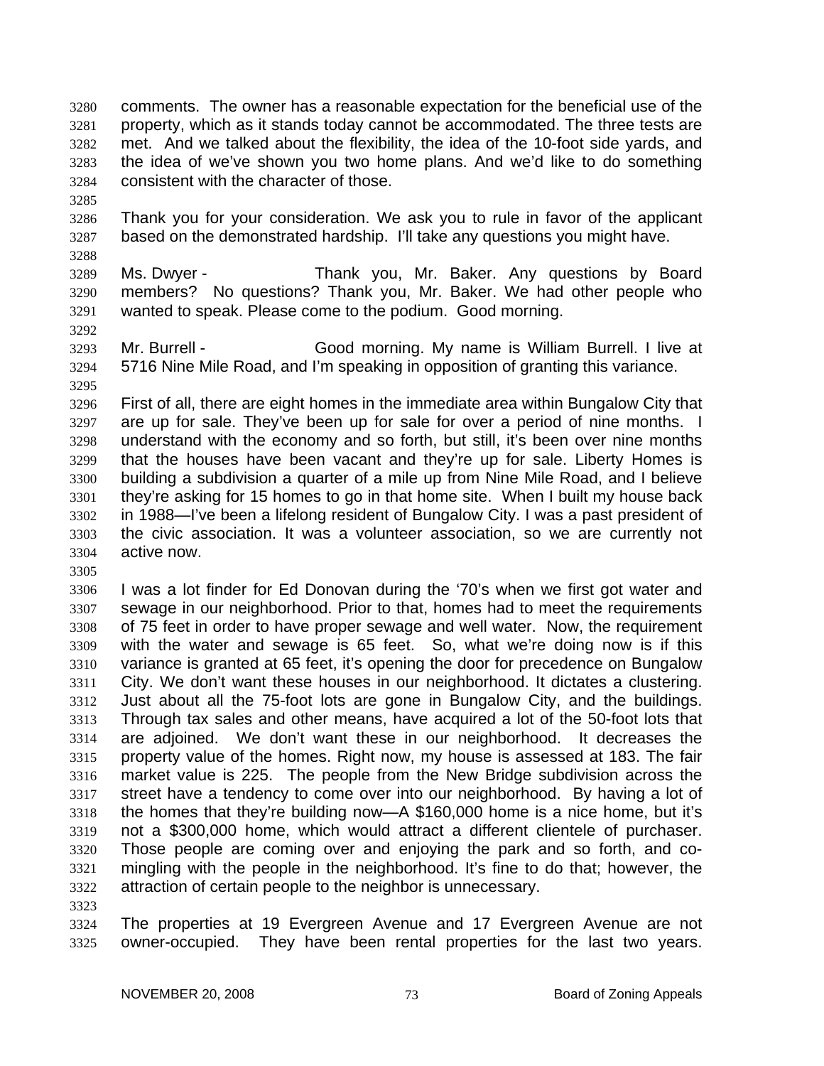comments. The owner has a reasonable expectation for the beneficial use of the property, which as it stands today cannot be accommodated. The three tests are met. And we talked about the flexibility, the idea of the 10-foot side yards, and the idea of we've shown you two home plans. And we'd like to do something consistent with the character of those.

Thank you for your consideration. We ask you to rule in favor of the applicant based on the demonstrated hardship. I'll take any questions you might have.

Ms. Dwyer - Thank you, Mr. Baker. Any questions by Board members? No questions? Thank you, Mr. Baker. We had other people who wanted to speak. Please come to the podium. Good morning.

Mr. Burrell - Good morning. My name is William Burrell. I live at 5716 Nine Mile Road, and I'm speaking in opposition of granting this variance.

First of all, there are eight homes in the immediate area within Bungalow City that are up for sale. They've been up for sale for over a period of nine months. I understand with the economy and so forth, but still, it's been over nine months that the houses have been vacant and they're up for sale. Liberty Homes is building a subdivision a quarter of a mile up from Nine Mile Road, and I believe they're asking for 15 homes to go in that home site. When I built my house back in 1988—I've been a lifelong resident of Bungalow City. I was a past president of the civic association. It was a volunteer association, so we are currently not active now.

I was a lot finder for Ed Donovan during the '70's when we first got water and sewage in our neighborhood. Prior to that, homes had to meet the requirements of 75 feet in order to have proper sewage and well water. Now, the requirement with the water and sewage is 65 feet. So, what we're doing now is if this variance is granted at 65 feet, it's opening the door for precedence on Bungalow City. We don't want these houses in our neighborhood. It dictates a clustering. Just about all the 75-foot lots are gone in Bungalow City, and the buildings. Through tax sales and other means, have acquired a lot of the 50-foot lots that are adjoined. We don't want these in our neighborhood. It decreases the property value of the homes. Right now, my house is assessed at 183. The fair market value is 225. The people from the New Bridge subdivision across the street have a tendency to come over into our neighborhood. By having a lot of the homes that they're building now—A $160,000 home is a nice home, but it's not a $300,000 home, which would attract a different clientele of purchaser. Those people are coming over and enjoying the park and so forth, and co-mingling with the people in the neighborhood. It's fine to do that; however, the attraction of certain people to the neighbor is unnecessary.

The properties at 19 Evergreen Avenue and 17 Evergreen Avenue are not owner-occupied. They have been rental properties for the last two years.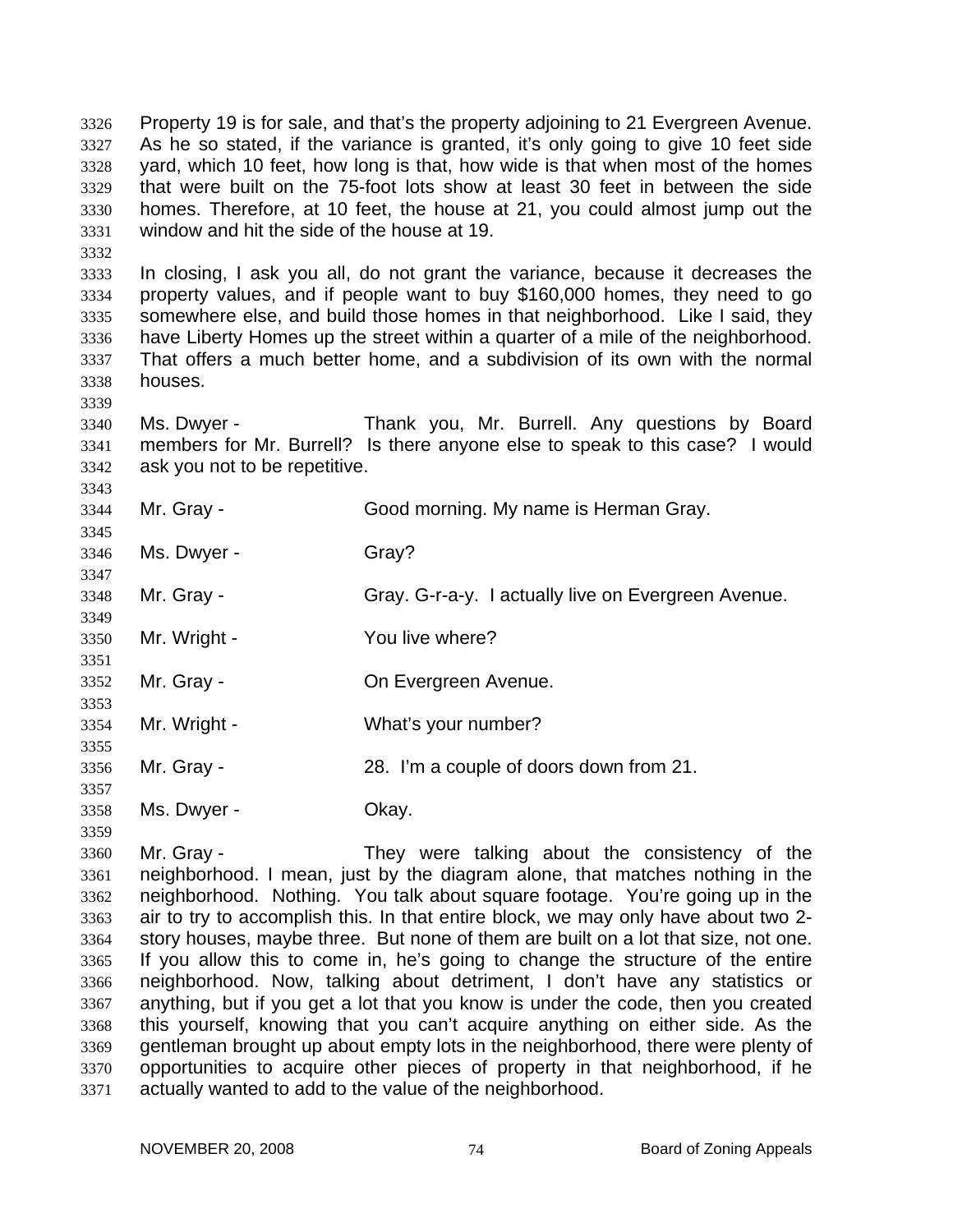Property 19 is for sale, and that's the property adjoining to 21 Evergreen Avenue. As he so stated, if the variance is granted, it's only going to give 10 feet side yard, which 10 feet, how long is that, how wide is that when most of the homes that were built on the 75-foot lots show at least 30 feet in between the side homes. Therefore, at 10 feet, the house at 21, you could almost jump out the window and hit the side of the house at 19.

In closing, I ask you all, do not grant the variance, because it decreases the property values, and if people want to buy $160,000 homes, they need to go somewhere else, and build those homes in that neighborhood. Like I said, they have Liberty Homes up the street within a quarter of a mile of the neighborhood. That offers a much better home, and a subdivision of its own with the normal houses.

Ms. Dwyer - Thank you, Mr. Burrell. Any questions by Board members for Mr. Burrell? Is there anyone else to speak to this case? I would ask you not to be repetitive.

Mr. Gray - Good morning. My name is Herman Gray.

Ms. Dwyer - Gray?

Mr. Gray - Gray. G-r-a-y. I actually live on Evergreen Avenue.

Mr. Wright - You live where?

Mr. Gray - On Evergreen Avenue.

Mr. Wright - What's your number?

Mr. Gray - 28. I'm a couple of doors down from 21.

Ms. Dwyer - Okay.

Mr. Gray - They were talking about the consistency of the neighborhood. I mean, just by the diagram alone, that matches nothing in the neighborhood. Nothing. You talk about square footage. You're going up in the air to try to accomplish this. In that entire block, we may only have about two 2-story houses, maybe three. But none of them are built on a lot that size, not one. If you allow this to come in, he's going to change the structure of the entire neighborhood. Now, talking about detriment, I don't have any statistics or anything, but if you get a lot that you know is under the code, then you created this yourself, knowing that you can't acquire anything on either side. As the gentleman brought up about empty lots in the neighborhood, there were plenty of opportunities to acquire other pieces of property in that neighborhood, if he actually wanted to add to the value of the neighborhood.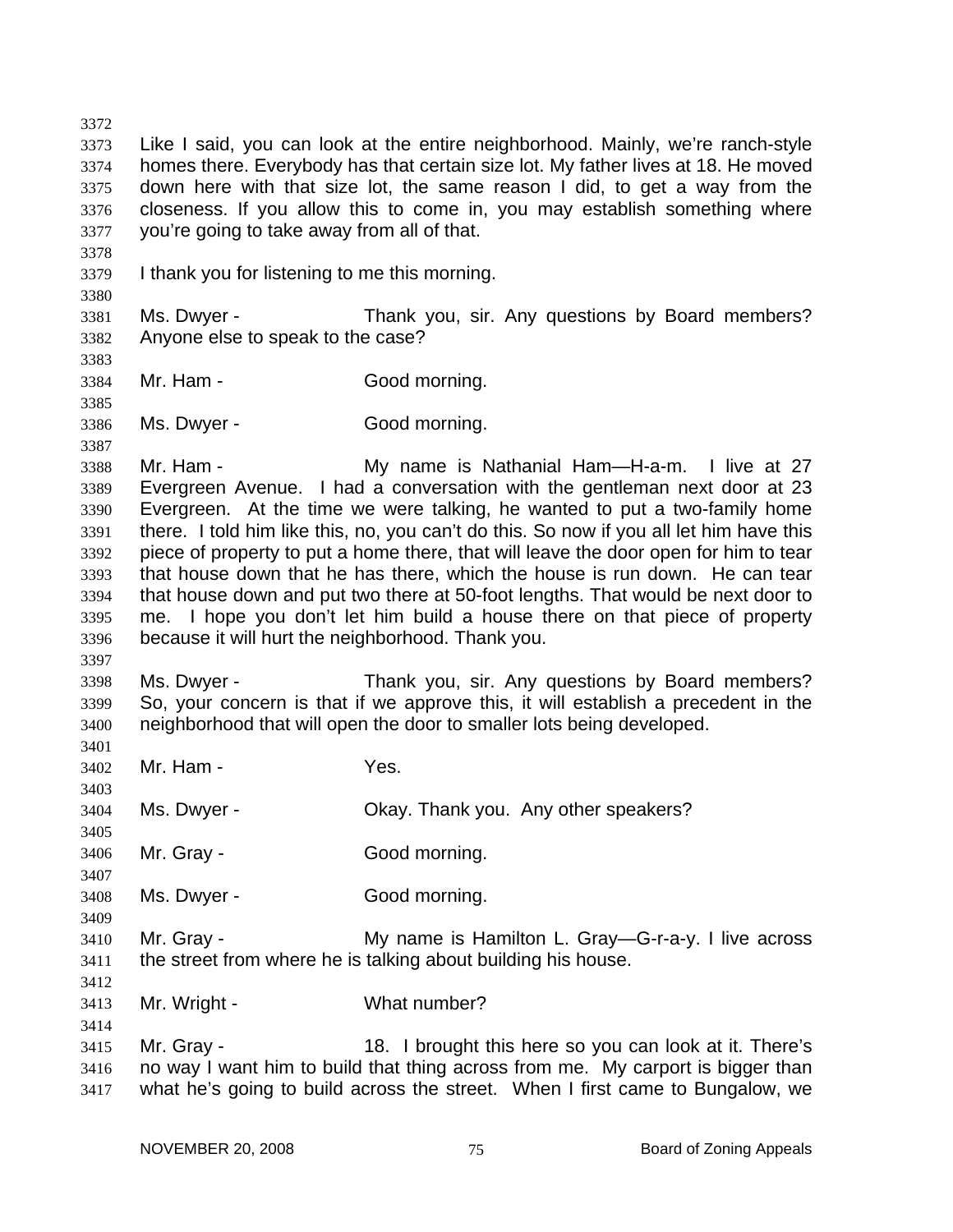Like I said, you can look at the entire neighborhood. Mainly, we're ranch-style homes there. Everybody has that certain size lot. My father lives at 18. He moved down here with that size lot, the same reason I did, to get a way from the closeness. If you allow this to come in, you may establish something where you're going to take away from all of that.

I thank you for listening to me this morning.

Ms. Dwyer - Thank you, sir. Any questions by Board members? Anyone else to speak to the case?

Mr. Ham - Good morning.

Ms. Dwyer - Good morning.

Mr. Ham - My name is Nathanial Ham—H-a-m. I live at 27 Evergreen Avenue. I had a conversation with the gentleman next door at 23 Evergreen. At the time we were talking, he wanted to put a two-family home there. I told him like this, no, you can't do this. So now if you all let him have this piece of property to put a home there, that will leave the door open for him to tear that house down that he has there, which the house is run down. He can tear that house down and put two there at 50-foot lengths. That would be next door to me. I hope you don't let him build a house there on that piece of property because it will hurt the neighborhood. Thank you.

Ms. Dwyer - Thank you, sir. Any questions by Board members? So, your concern is that if we approve this, it will establish a precedent in the neighborhood that will open the door to smaller lots being developed.

Mr. Ham - Yes.

Ms. Dwyer - Okay. Thank you. Any other speakers?

Mr. Gray - Good morning.

Ms. Dwyer - Good morning.

Mr. Gray - My name is Hamilton L. Gray—G-r-a-y. I live across the street from where he is talking about building his house.

Mr. Wright - What number?

Mr. Gray - 18. I brought this here so you can look at it. There's no way I want him to build that thing across from me. My carport is bigger than what he's going to build across the street. When I first came to Bungalow, we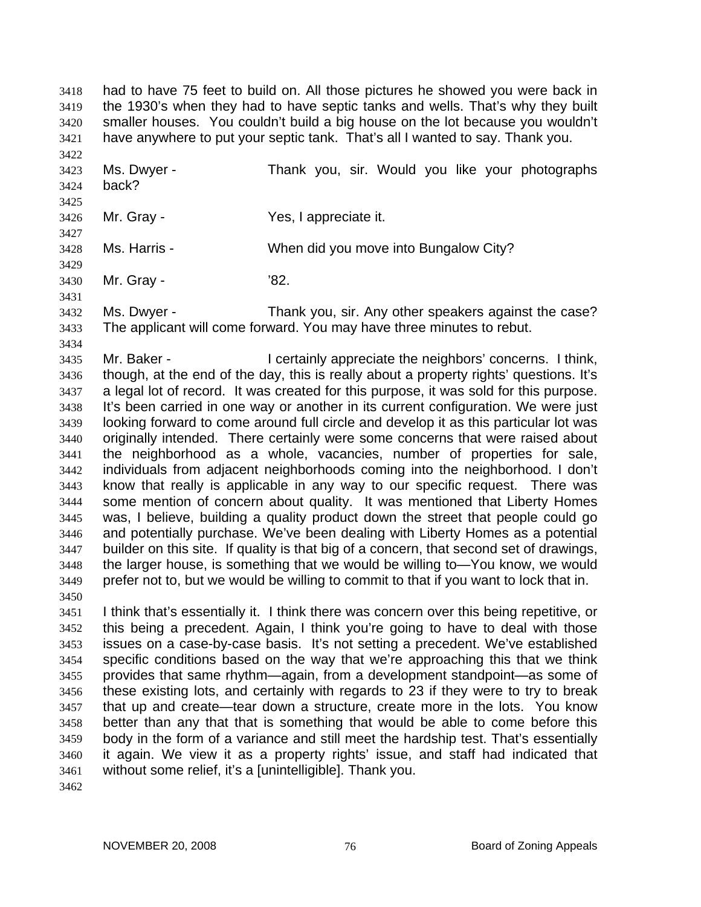had to have 75 feet to build on. All those pictures he showed you were back in the 1930's when they had to have septic tanks and wells. That's why they built smaller houses. You couldn't build a big house on the lot because you wouldn't have anywhere to put your septic tank. That's all I wanted to say. Thank you.

Ms. Dwyer - Thank you, sir. Would you like your photographs back?

Mr. Gray - Yes, I appreciate it.

Ms. Harris - When did you move into Bungalow City?

Mr. Gray - '82.

Ms. Dwyer - Thank you, sir. Any other speakers against the case? The applicant will come forward. You may have three minutes to rebut.

Mr. Baker - I certainly appreciate the neighbors' concerns. I think, though, at the end of the day, this is really about a property rights' questions. It's a legal lot of record. It was created for this purpose, it was sold for this purpose. It's been carried in one way or another in its current configuration. We were just looking forward to come around full circle and develop it as this particular lot was originally intended. There certainly were some concerns that were raised about the neighborhood as a whole, vacancies, number of properties for sale, individuals from adjacent neighborhoods coming into the neighborhood. I don't know that really is applicable in any way to our specific request. There was some mention of concern about quality. It was mentioned that Liberty Homes was, I believe, building a quality product down the street that people could go and potentially purchase. We've been dealing with Liberty Homes as a potential builder on this site. If quality is that big of a concern, that second set of drawings, the larger house, is something that we would be willing to—You know, we would prefer not to, but we would be willing to commit to that if you want to lock that in.

I think that's essentially it. I think there was concern over this being repetitive, or this being a precedent. Again, I think you're going to have to deal with those issues on a case-by-case basis. It's not setting a precedent. We've established specific conditions based on the way that we're approaching this that we think provides that same rhythm—again, from a development standpoint—as some of these existing lots, and certainly with regards to 23 if they were to try to break that up and create—tear down a structure, create more in the lots. You know better than any that that is something that would be able to come before this body in the form of a variance and still meet the hardship test. That's essentially it again. We view it as a property rights' issue, and staff had indicated that without some relief, it's a [unintelligible]. Thank you.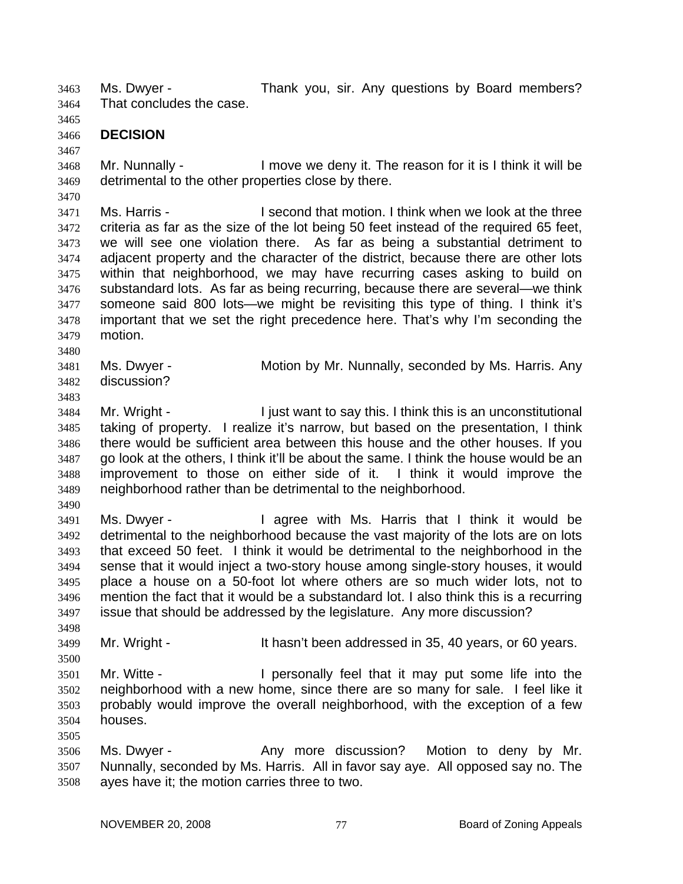Ms. Dwyer - Thank you, sir. Any questions by Board members? That concludes the case.

## DECISION

Mr. Nunnally - I move we deny it. The reason for it is I think it will be detrimental to the other properties close by there.

Ms. Harris - I second that motion. I think when we look at the three criteria as far as the size of the lot being 50 feet instead of the required 65 feet, we will see one violation there. As far as being a substantial detriment to adjacent property and the character of the district, because there are other lots within that neighborhood, we may have recurring cases asking to build on substandard lots. As far as being recurring, because there are several—we think someone said 800 lots—we might be revisiting this type of thing. I think it's important that we set the right precedence here. That's why I'm seconding the motion.

Ms. Dwyer - Motion by Mr. Nunnally, seconded by Ms. Harris. Any discussion?

Mr. Wright - I just want to say this. I think this is an unconstitutional taking of property. I realize it's narrow, but based on the presentation, I think there would be sufficient area between this house and the other houses. If you go look at the others, I think it'll be about the same. I think the house would be an improvement to those on either side of it. I think it would improve the neighborhood rather than be detrimental to the neighborhood.

Ms. Dwyer - I agree with Ms. Harris that I think it would be detrimental to the neighborhood because the vast majority of the lots are on lots that exceed 50 feet. I think it would be detrimental to the neighborhood in the sense that it would inject a two-story house among single-story houses, it would place a house on a 50-foot lot where others are so much wider lots, not to mention the fact that it would be a substandard lot. I also think this is a recurring issue that should be addressed by the legislature. Any more discussion?

Mr. Wright - It hasn't been addressed in 35, 40 years, or 60 years.

Mr. Witte - I personally feel that it may put some life into the neighborhood with a new home, since there are so many for sale. I feel like it probably would improve the overall neighborhood, with the exception of a few houses.

Ms. Dwyer - Any more discussion? Motion to deny by Mr. Nunnally, seconded by Ms. Harris. All in favor say aye. All opposed say no. The ayes have it; the motion carries three to two.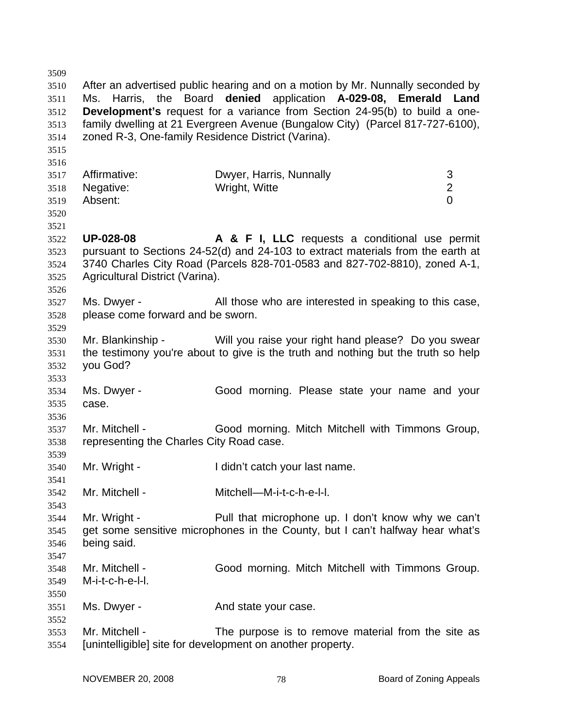After an advertised public hearing and on a motion by Mr. Nunnally seconded by Ms. Harris, the Board **denied** application **A-029-08, Emerald Land Development's** request for a variance from Section 24-95(b) to build a one-family dwelling at 21 Evergreen Avenue (Bungalow City) (Parcel 817-727-6100), zoned R-3, One-family Residence District (Varina).

| | | |
|---|---|---|
| Affirmative: | Dwyer, Harris, Nunnally | 3 |
| Negative: | Wright, Witte | 2 |
| Absent: | | 0 |

**UP-028-08** **A & F I, LLC** requests a conditional use permit pursuant to Sections 24-52(d) and 24-103 to extract materials from the earth at 3740 Charles City Road (Parcels 828-701-0583 and 827-702-8810), zoned A-1, Agricultural District (Varina).

Ms. Dwyer - All those who are interested in speaking to this case, please come forward and be sworn.

Mr. Blankinship - Will you raise your right hand please? Do you swear the testimony you're about to give is the truth and nothing but the truth so help you God?

Ms. Dwyer - Good morning. Please state your name and your case.

Mr. Mitchell - Good morning. Mitch Mitchell with Timmons Group, representing the Charles City Road case.

Mr. Wright - I didn't catch your last name.

Mr. Mitchell - Mitchell—M-i-t-c-h-e-l-l.

Mr. Wright - Pull that microphone up. I don't know why we can't get some sensitive microphones in the County, but I can't halfway hear what's being said.

Mr. Mitchell - Good morning. Mitch Mitchell with Timmons Group. M-i-t-c-h-e-l-l.

Ms. Dwyer - And state your case.

Mr. Mitchell - The purpose is to remove material from the site as [unintelligible] site for development on another property.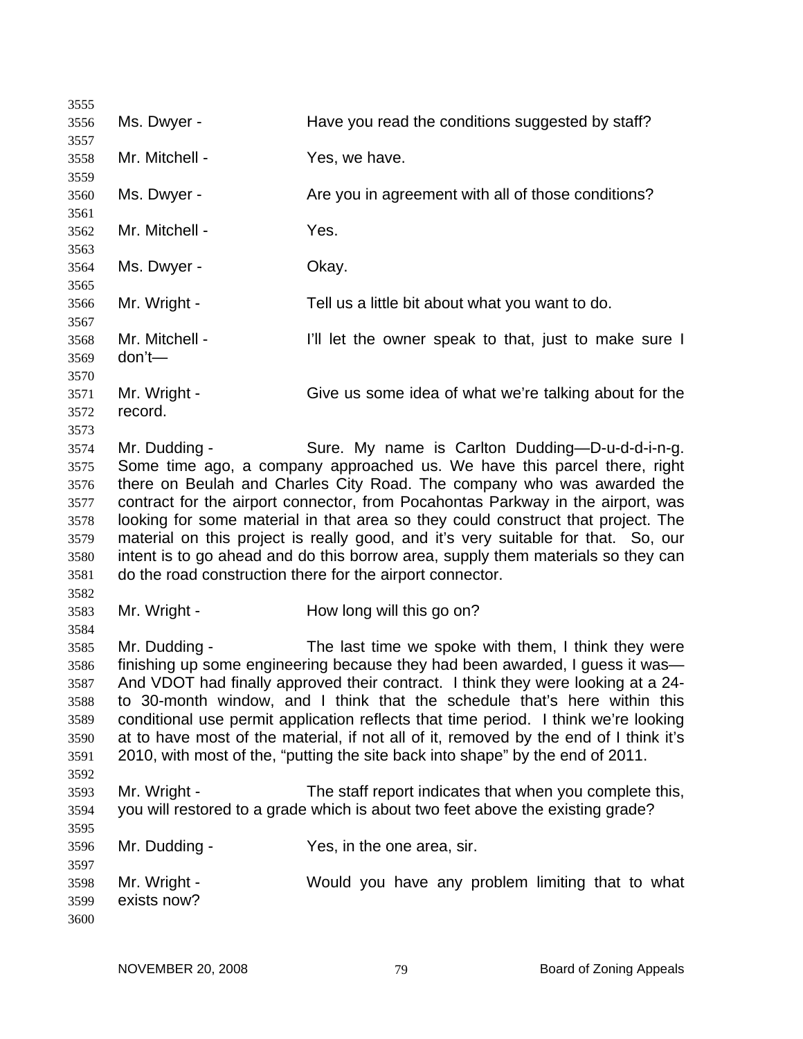Ms. Dwyer - Have you read the conditions suggested by staff?

Mr. Mitchell - Yes, we have.

Ms. Dwyer - Are you in agreement with all of those conditions?

Mr. Mitchell - Yes.

Ms. Dwyer - Okay.

Mr. Wright - Tell us a little bit about what you want to do.

Mr. Mitchell - I'll let the owner speak to that, just to make sure I don't—

Mr. Wright - Give us some idea of what we're talking about for the record.

Mr. Dudding - Sure. My name is Carlton Dudding—D-u-d-d-i-n-g. Some time ago, a company approached us. We have this parcel there, right there on Beulah and Charles City Road. The company who was awarded the contract for the airport connector, from Pocahontas Parkway in the airport, was looking for some material in that area so they could construct that project. The material on this project is really good, and it's very suitable for that. So, our intent is to go ahead and do this borrow area, supply them materials so they can do the road construction there for the airport connector.

Mr. Wright - How long will this go on?

Mr. Dudding - The last time we spoke with them, I think they were finishing up some engineering because they had been awarded, I guess it was— And VDOT had finally approved their contract. I think they were looking at a 24- to 30-month window, and I think that the schedule that's here within this conditional use permit application reflects that time period. I think we're looking at to have most of the material, if not all of it, removed by the end of I think it's 2010, with most of the, "putting the site back into shape" by the end of 2011.

Mr. Wright - The staff report indicates that when you complete this, you will restored to a grade which is about two feet above the existing grade?

Mr. Dudding - Yes, in the one area, sir.

Mr. Wright - Would you have any problem limiting that to what exists now?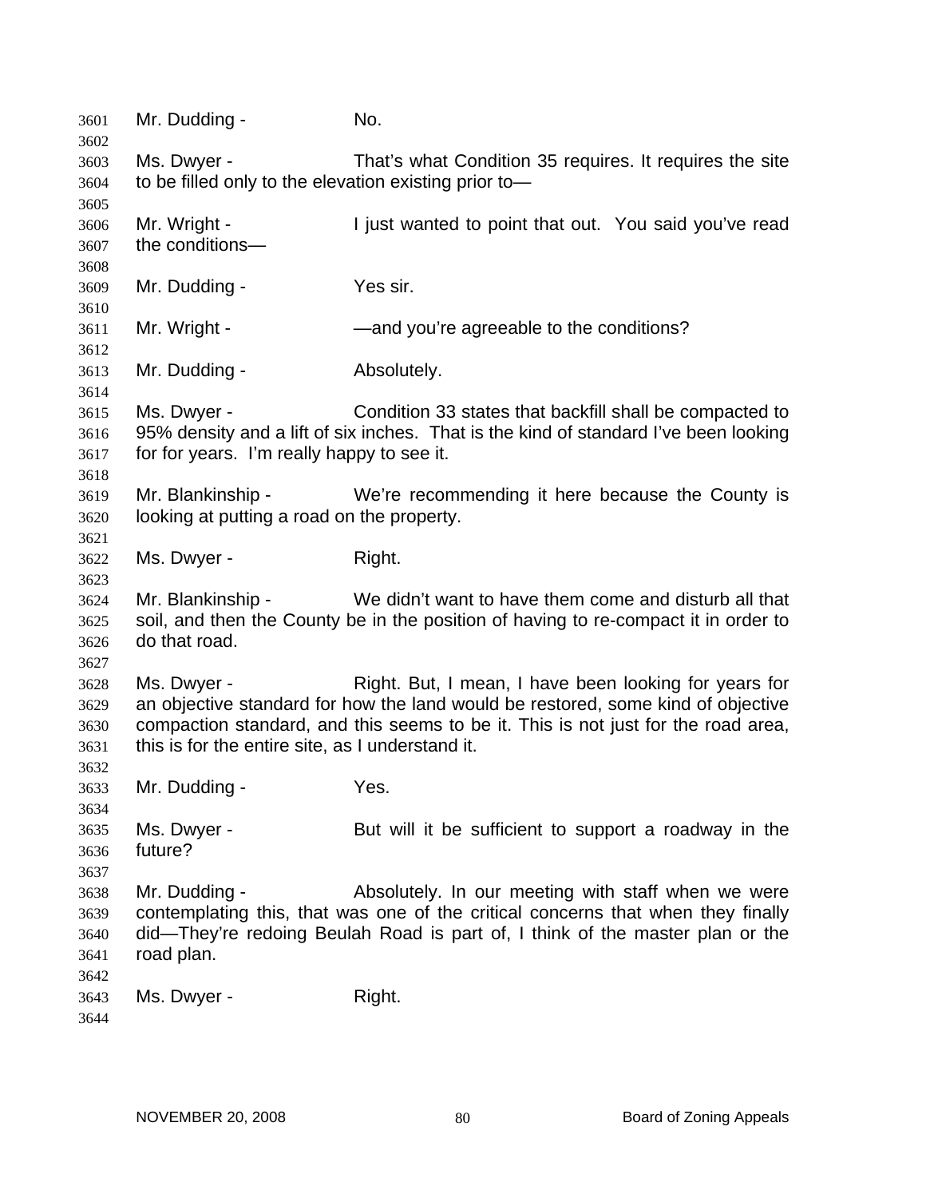Mr. Dudding - No.

Ms. Dwyer - That's what Condition 35 requires. It requires the site to be filled only to the elevation existing prior to—

Mr. Wright - I just wanted to point that out. You said you've read the conditions—

Mr. Dudding - Yes sir.

Mr. Wright - —and you're agreeable to the conditions?

Mr. Dudding - Absolutely.

Ms. Dwyer - Condition 33 states that backfill shall be compacted to 95% density and a lift of six inches. That is the kind of standard I've been looking for for years. I'm really happy to see it.

Mr. Blankinship - We're recommending it here because the County is looking at putting a road on the property.

Ms. Dwyer - Right.

Mr. Blankinship - We didn't want to have them come and disturb all that soil, and then the County be in the position of having to re-compact it in order to do that road.

Ms. Dwyer - Right. But, I mean, I have been looking for years for an objective standard for how the land would be restored, some kind of objective compaction standard, and this seems to be it. This is not just for the road area, this is for the entire site, as I understand it.

Mr. Dudding - Yes.

Ms. Dwyer - But will it be sufficient to support a roadway in the future?

Mr. Dudding - Absolutely. In our meeting with staff when we were contemplating this, that was one of the critical concerns that when they finally did—They're redoing Beulah Road is part of, I think of the master plan or the road plan.

Ms. Dwyer - Right.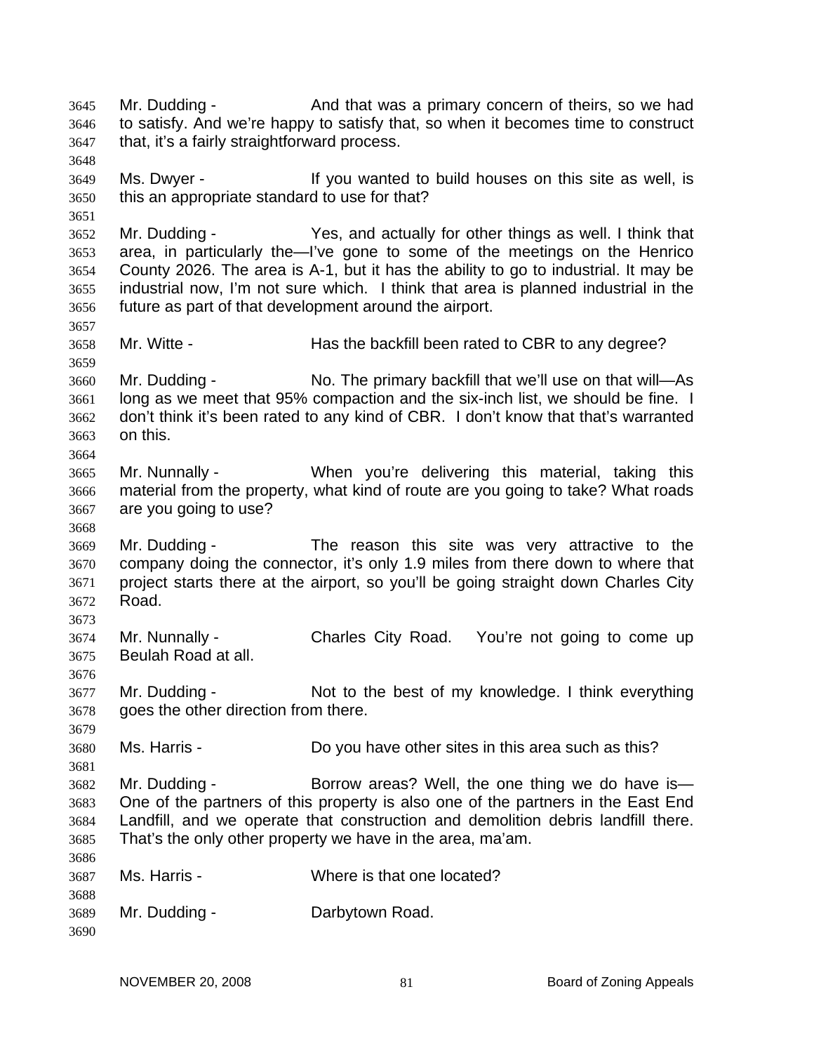Mr. Dudding - And that was a primary concern of theirs, so we had to satisfy. And we're happy to satisfy that, so when it becomes time to construct that, it's a fairly straightforward process.

Ms. Dwyer - If you wanted to build houses on this site as well, is this an appropriate standard to use for that?

Mr. Dudding - Yes, and actually for other things as well. I think that area, in particularly the—I've gone to some of the meetings on the Henrico County 2026. The area is A-1, but it has the ability to go to industrial. It may be industrial now, I'm not sure which. I think that area is planned industrial in the future as part of that development around the airport.

Mr. Witte - Has the backfill been rated to CBR to any degree?

Mr. Dudding - No. The primary backfill that we'll use on that will—As long as we meet that 95% compaction and the six-inch list, we should be fine. I don't think it's been rated to any kind of CBR. I don't know that that's warranted on this.

Mr. Nunnally - When you're delivering this material, taking this material from the property, what kind of route are you going to take? What roads are you going to use?

Mr. Dudding - The reason this site was very attractive to the company doing the connector, it's only 1.9 miles from there down to where that project starts there at the airport, so you'll be going straight down Charles City Road.

Mr. Nunnally - Charles City Road. You're not going to come up Beulah Road at all.

Mr. Dudding - Not to the best of my knowledge. I think everything goes the other direction from there.

Ms. Harris - Do you have other sites in this area such as this?

Mr. Dudding - Borrow areas? Well, the one thing we do have is—One of the partners of this property is also one of the partners in the East End Landfill, and we operate that construction and demolition debris landfill there. That's the only other property we have in the area, ma'am.

Ms. Harris - Where is that one located?

Mr. Dudding - Darbytown Road.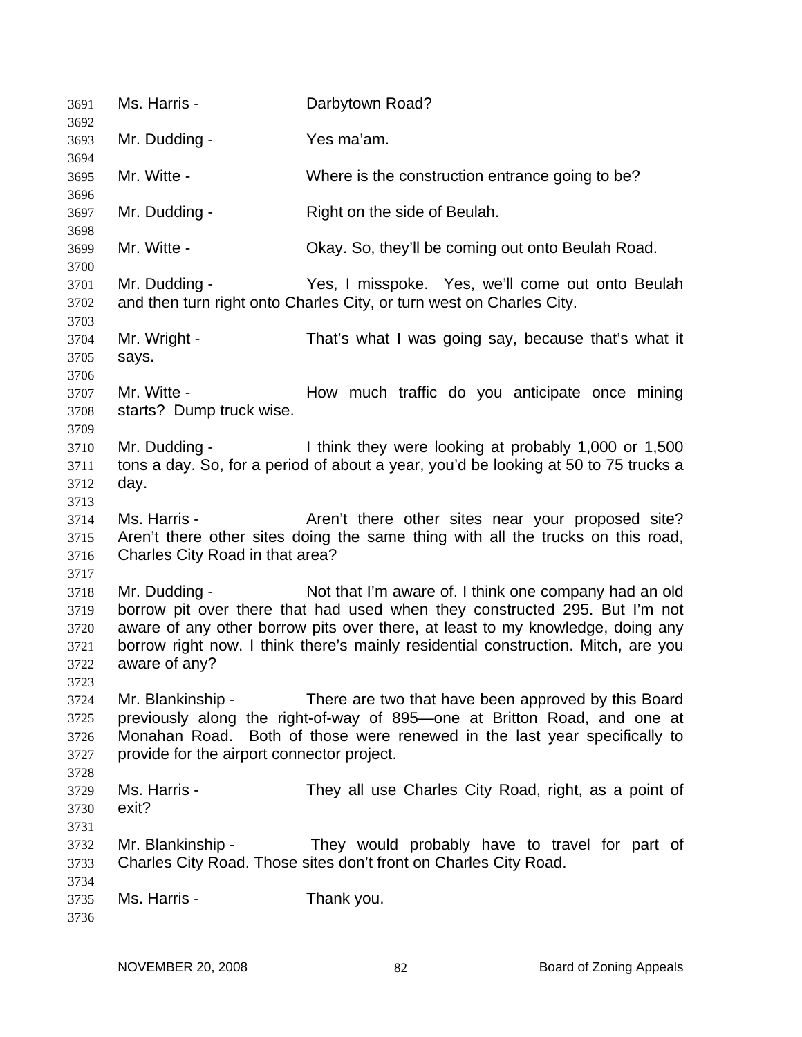Ms. Harris - Darbytown Road?

Mr. Dudding - Yes ma'am.

Mr. Witte - Where is the construction entrance going to be?

Mr. Dudding - Right on the side of Beulah.

Mr. Witte - Okay. So, they'll be coming out onto Beulah Road.

Mr. Dudding - Yes, I misspoke. Yes, we'll come out onto Beulah and then turn right onto Charles City, or turn west on Charles City.

Mr. Wright - That's what I was going say, because that's what it says.

Mr. Witte - How much traffic do you anticipate once mining starts? Dump truck wise.

Mr. Dudding - I think they were looking at probably 1,000 or 1,500 tons a day. So, for a period of about a year, you'd be looking at 50 to 75 trucks a day.

Ms. Harris - Aren't there other sites near your proposed site? Aren't there other sites doing the same thing with all the trucks on this road, Charles City Road in that area?

Mr. Dudding - Not that I'm aware of. I think one company had an old borrow pit over there that had used when they constructed 295. But I'm not aware of any other borrow pits over there, at least to my knowledge, doing any borrow right now. I think there's mainly residential construction. Mitch, are you aware of any?

Mr. Blankinship - There are two that have been approved by this Board previously along the right-of-way of 895—one at Britton Road, and one at Monahan Road. Both of those were renewed in the last year specifically to provide for the airport connector project.

Ms. Harris - They all use Charles City Road, right, as a point of exit?

Mr. Blankinship - They would probably have to travel for part of Charles City Road. Those sites don't front on Charles City Road.

Ms. Harris - Thank you.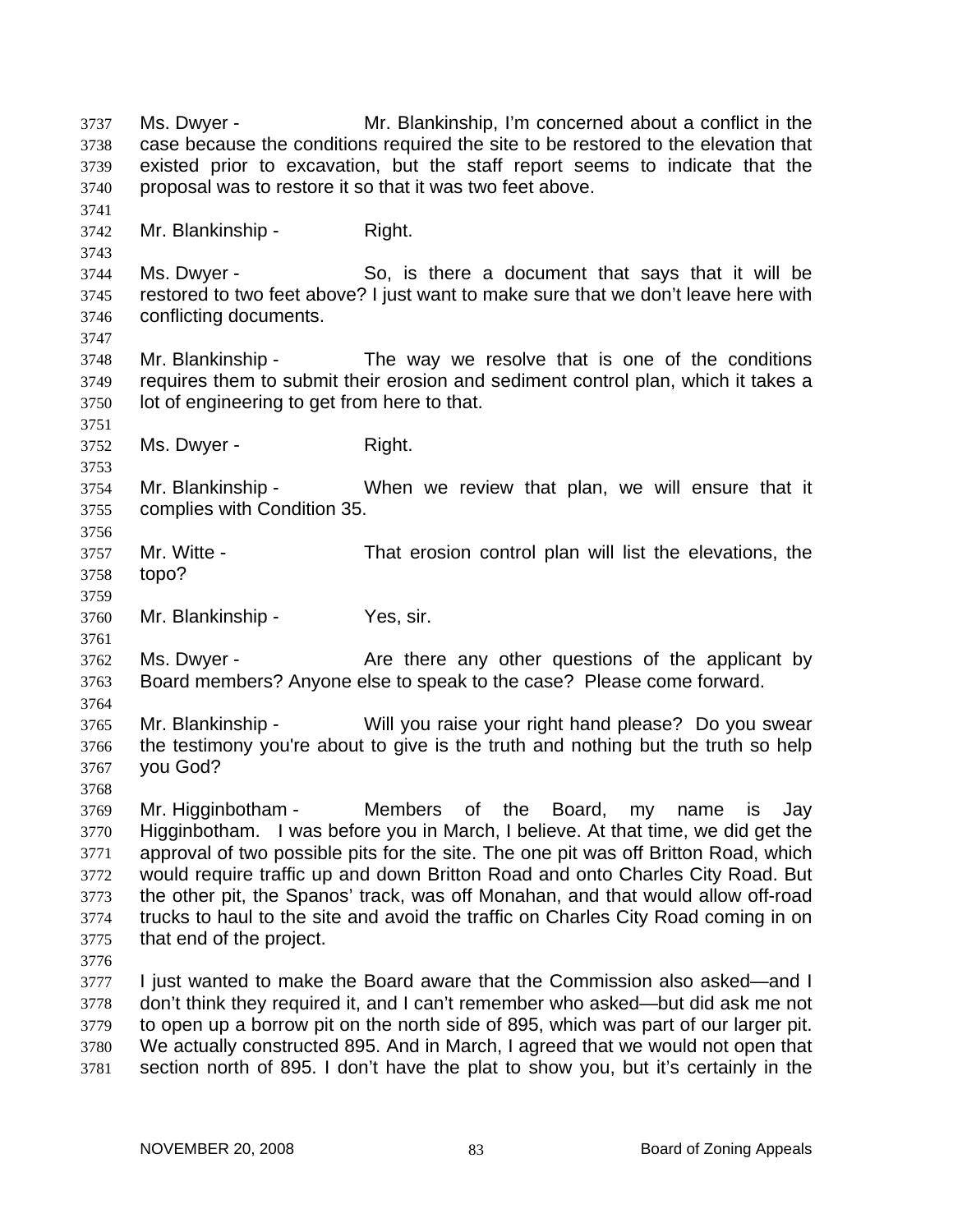Ms. Dwyer - Mr. Blankinship, I'm concerned about a conflict in the case because the conditions required the site to be restored to the elevation that existed prior to excavation, but the staff report seems to indicate that the proposal was to restore it so that it was two feet above.

Mr. Blankinship - Right.

Ms. Dwyer - So, is there a document that says that it will be restored to two feet above? I just want to make sure that we don't leave here with conflicting documents.

Mr. Blankinship - The way we resolve that is one of the conditions requires them to submit their erosion and sediment control plan, which it takes a lot of engineering to get from here to that.

Ms. Dwyer - Right.

Mr. Blankinship - When we review that plan, we will ensure that it complies with Condition 35.

Mr. Witte - That erosion control plan will list the elevations, the topo?

Mr. Blankinship - Yes, sir.

Ms. Dwyer - Are there any other questions of the applicant by Board members? Anyone else to speak to the case? Please come forward.

Mr. Blankinship - Will you raise your right hand please? Do you swear the testimony you're about to give is the truth and nothing but the truth so help you God?

Mr. Higginbotham - Members of the Board, my name is Jay Higginbotham. I was before you in March, I believe. At that time, we did get the approval of two possible pits for the site. The one pit was off Britton Road, which would require traffic up and down Britton Road and onto Charles City Road. But the other pit, the Spanos' track, was off Monahan, and that would allow off-road trucks to haul to the site and avoid the traffic on Charles City Road coming in on that end of the project.

I just wanted to make the Board aware that the Commission also asked—and I don't think they required it, and I can't remember who asked—but did ask me not to open up a borrow pit on the north side of 895, which was part of our larger pit. We actually constructed 895. And in March, I agreed that we would not open that section north of 895. I don't have the plat to show you, but it's certainly in the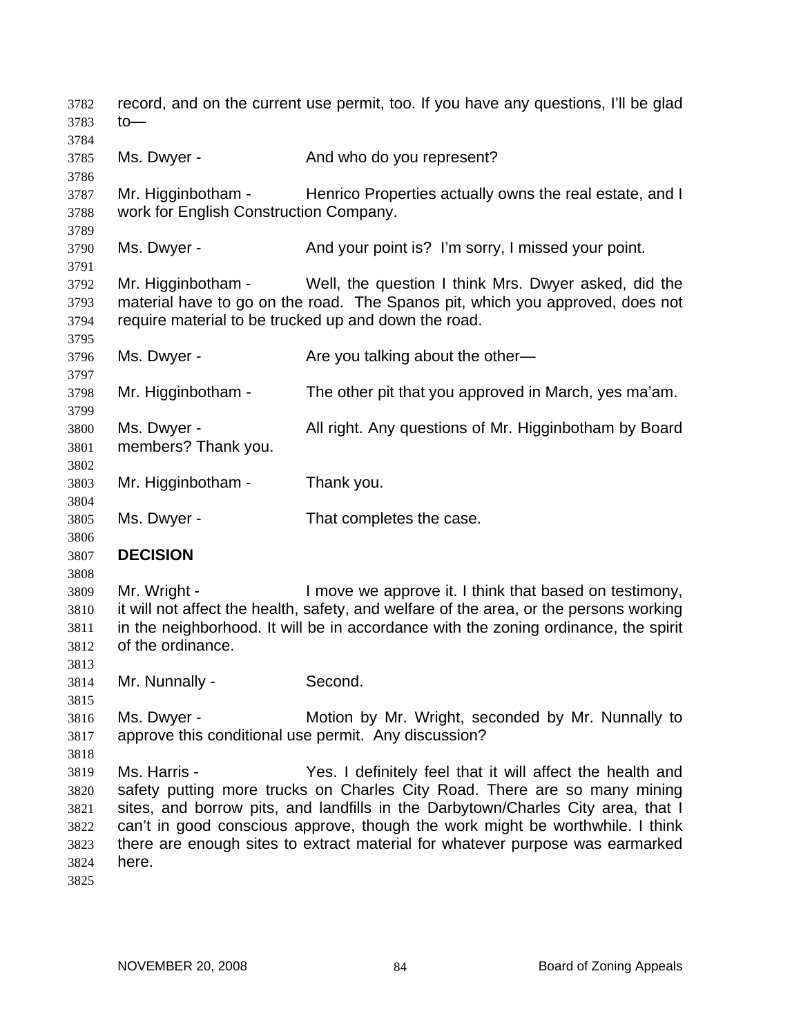record, and on the current use permit, too. If you have any questions, I'll be glad to—

Ms. Dwyer - And who do you represent?

Mr. Higginbotham - Henrico Properties actually owns the real estate, and I work for English Construction Company.

Ms. Dwyer - And your point is? I'm sorry, I missed your point.

Mr. Higginbotham - Well, the question I think Mrs. Dwyer asked, did the material have to go on the road. The Spanos pit, which you approved, does not require material to be trucked up and down the road.

Ms. Dwyer - Are you talking about the other—

Mr. Higginbotham - The other pit that you approved in March, yes ma'am.

Ms. Dwyer - All right. Any questions of Mr. Higginbotham by Board members? Thank you.

Mr. Higginbotham - Thank you.

Ms. Dwyer - That completes the case.

**DECISION**

Mr. Wright - I move we approve it. I think that based on testimony, it will not affect the health, safety, and welfare of the area, or the persons working in the neighborhood. It will be in accordance with the zoning ordinance, the spirit of the ordinance.

Mr. Nunnally - Second.

Ms. Dwyer - Motion by Mr. Wright, seconded by Mr. Nunnally to approve this conditional use permit. Any discussion?

Ms. Harris - Yes. I definitely feel that it will affect the health and safety putting more trucks on Charles City Road. There are so many mining sites, and borrow pits, and landfills in the Darbytown/Charles City area, that I can't in good conscious approve, though the work might be worthwhile. I think there are enough sites to extract material for whatever purpose was earmarked here.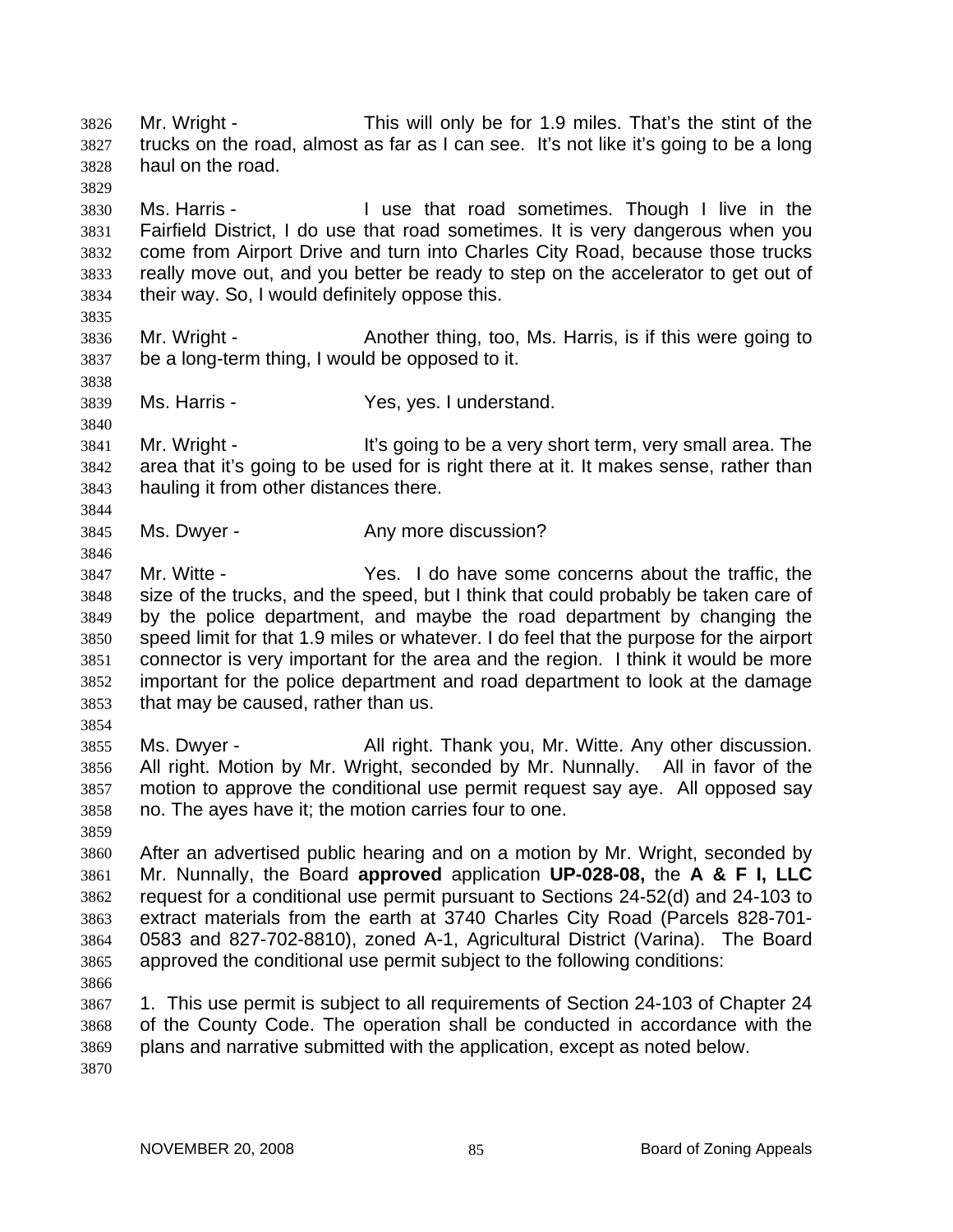Mr. Wright - This will only be for 1.9 miles. That's the stint of the trucks on the road, almost as far as I can see. It's not like it's going to be a long haul on the road.

Ms. Harris - I use that road sometimes. Though I live in the Fairfield District, I do use that road sometimes. It is very dangerous when you come from Airport Drive and turn into Charles City Road, because those trucks really move out, and you better be ready to step on the accelerator to get out of their way. So, I would definitely oppose this.

Mr. Wright - Another thing, too, Ms. Harris, is if this were going to be a long-term thing, I would be opposed to it.

Ms. Harris - Yes, yes. I understand.

Mr. Wright - It's going to be a very short term, very small area. The area that it's going to be used for is right there at it. It makes sense, rather than hauling it from other distances there.

Ms. Dwyer - Any more discussion?

Mr. Witte - Yes. I do have some concerns about the traffic, the size of the trucks, and the speed, but I think that could probably be taken care of by the police department, and maybe the road department by changing the speed limit for that 1.9 miles or whatever. I do feel that the purpose for the airport connector is very important for the area and the region. I think it would be more important for the police department and road department to look at the damage that may be caused, rather than us.

Ms. Dwyer - All right. Thank you, Mr. Witte. Any other discussion. All right. Motion by Mr. Wright, seconded by Mr. Nunnally. All in favor of the motion to approve the conditional use permit request say aye. All opposed say no. The ayes have it; the motion carries four to one.

After an advertised public hearing and on a motion by Mr. Wright, seconded by Mr. Nunnally, the Board **approved** application **UP-028-08,** the **A & F I, LLC** request for a conditional use permit pursuant to Sections 24-52(d) and 24-103 to extract materials from the earth at 3740 Charles City Road (Parcels 828-701-0583 and 827-702-8810), zoned A-1, Agricultural District (Varina). The Board approved the conditional use permit subject to the following conditions:

1. This use permit is subject to all requirements of Section 24-103 of Chapter 24 of the County Code. The operation shall be conducted in accordance with the plans and narrative submitted with the application, except as noted below.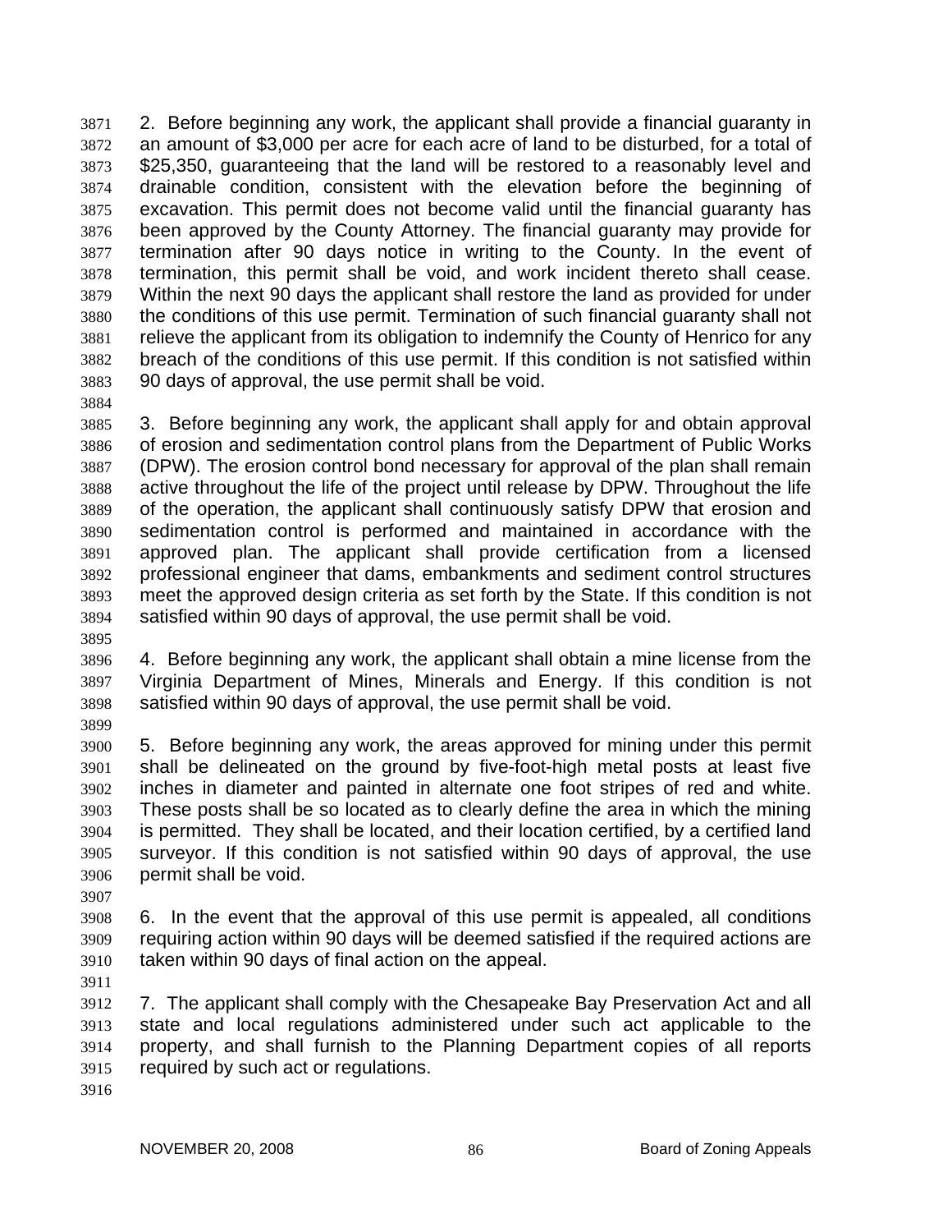2. Before beginning any work, the applicant shall provide a financial guaranty in an amount of $3,000 per acre for each acre of land to be disturbed, for a total of $25,350, guaranteeing that the land will be restored to a reasonably level and drainable condition, consistent with the elevation before the beginning of excavation. This permit does not become valid until the financial guaranty has been approved by the County Attorney. The financial guaranty may provide for termination after 90 days notice in writing to the County. In the event of termination, this permit shall be void, and work incident thereto shall cease. Within the next 90 days the applicant shall restore the land as provided for under the conditions of this use permit. Termination of such financial guaranty shall not relieve the applicant from its obligation to indemnify the County of Henrico for any breach of the conditions of this use permit. If this condition is not satisfied within 90 days of approval, the use permit shall be void.

3. Before beginning any work, the applicant shall apply for and obtain approval of erosion and sedimentation control plans from the Department of Public Works (DPW). The erosion control bond necessary for approval of the plan shall remain active throughout the life of the project until release by DPW. Throughout the life of the operation, the applicant shall continuously satisfy DPW that erosion and sedimentation control is performed and maintained in accordance with the approved plan. The applicant shall provide certification from a licensed professional engineer that dams, embankments and sediment control structures meet the approved design criteria as set forth by the State. If this condition is not satisfied within 90 days of approval, the use permit shall be void.

4. Before beginning any work, the applicant shall obtain a mine license from the Virginia Department of Mines, Minerals and Energy. If this condition is not satisfied within 90 days of approval, the use permit shall be void.

5. Before beginning any work, the areas approved for mining under this permit shall be delineated on the ground by five-foot-high metal posts at least five inches in diameter and painted in alternate one foot stripes of red and white. These posts shall be so located as to clearly define the area in which the mining is permitted. They shall be located, and their location certified, by a certified land surveyor. If this condition is not satisfied within 90 days of approval, the use permit shall be void.

6. In the event that the approval of this use permit is appealed, all conditions requiring action within 90 days will be deemed satisfied if the required actions are taken within 90 days of final action on the appeal.

7. The applicant shall comply with the Chesapeake Bay Preservation Act and all state and local regulations administered under such act applicable to the property, and shall furnish to the Planning Department copies of all reports required by such act or regulations.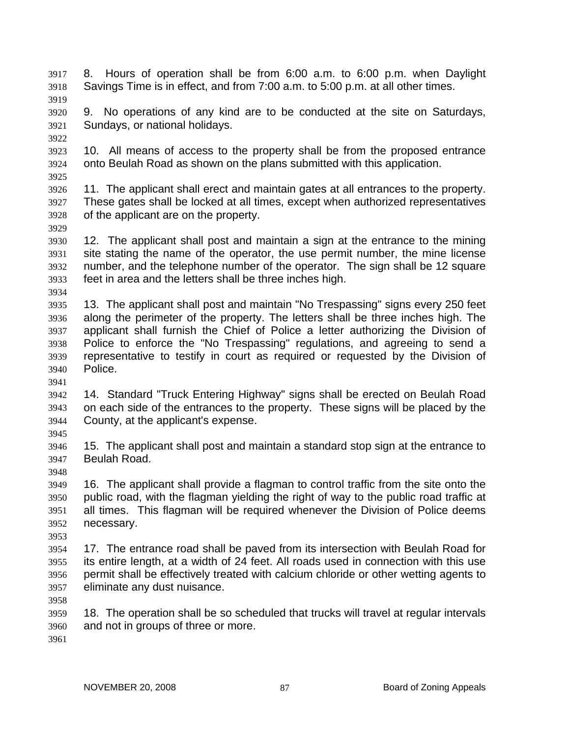8. Hours of operation shall be from 6:00 a.m. to 6:00 p.m. when Daylight Savings Time is in effect, and from 7:00 a.m. to 5:00 p.m. at all other times.

9. No operations of any kind are to be conducted at the site on Saturdays, Sundays, or national holidays.

10. All means of access to the property shall be from the proposed entrance onto Beulah Road as shown on the plans submitted with this application.

11. The applicant shall erect and maintain gates at all entrances to the property. These gates shall be locked at all times, except when authorized representatives of the applicant are on the property.

12. The applicant shall post and maintain a sign at the entrance to the mining site stating the name of the operator, the use permit number, the mine license number, and the telephone number of the operator. The sign shall be 12 square feet in area and the letters shall be three inches high.

13. The applicant shall post and maintain "No Trespassing" signs every 250 feet along the perimeter of the property. The letters shall be three inches high. The applicant shall furnish the Chief of Police a letter authorizing the Division of Police to enforce the "No Trespassing" regulations, and agreeing to send a representative to testify in court as required or requested by the Division of Police.

14. Standard "Truck Entering Highway" signs shall be erected on Beulah Road on each side of the entrances to the property. These signs will be placed by the County, at the applicant's expense.

15. The applicant shall post and maintain a standard stop sign at the entrance to Beulah Road.

16. The applicant shall provide a flagman to control traffic from the site onto the public road, with the flagman yielding the right of way to the public road traffic at all times. This flagman will be required whenever the Division of Police deems necessary.

17. The entrance road shall be paved from its intersection with Beulah Road for its entire length, at a width of 24 feet. All roads used in connection with this use permit shall be effectively treated with calcium chloride or other wetting agents to eliminate any dust nuisance.

18. The operation shall be so scheduled that trucks will travel at regular intervals and not in groups of three or more.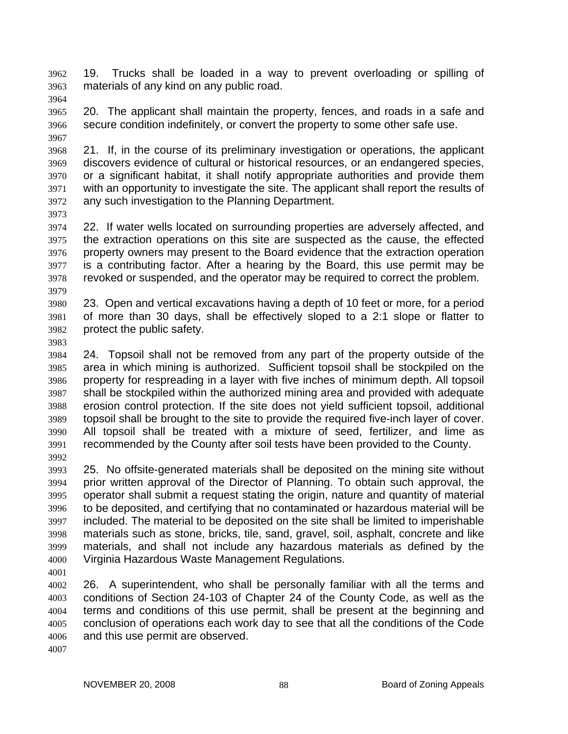19. Trucks shall be loaded in a way to prevent overloading or spilling of materials of any kind on any public road.

20. The applicant shall maintain the property, fences, and roads in a safe and secure condition indefinitely, or convert the property to some other safe use.

21. If, in the course of its preliminary investigation or operations, the applicant discovers evidence of cultural or historical resources, or an endangered species, or a significant habitat, it shall notify appropriate authorities and provide them with an opportunity to investigate the site. The applicant shall report the results of any such investigation to the Planning Department.

22. If water wells located on surrounding properties are adversely affected, and the extraction operations on this site are suspected as the cause, the effected property owners may present to the Board evidence that the extraction operation is a contributing factor. After a hearing by the Board, this use permit may be revoked or suspended, and the operator may be required to correct the problem.

23. Open and vertical excavations having a depth of 10 feet or more, for a period of more than 30 days, shall be effectively sloped to a 2:1 slope or flatter to protect the public safety.

24. Topsoil shall not be removed from any part of the property outside of the area in which mining is authorized. Sufficient topsoil shall be stockpiled on the property for respreading in a layer with five inches of minimum depth. All topsoil shall be stockpiled within the authorized mining area and provided with adequate erosion control protection. If the site does not yield sufficient topsoil, additional topsoil shall be brought to the site to provide the required five-inch layer of cover. All topsoil shall be treated with a mixture of seed, fertilizer, and lime as recommended by the County after soil tests have been provided to the County.

25. No offsite-generated materials shall be deposited on the mining site without prior written approval of the Director of Planning. To obtain such approval, the operator shall submit a request stating the origin, nature and quantity of material to be deposited, and certifying that no contaminated or hazardous material will be included. The material to be deposited on the site shall be limited to imperishable materials such as stone, bricks, tile, sand, gravel, soil, asphalt, concrete and like materials, and shall not include any hazardous materials as defined by the Virginia Hazardous Waste Management Regulations.

26. A superintendent, who shall be personally familiar with all the terms and conditions of Section 24-103 of Chapter 24 of the County Code, as well as the terms and conditions of this use permit, shall be present at the beginning and conclusion of operations each work day to see that all the conditions of the Code and this use permit are observed.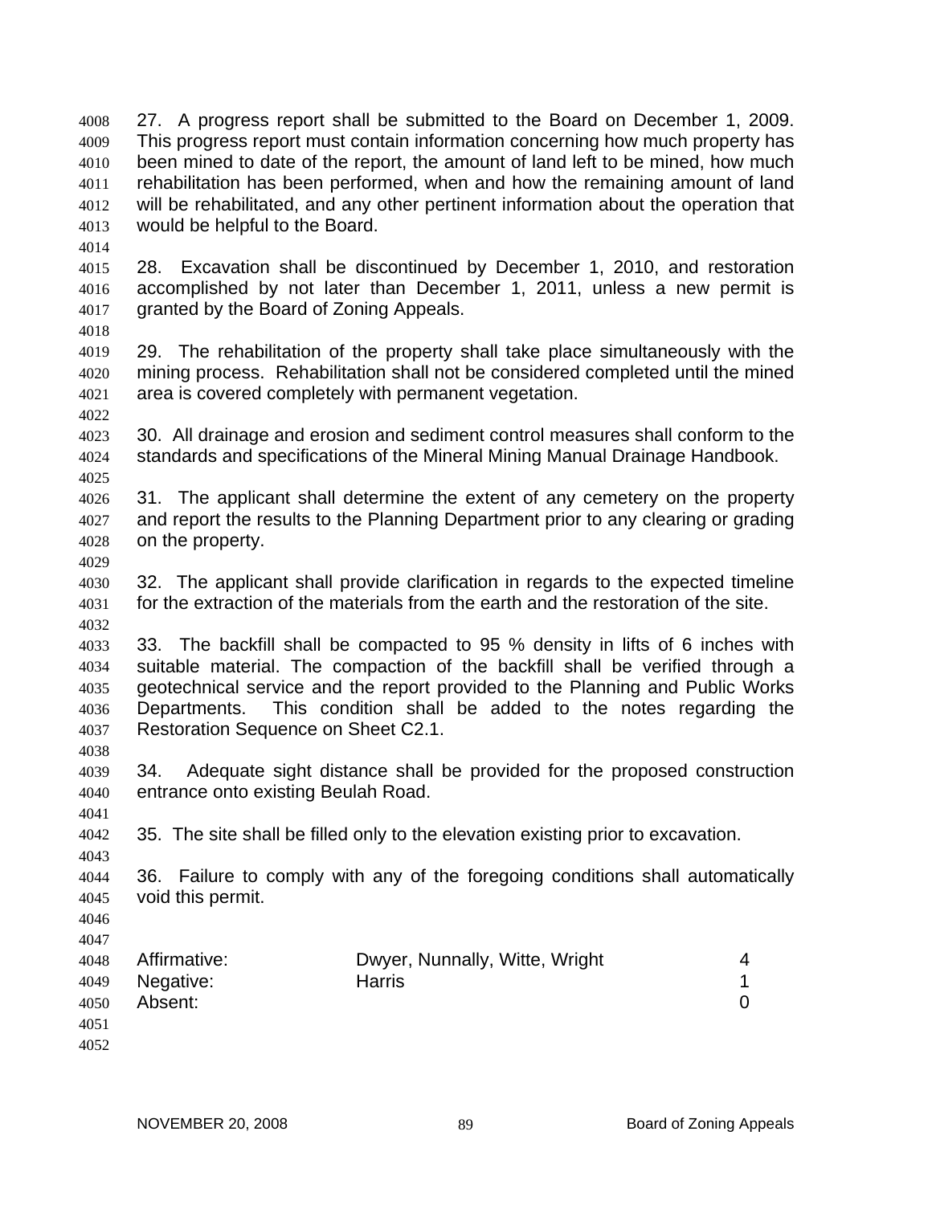27. A progress report shall be submitted to the Board on December 1, 2009. This progress report must contain information concerning how much property has been mined to date of the report, the amount of land left to be mined, how much rehabilitation has been performed, when and how the remaining amount of land will be rehabilitated, and any other pertinent information about the operation that would be helpful to the Board.

28. Excavation shall be discontinued by December 1, 2010, and restoration accomplished by not later than December 1, 2011, unless a new permit is granted by the Board of Zoning Appeals.

29. The rehabilitation of the property shall take place simultaneously with the mining process. Rehabilitation shall not be considered completed until the mined area is covered completely with permanent vegetation.

30. All drainage and erosion and sediment control measures shall conform to the standards and specifications of the Mineral Mining Manual Drainage Handbook.

31. The applicant shall determine the extent of any cemetery on the property and report the results to the Planning Department prior to any clearing or grading on the property.

32. The applicant shall provide clarification in regards to the expected timeline for the extraction of the materials from the earth and the restoration of the site.

33. The backfill shall be compacted to 95 % density in lifts of 6 inches with suitable material. The compaction of the backfill shall be verified through a geotechnical service and the report provided to the Planning and Public Works Departments. This condition shall be added to the notes regarding the Restoration Sequence on Sheet C2.1.

34. Adequate sight distance shall be provided for the proposed construction entrance onto existing Beulah Road.

35. The site shall be filled only to the elevation existing prior to excavation.

36. Failure to comply with any of the foregoing conditions shall automatically void this permit.

| | | |
|---|---|---|
| Affirmative: | Dwyer, Nunnally, Witte, Wright | 4 |
| Negative: | Harris | 1 |
| Absent: | | 0 |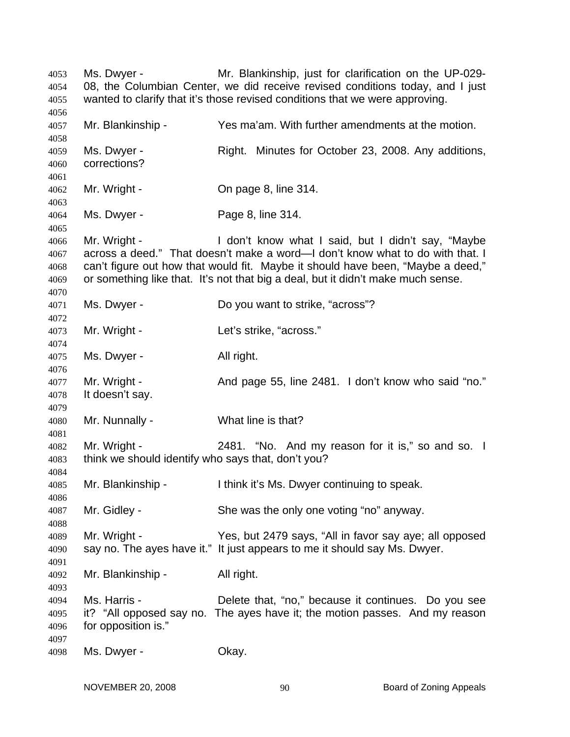4053 Ms. Dwyer - Mr. Blankinship, just for clarification on the UP-029-
4054 08, the Columbian Center, we did receive revised conditions today, and I just
4055 wanted to clarify that it's those revised conditions that we were approving.
4056
4057 Mr. Blankinship - Yes ma'am. With further amendments at the motion.
4058
4059 Ms. Dwyer - Right. Minutes for October 23, 2008. Any additions,
4060 corrections?
4061
4062 Mr. Wright - On page 8, line 314.
4063
4064 Ms. Dwyer - Page 8, line 314.
4065
4066 Mr. Wright - I don't know what I said, but I didn't say, "Maybe
4067 across a deed." That doesn't make a word—I don't know what to do with that. I
4068 can't figure out how that would fit. Maybe it should have been, "Maybe a deed,"
4069 or something like that. It's not that big a deal, but it didn't make much sense.
4070
4071 Ms. Dwyer - Do you want to strike, "across"?
4072
4073 Mr. Wright - Let's strike, "across."
4074
4075 Ms. Dwyer - All right.
4076
4077 Mr. Wright - And page 55, line 2481. I don't know who said "no."
4078 It doesn't say.
4079
4080 Mr. Nunnally - What line is that?
4081
4082 Mr. Wright - 2481. "No. And my reason for it is," so and so. I
4083 think we should identify who says that, don't you?
4084
4085 Mr. Blankinship - I think it's Ms. Dwyer continuing to speak.
4086
4087 Mr. Gidley - She was the only one voting "no" anyway.
4088
4089 Mr. Wright - Yes, but 2479 says, "All in favor say aye; all opposed
4090 say no. The ayes have it." It just appears to me it should say Ms. Dwyer.
4091
4092 Mr. Blankinship - All right.
4093
4094 Ms. Harris - Delete that, "no," because it continues. Do you see
4095 it? "All opposed say no. The ayes have it; the motion passes. And my reason
4096 for opposition is."
4097
4098 Ms. Dwyer - Okay.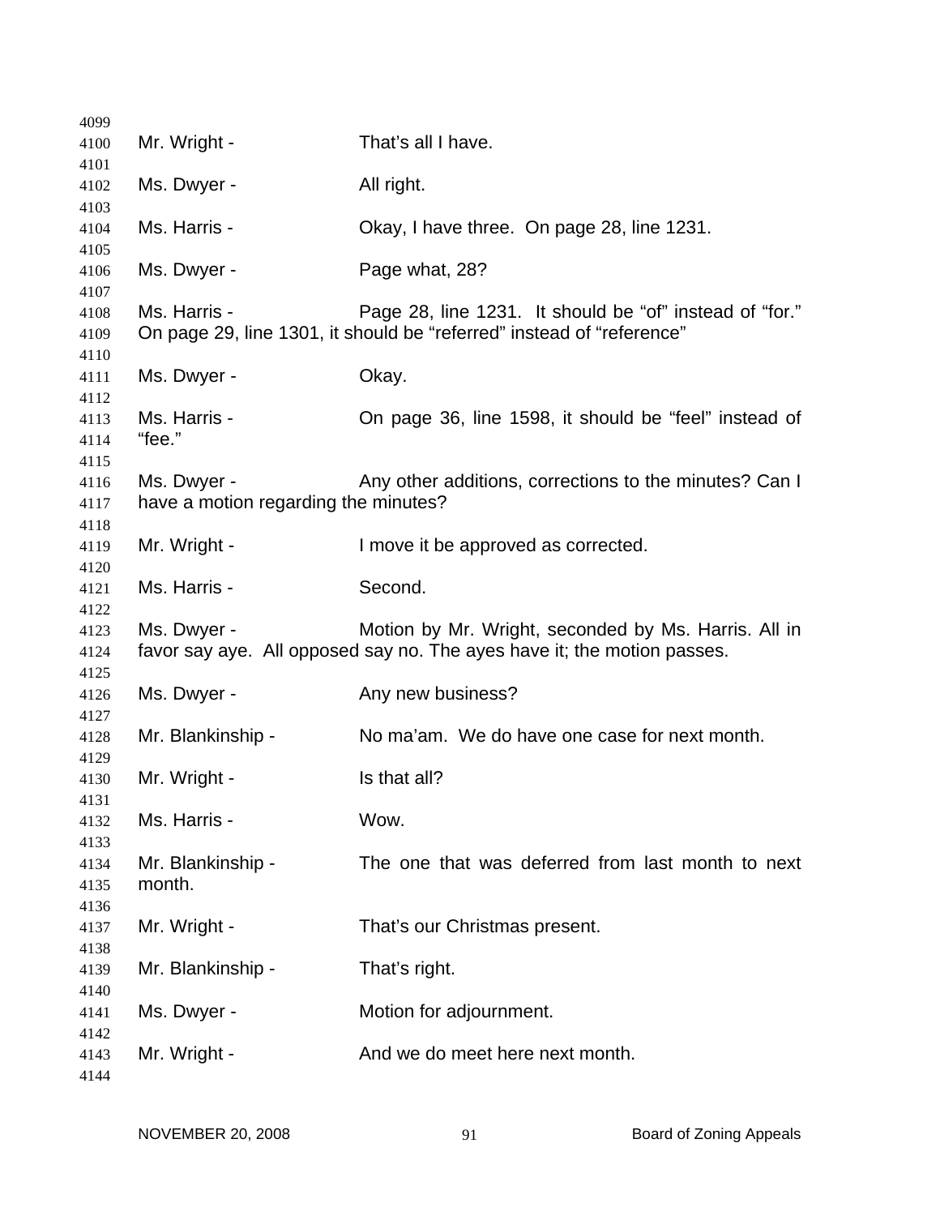Mr. Wright - That's all I have.

Ms. Dwyer - All right.

Ms. Harris - Okay, I have three. On page 28, line 1231.

Ms. Dwyer - Page what, 28?

Ms. Harris - Page 28, line 1231. It should be "of" instead of "for." On page 29, line 1301, it should be "referred" instead of "reference"

Ms. Dwyer - Okay.

Ms. Harris - On page 36, line 1598, it should be "feel" instead of "fee."

Ms. Dwyer - Any other additions, corrections to the minutes? Can I have a motion regarding the minutes?

Mr. Wright - I move it be approved as corrected.

Ms. Harris - Second.

Ms. Dwyer - Motion by Mr. Wright, seconded by Ms. Harris. All in favor say aye. All opposed say no. The ayes have it; the motion passes.

Ms. Dwyer - Any new business?

Mr. Blankinship - No ma'am. We do have one case for next month.

Mr. Wright - Is that all?

Ms. Harris - Wow.

Mr. Blankinship - The one that was deferred from last month to next month.

Mr. Wright - That's our Christmas present.

Mr. Blankinship - That's right.

Ms. Dwyer - Motion for adjournment.

Mr. Wright - And we do meet here next month.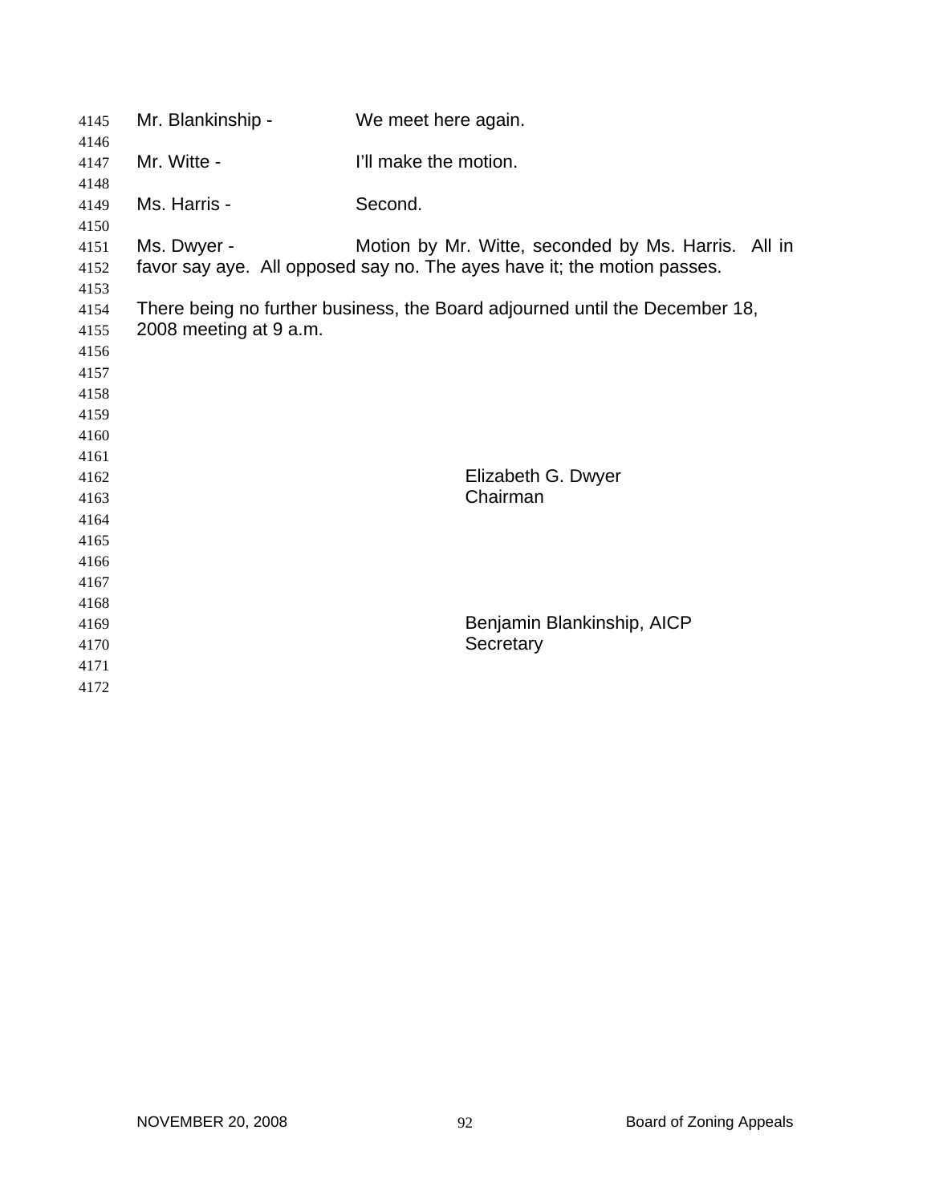Mr. Blankinship - We meet here again.

Mr. Witte - I'll make the motion.

Ms. Harris - Second.

Ms. Dwyer - Motion by Mr. Witte, seconded by Ms. Harris. All in favor say aye. All opposed say no. The ayes have it; the motion passes.

There being no further business, the Board adjourned until the December 18, 2008 meeting at 9 a.m.

Elizabeth G. Dwyer
Chairman

Benjamin Blankinship, AICP
Secretary